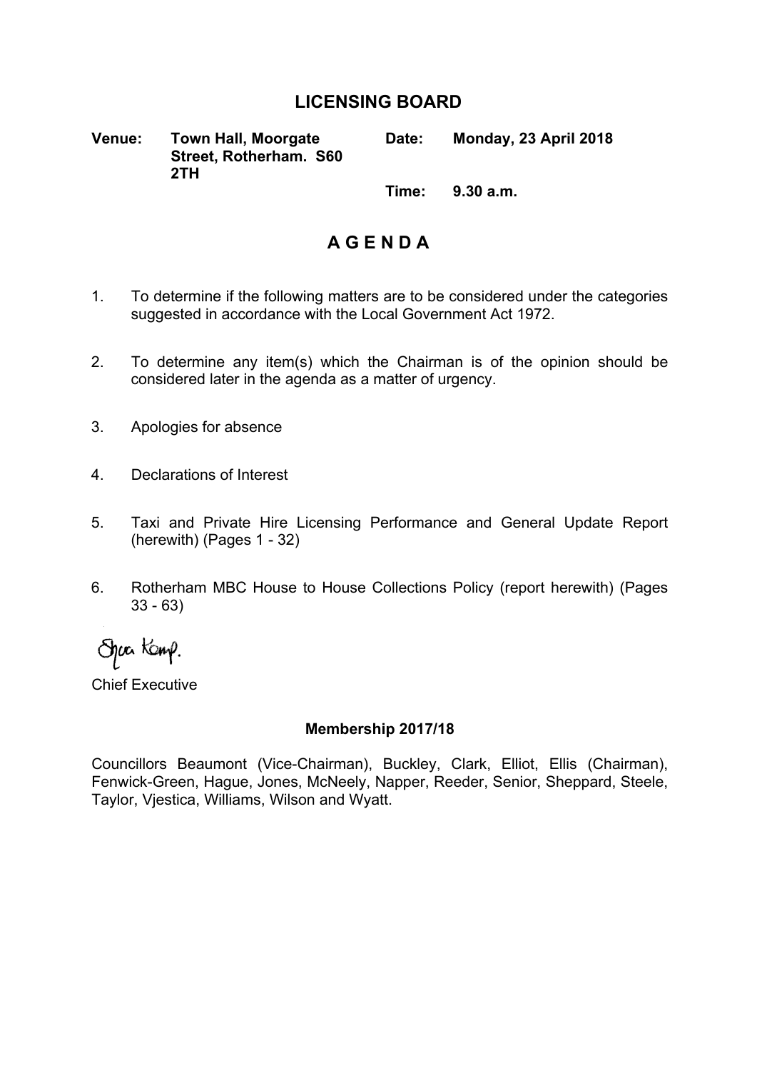# LICENSING BOARD

**Venue:** Town Hall, Moorgate Street, Rotherham. S60 2TH

**Date:** Monday, 23 April 2018

**Time:** 9.30 a.m.

## A G E N D A

1. To determine if the following matters are to be considered under the categories suggested in accordance with the Local Government Act 1972.

2. To determine any item(s) which the Chairman is of the opinion should be considered later in the agenda as a matter of urgency.

3. Apologies for absence

4. Declarations of Interest

5. Taxi and Private Hire Licensing Performance and General Update Report (herewith) (Pages 1 - 32)

6. Rotherham MBC House to House Collections Policy (report herewith) (Pages 33 - 63)

Sharon Kemp.

Chief Executive

**Membership 2017/18**

Councillors Beaumont (Vice-Chairman), Buckley, Clark, Elliot, Ellis (Chairman), Fenwick-Green, Hague, Jones, McNeely, Napper, Reeder, Senior, Sheppard, Steele, Taylor, Vjestica, Williams, Wilson and Wyatt.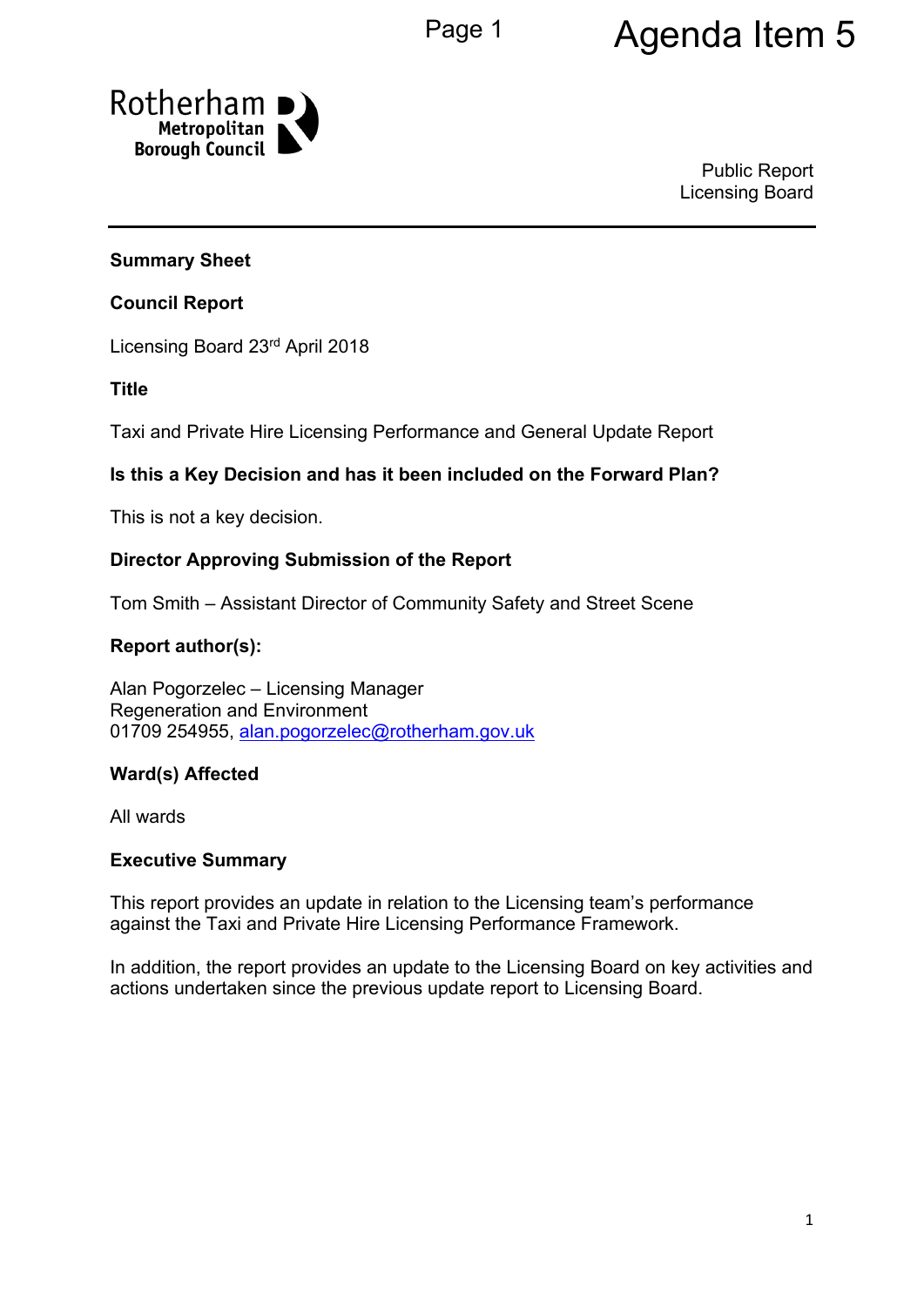Agenda Item 5

Public Report
Licensing Board

**Summary Sheet**

**Council Report**

Licensing Board 23rd April 2018

**Title**

Taxi and Private Hire Licensing Performance and General Update Report

**Is this a Key Decision and has it been included on the Forward Plan?**

This is not a key decision.

**Director Approving Submission of the Report**

Tom Smith – Assistant Director of Community Safety and Street Scene

**Report author(s):**

Alan Pogorzelec – Licensing Manager
Regeneration and Environment
01709 254955, alan.pogorzelec@rotherham.gov.uk

**Ward(s) Affected**

All wards

**Executive Summary**

This report provides an update in relation to the Licensing team's performance against the Taxi and Private Hire Licensing Performance Framework.

In addition, the report provides an update to the Licensing Board on key activities and actions undertaken since the previous update report to Licensing Board.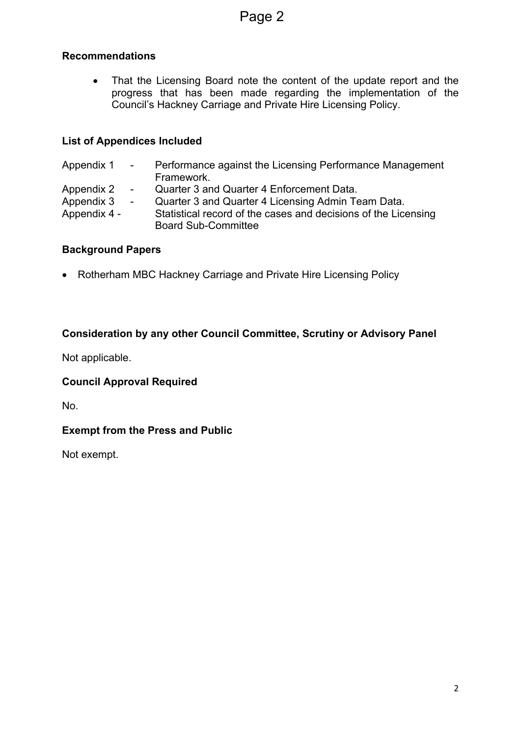**Recommendations**

- That the Licensing Board note the content of the update report and the progress that has been made regarding the implementation of the Council's Hackney Carriage and Private Hire Licensing Policy.

**List of Appendices Included**

Appendix 1 - Performance against the Licensing Performance Management Framework.
Appendix 2 - Quarter 3 and Quarter 4 Enforcement Data.
Appendix 3 - Quarter 3 and Quarter 4 Licensing Admin Team Data.
Appendix 4 - Statistical record of the cases and decisions of the Licensing Board Sub-Committee

**Background Papers**

- Rotherham MBC Hackney Carriage and Private Hire Licensing Policy

**Consideration by any other Council Committee, Scrutiny or Advisory Panel**

Not applicable.

**Council Approval Required**

No.

**Exempt from the Press and Public**

Not exempt.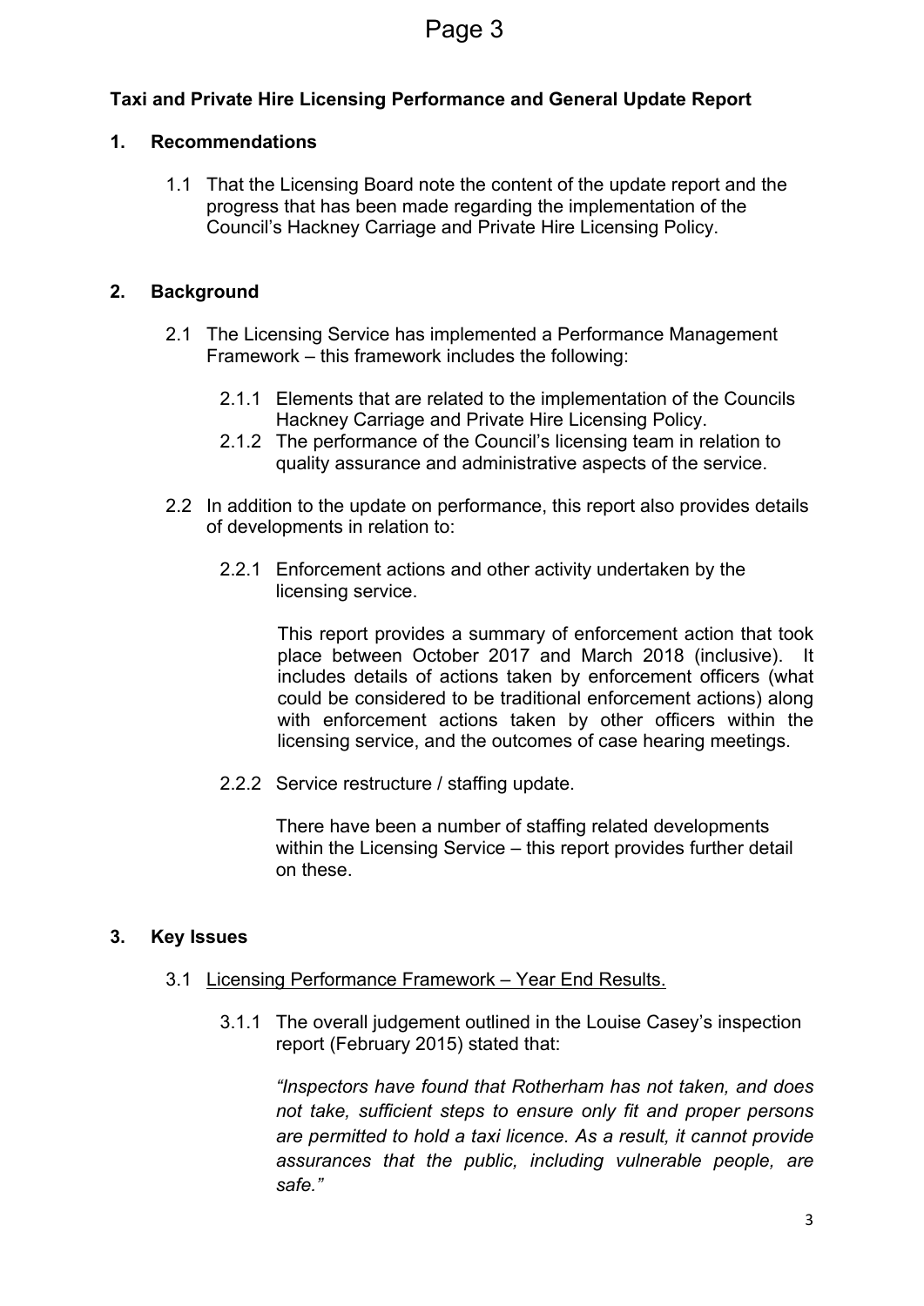**Taxi and Private Hire Licensing Performance and General Update Report**

## 1. Recommendations

1.1 That the Licensing Board note the content of the update report and the progress that has been made regarding the implementation of the Council's Hackney Carriage and Private Hire Licensing Policy.

## 2. Background

2.1 The Licensing Service has implemented a Performance Management Framework – this framework includes the following:

2.1.1 Elements that are related to the implementation of the Councils Hackney Carriage and Private Hire Licensing Policy.

2.1.2 The performance of the Council's licensing team in relation to quality assurance and administrative aspects of the service.

2.2 In addition to the update on performance, this report also provides details of developments in relation to:

2.2.1 Enforcement actions and other activity undertaken by the licensing service.

This report provides a summary of enforcement action that took place between October 2017 and March 2018 (inclusive). It includes details of actions taken by enforcement officers (what could be considered to be traditional enforcement actions) along with enforcement actions taken by other officers within the licensing service, and the outcomes of case hearing meetings.

2.2.2 Service restructure / staffing update.

There have been a number of staffing related developments within the Licensing Service – this report provides further detail on these.

## 3. Key Issues

3.1 Licensing Performance Framework – Year End Results.

3.1.1 The overall judgement outlined in the Louise Casey's inspection report (February 2015) stated that:

*"Inspectors have found that Rotherham has not taken, and does not take, sufficient steps to ensure only fit and proper persons are permitted to hold a taxi licence. As a result, it cannot provide assurances that the public, including vulnerable people, are safe."*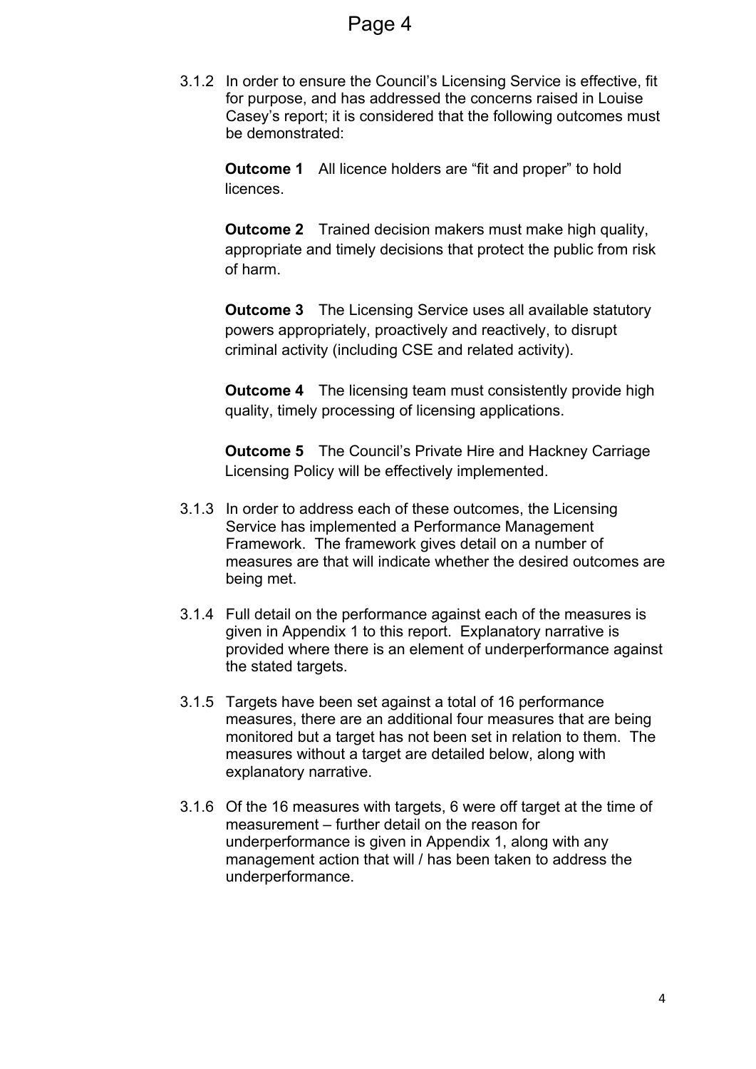3.1.2 In order to ensure the Council's Licensing Service is effective, fit for purpose, and has addressed the concerns raised in Louise Casey's report; it is considered that the following outcomes must be demonstrated:

**Outcome 1** All licence holders are "fit and proper" to hold licences.

**Outcome 2** Trained decision makers must make high quality, appropriate and timely decisions that protect the public from risk of harm.

**Outcome 3** The Licensing Service uses all available statutory powers appropriately, proactively and reactively, to disrupt criminal activity (including CSE and related activity).

**Outcome 4** The licensing team must consistently provide high quality, timely processing of licensing applications.

**Outcome 5** The Council's Private Hire and Hackney Carriage Licensing Policy will be effectively implemented.

3.1.3 In order to address each of these outcomes, the Licensing Service has implemented a Performance Management Framework. The framework gives detail on a number of measures are that will indicate whether the desired outcomes are being met.

3.1.4 Full detail on the performance against each of the measures is given in Appendix 1 to this report. Explanatory narrative is provided where there is an element of underperformance against the stated targets.

3.1.5 Targets have been set against a total of 16 performance measures, there are an additional four measures that are being monitored but a target has not been set in relation to them. The measures without a target are detailed below, along with explanatory narrative.

3.1.6 Of the 16 measures with targets, 6 were off target at the time of measurement – further detail on the reason for underperformance is given in Appendix 1, along with any management action that will / has been taken to address the underperformance.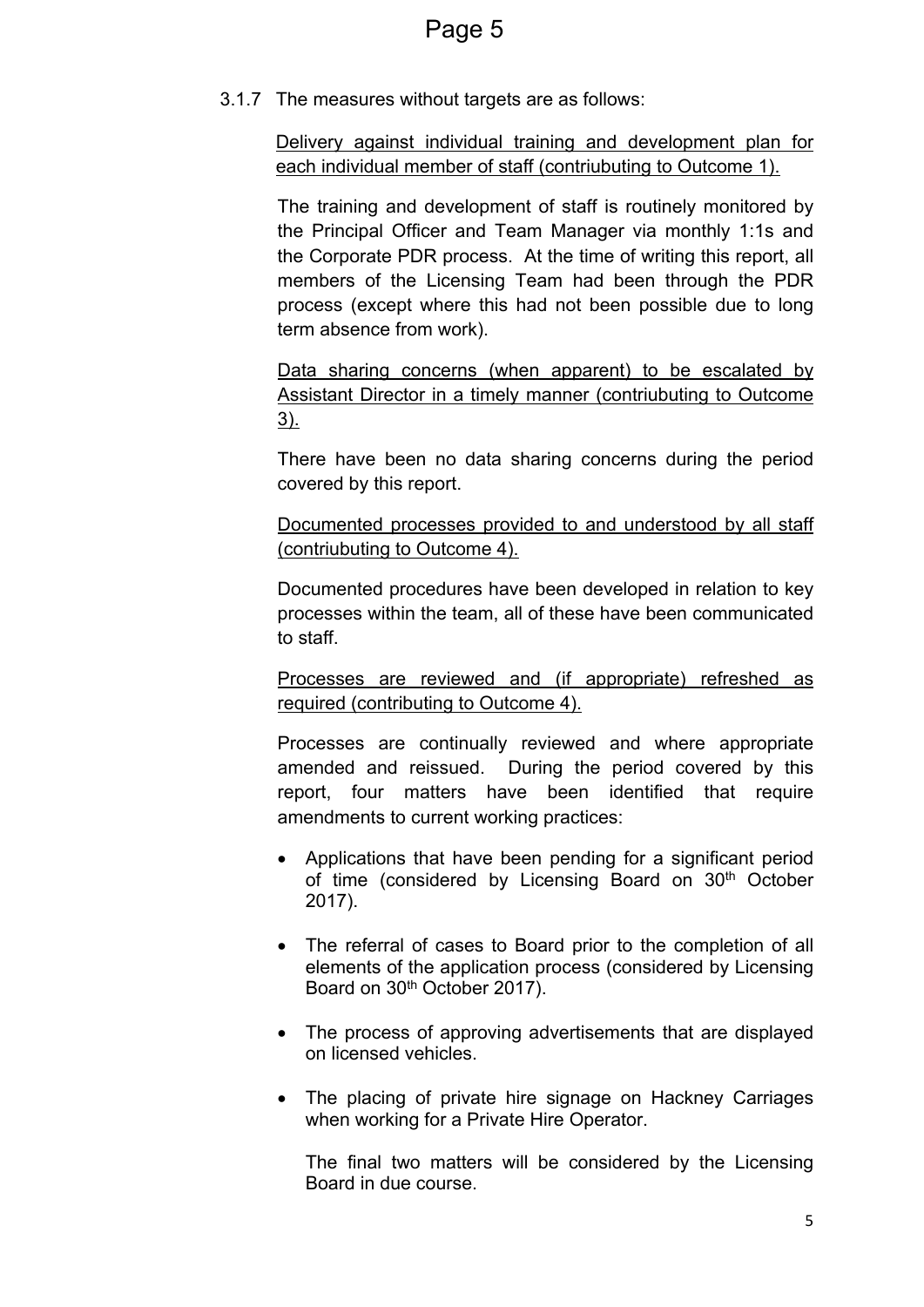3.1.7 The measures without targets are as follows:

Delivery against individual training and development plan for each individual member of staff (contriubuting to Outcome 1).

The training and development of staff is routinely monitored by the Principal Officer and Team Manager via monthly 1:1s and the Corporate PDR process. At the time of writing this report, all members of the Licensing Team had been through the PDR process (except where this had not been possible due to long term absence from work).

Data sharing concerns (when apparent) to be escalated by Assistant Director in a timely manner (contriubuting to Outcome 3).

There have been no data sharing concerns during the period covered by this report.

Documented processes provided to and understood by all staff (contriubuting to Outcome 4).

Documented procedures have been developed in relation to key processes within the team, all of these have been communicated to staff.

Processes are reviewed and (if appropriate) refreshed as required (contributing to Outcome 4).

Processes are continually reviewed and where appropriate amended and reissued. During the period covered by this report, four matters have been identified that require amendments to current working practices:

- Applications that have been pending for a significant period of time (considered by Licensing Board on 30th October 2017).
- The referral of cases to Board prior to the completion of all elements of the application process (considered by Licensing Board on 30th October 2017).
- The process of approving advertisements that are displayed on licensed vehicles.
- The placing of private hire signage on Hackney Carriages when working for a Private Hire Operator.

  The final two matters will be considered by the Licensing Board in due course.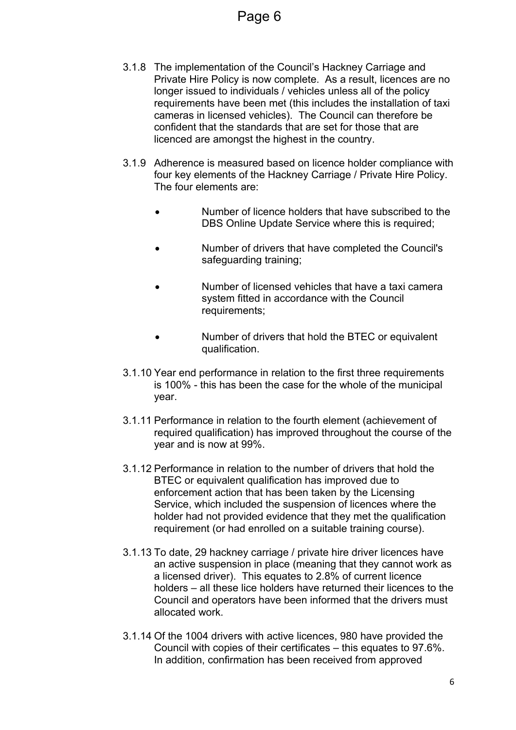3.1.8 The implementation of the Council's Hackney Carriage and Private Hire Policy is now complete. As a result, licences are no longer issued to individuals / vehicles unless all of the policy requirements have been met (this includes the installation of taxi cameras in licensed vehicles). The Council can therefore be confident that the standards that are set for those that are licenced are amongst the highest in the country.

3.1.9 Adherence is measured based on licence holder compliance with four key elements of the Hackney Carriage / Private Hire Policy. The four elements are:

- Number of licence holders that have subscribed to the DBS Online Update Service where this is required;
- Number of drivers that have completed the Council's safeguarding training;
- Number of licensed vehicles that have a taxi camera system fitted in accordance with the Council requirements;
- Number of drivers that hold the BTEC or equivalent qualification.

3.1.10 Year end performance in relation to the first three requirements is 100% - this has been the case for the whole of the municipal year.

3.1.11 Performance in relation to the fourth element (achievement of required qualification) has improved throughout the course of the year and is now at 99%.

3.1.12 Performance in relation to the number of drivers that hold the BTEC or equivalent qualification has improved due to enforcement action that has been taken by the Licensing Service, which included the suspension of licences where the holder had not provided evidence that they met the qualification requirement (or had enrolled on a suitable training course).

3.1.13 To date, 29 hackney carriage / private hire driver licences have an active suspension in place (meaning that they cannot work as a licensed driver). This equates to 2.8% of current licence holders – all these lice holders have returned their licences to the Council and operators have been informed that the drivers must allocated work.

3.1.14 Of the 1004 drivers with active licences, 980 have provided the Council with copies of their certificates – this equates to 97.6%. In addition, confirmation has been received from approved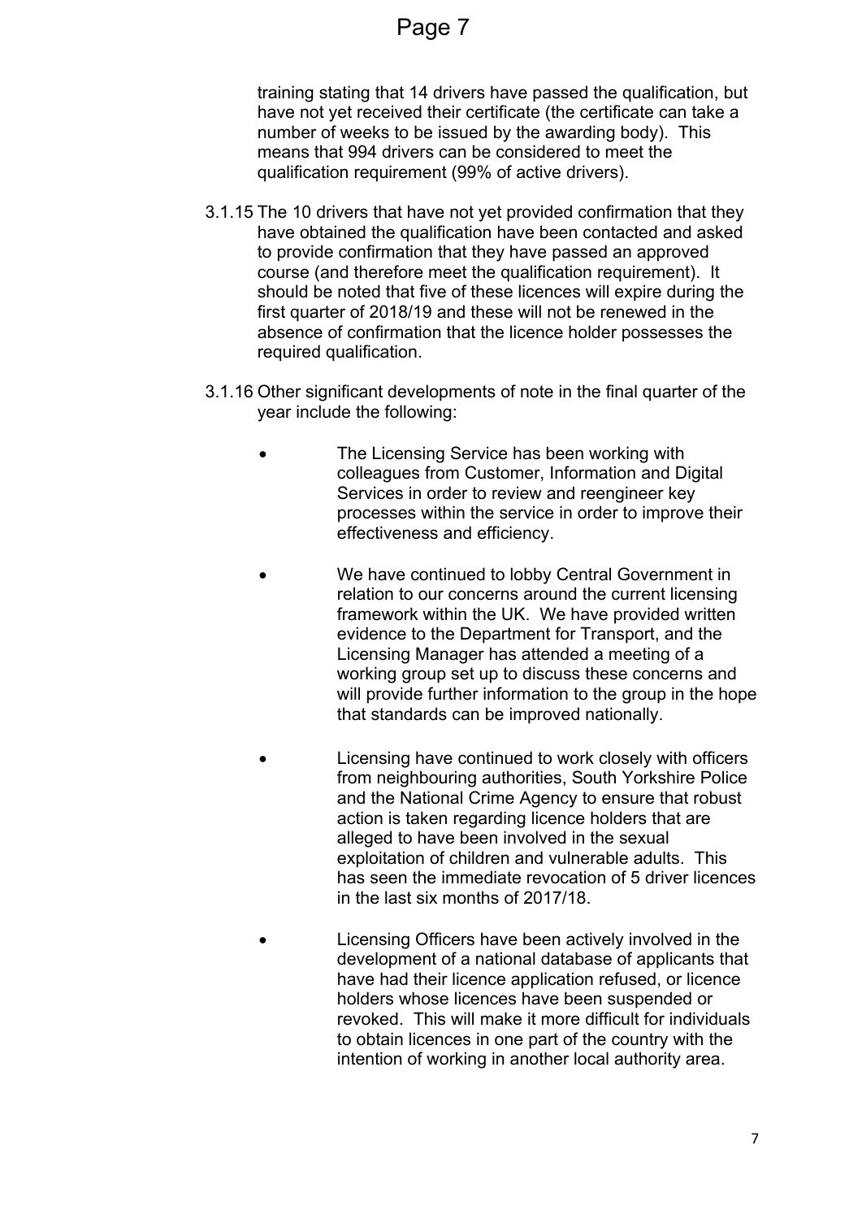training stating that 14 drivers have passed the qualification, but have not yet received their certificate (the certificate can take a number of weeks to be issued by the awarding body). This means that 994 drivers can be considered to meet the qualification requirement (99% of active drivers).

3.1.15 The 10 drivers that have not yet provided confirmation that they have obtained the qualification have been contacted and asked to provide confirmation that they have passed an approved course (and therefore meet the qualification requirement). It should be noted that five of these licences will expire during the first quarter of 2018/19 and these will not be renewed in the absence of confirmation that the licence holder possesses the required qualification.

3.1.16 Other significant developments of note in the final quarter of the year include the following:

- The Licensing Service has been working with colleagues from Customer, Information and Digital Services in order to review and reengineer key processes within the service in order to improve their effectiveness and efficiency.

- We have continued to lobby Central Government in relation to our concerns around the current licensing framework within the UK. We have provided written evidence to the Department for Transport, and the Licensing Manager has attended a meeting of a working group set up to discuss these concerns and will provide further information to the group in the hope that standards can be improved nationally.

- Licensing have continued to work closely with officers from neighbouring authorities, South Yorkshire Police and the National Crime Agency to ensure that robust action is taken regarding licence holders that are alleged to have been involved in the sexual exploitation of children and vulnerable adults. This has seen the immediate revocation of 5 driver licences in the last six months of 2017/18.

- Licensing Officers have been actively involved in the development of a national database of applicants that have had their licence application refused, or licence holders whose licences have been suspended or revoked. This will make it more difficult for individuals to obtain licences in one part of the country with the intention of working in another local authority area.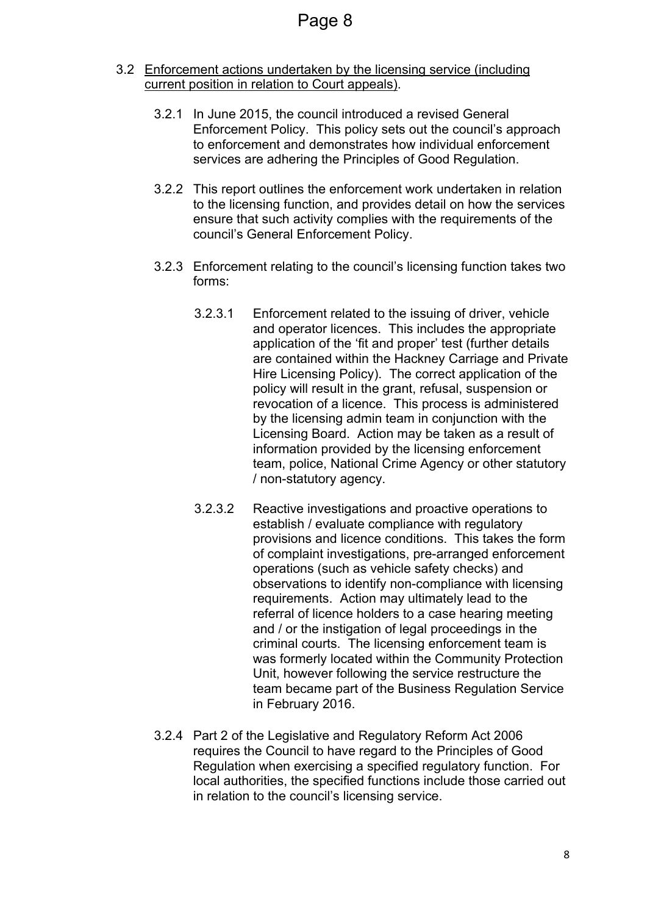3.2 <u>Enforcement actions undertaken by the licensing service (including current position in relation to Court appeals)</u>.

3.2.1 In June 2015, the council introduced a revised General Enforcement Policy. This policy sets out the council's approach to enforcement and demonstrates how individual enforcement services are adhering the Principles of Good Regulation.

3.2.2 This report outlines the enforcement work undertaken in relation to the licensing function, and provides detail on how the services ensure that such activity complies with the requirements of the council's General Enforcement Policy.

3.2.3 Enforcement relating to the council's licensing function takes two forms:

3.2.3.1 Enforcement related to the issuing of driver, vehicle and operator licences. This includes the appropriate application of the 'fit and proper' test (further details are contained within the Hackney Carriage and Private Hire Licensing Policy). The correct application of the policy will result in the grant, refusal, suspension or revocation of a licence. This process is administered by the licensing admin team in conjunction with the Licensing Board. Action may be taken as a result of information provided by the licensing enforcement team, police, National Crime Agency or other statutory / non-statutory agency.

3.2.3.2 Reactive investigations and proactive operations to establish / evaluate compliance with regulatory provisions and licence conditions. This takes the form of complaint investigations, pre-arranged enforcement operations (such as vehicle safety checks) and observations to identify non-compliance with licensing requirements. Action may ultimately lead to the referral of licence holders to a case hearing meeting and / or the instigation of legal proceedings in the criminal courts. The licensing enforcement team is was formerly located within the Community Protection Unit, however following the service restructure the team became part of the Business Regulation Service in February 2016.

3.2.4 Part 2 of the Legislative and Regulatory Reform Act 2006 requires the Council to have regard to the Principles of Good Regulation when exercising a specified regulatory function. For local authorities, the specified functions include those carried out in relation to the council's licensing service.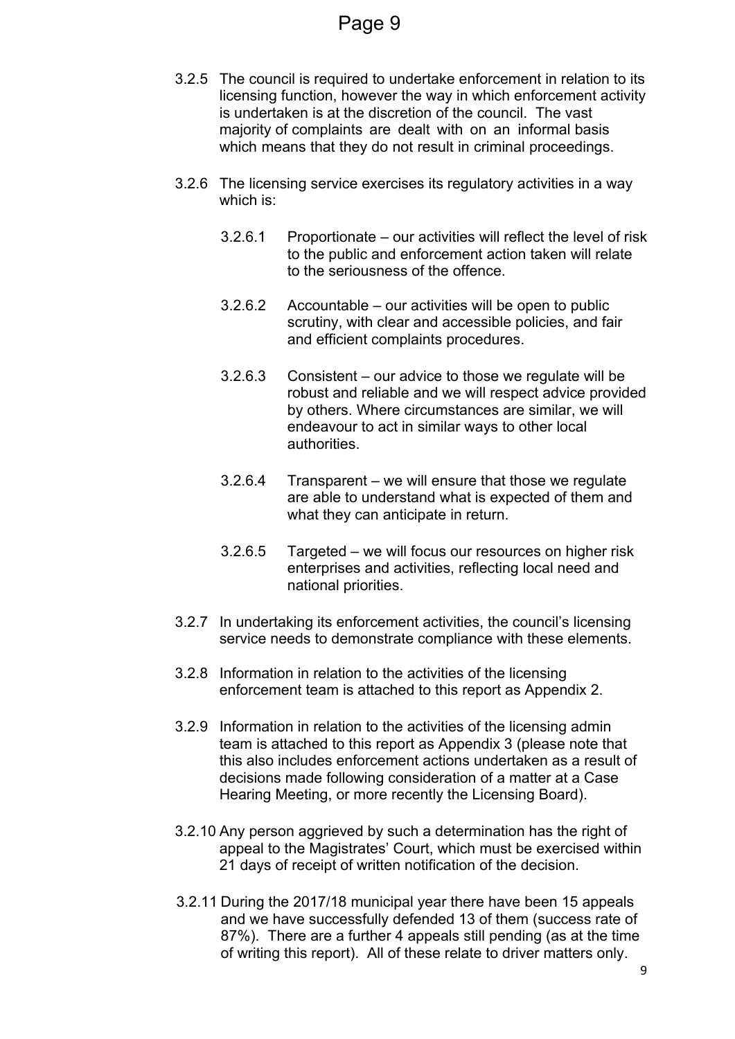3.2.5 The council is required to undertake enforcement in relation to its licensing function, however the way in which enforcement activity is undertaken is at the discretion of the council. The vast majority of complaints are dealt with on an informal basis which means that they do not result in criminal proceedings.

3.2.6 The licensing service exercises its regulatory activities in a way which is:

3.2.6.1 Proportionate – our activities will reflect the level of risk to the public and enforcement action taken will relate to the seriousness of the offence.

3.2.6.2 Accountable – our activities will be open to public scrutiny, with clear and accessible policies, and fair and efficient complaints procedures.

3.2.6.3 Consistent – our advice to those we regulate will be robust and reliable and we will respect advice provided by others. Where circumstances are similar, we will endeavour to act in similar ways to other local authorities.

3.2.6.4 Transparent – we will ensure that those we regulate are able to understand what is expected of them and what they can anticipate in return.

3.2.6.5 Targeted – we will focus our resources on higher risk enterprises and activities, reflecting local need and national priorities.

3.2.7 In undertaking its enforcement activities, the council's licensing service needs to demonstrate compliance with these elements.

3.2.8 Information in relation to the activities of the licensing enforcement team is attached to this report as Appendix 2.

3.2.9 Information in relation to the activities of the licensing admin team is attached to this report as Appendix 3 (please note that this also includes enforcement actions undertaken as a result of decisions made following consideration of a matter at a Case Hearing Meeting, or more recently the Licensing Board).

3.2.10 Any person aggrieved by such a determination has the right of appeal to the Magistrates' Court, which must be exercised within 21 days of receipt of written notification of the decision.

3.2.11 During the 2017/18 municipal year there have been 15 appeals and we have successfully defended 13 of them (success rate of 87%). There are a further 4 appeals still pending (as at the time of writing this report). All of these relate to driver matters only.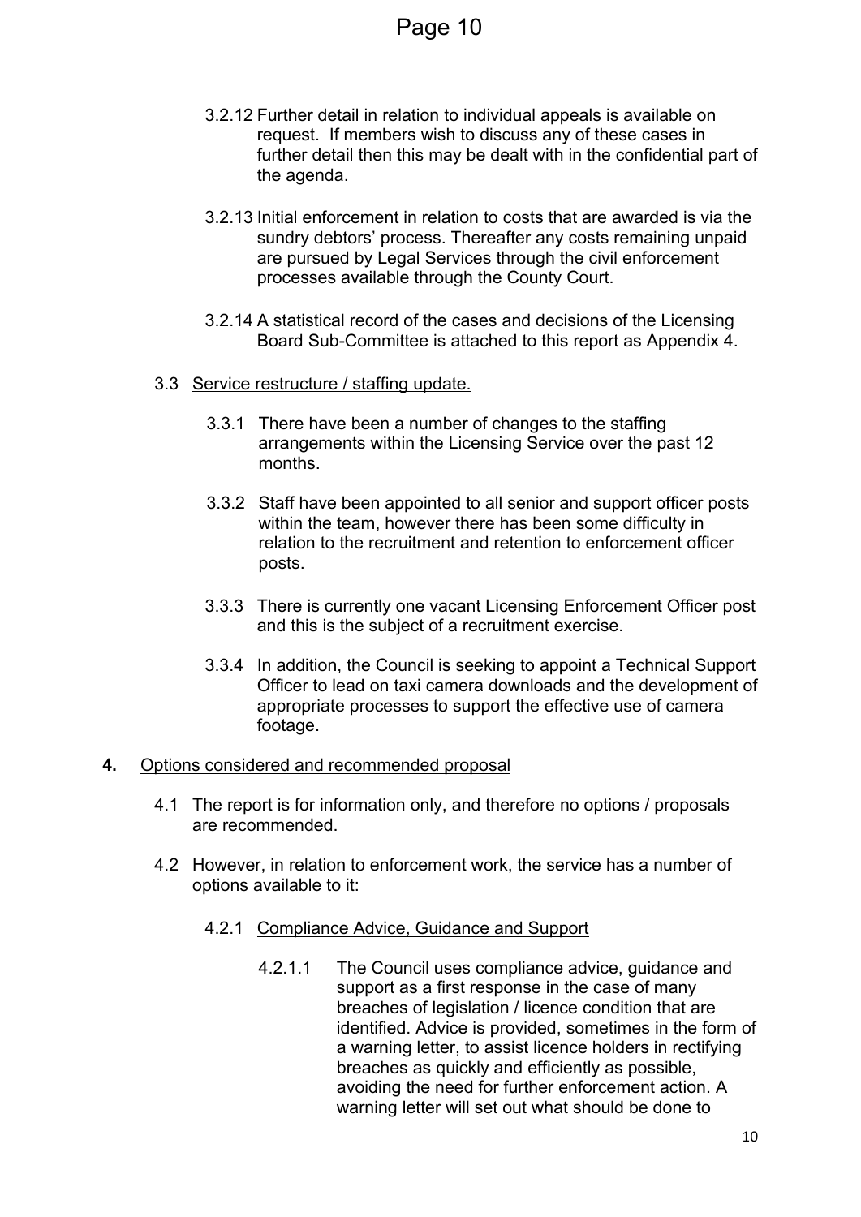3.2.12 Further detail in relation to individual appeals is available on request. If members wish to discuss any of these cases in further detail then this may be dealt with in the confidential part of the agenda.

3.2.13 Initial enforcement in relation to costs that are awarded is via the sundry debtors' process. Thereafter any costs remaining unpaid are pursued by Legal Services through the civil enforcement processes available through the County Court.

3.2.14 A statistical record of the cases and decisions of the Licensing Board Sub-Committee is attached to this report as Appendix 4.

3.3 Service restructure / staffing update.

3.3.1 There have been a number of changes to the staffing arrangements within the Licensing Service over the past 12 months.

3.3.2 Staff have been appointed to all senior and support officer posts within the team, however there has been some difficulty in relation to the recruitment and retention to enforcement officer posts.

3.3.3 There is currently one vacant Licensing Enforcement Officer post and this is the subject of a recruitment exercise.

3.3.4 In addition, the Council is seeking to appoint a Technical Support Officer to lead on taxi camera downloads and the development of appropriate processes to support the effective use of camera footage.

**4.** Options considered and recommended proposal

4.1 The report is for information only, and therefore no options / proposals are recommended.

4.2 However, in relation to enforcement work, the service has a number of options available to it:

4.2.1 Compliance Advice, Guidance and Support

4.2.1.1 The Council uses compliance advice, guidance and support as a first response in the case of many breaches of legislation / licence condition that are identified. Advice is provided, sometimes in the form of a warning letter, to assist licence holders in rectifying breaches as quickly and efficiently as possible, avoiding the need for further enforcement action. A warning letter will set out what should be done to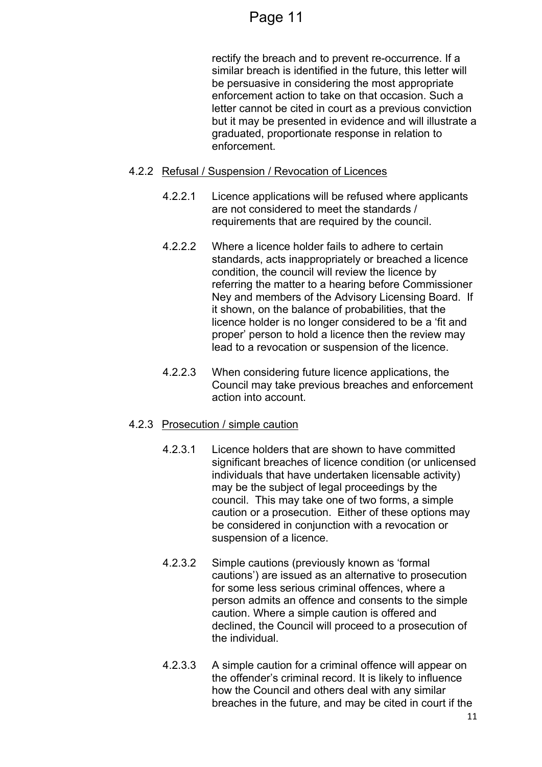rectify the breach and to prevent re-occurrence. If a similar breach is identified in the future, this letter will be persuasive in considering the most appropriate enforcement action to take on that occasion. Such a letter cannot be cited in court as a previous conviction but it may be presented in evidence and will illustrate a graduated, proportionate response in relation to enforcement.

4.2.2 Refusal / Suspension / Revocation of Licences

4.2.2.1 Licence applications will be refused where applicants are not considered to meet the standards / requirements that are required by the council.

4.2.2.2 Where a licence holder fails to adhere to certain standards, acts inappropriately or breached a licence condition, the council will review the licence by referring the matter to a hearing before Commissioner Ney and members of the Advisory Licensing Board. If it shown, on the balance of probabilities, that the licence holder is no longer considered to be a 'fit and proper' person to hold a licence then the review may lead to a revocation or suspension of the licence.

4.2.2.3 When considering future licence applications, the Council may take previous breaches and enforcement action into account.

4.2.3 Prosecution / simple caution

4.2.3.1 Licence holders that are shown to have committed significant breaches of licence condition (or unlicensed individuals that have undertaken licensable activity) may be the subject of legal proceedings by the council. This may take one of two forms, a simple caution or a prosecution. Either of these options may be considered in conjunction with a revocation or suspension of a licence.

4.2.3.2 Simple cautions (previously known as 'formal cautions') are issued as an alternative to prosecution for some less serious criminal offences, where a person admits an offence and consents to the simple caution. Where a simple caution is offered and declined, the Council will proceed to a prosecution of the individual.

4.2.3.3 A simple caution for a criminal offence will appear on the offender's criminal record. It is likely to influence how the Council and others deal with any similar breaches in the future, and may be cited in court if the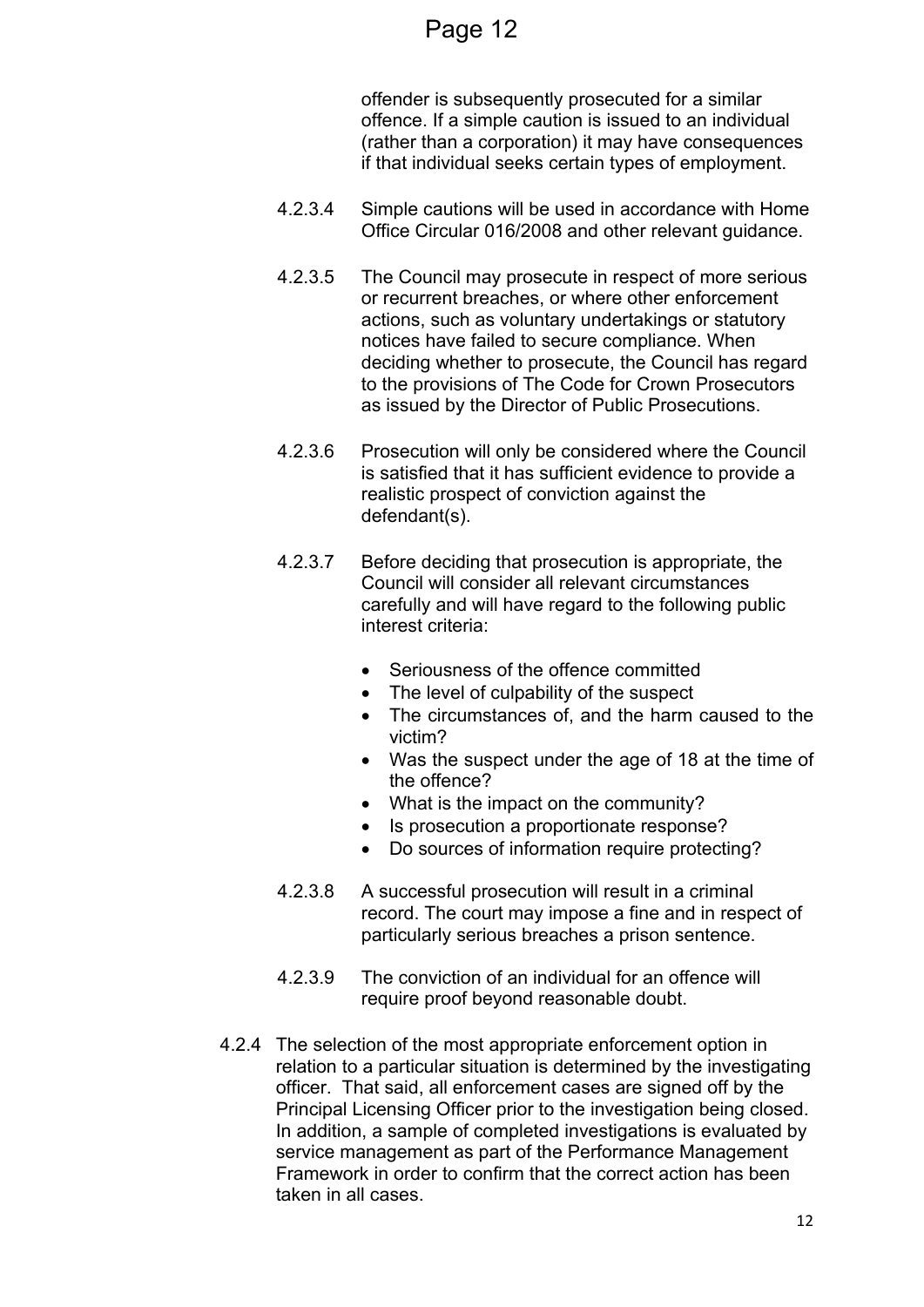offender is subsequently prosecuted for a similar offence. If a simple caution is issued to an individual (rather than a corporation) it may have consequences if that individual seeks certain types of employment.

4.2.3.4 Simple cautions will be used in accordance with Home Office Circular 016/2008 and other relevant guidance.

4.2.3.5 The Council may prosecute in respect of more serious or recurrent breaches, or where other enforcement actions, such as voluntary undertakings or statutory notices have failed to secure compliance. When deciding whether to prosecute, the Council has regard to the provisions of The Code for Crown Prosecutors as issued by the Director of Public Prosecutions.

4.2.3.6 Prosecution will only be considered where the Council is satisfied that it has sufficient evidence to provide a realistic prospect of conviction against the defendant(s).

4.2.3.7 Before deciding that prosecution is appropriate, the Council will consider all relevant circumstances carefully and will have regard to the following public interest criteria:

- Seriousness of the offence committed
- The level of culpability of the suspect
- The circumstances of, and the harm caused to the victim?
- Was the suspect under the age of 18 at the time of the offence?
- What is the impact on the community?
- Is prosecution a proportionate response?
- Do sources of information require protecting?

4.2.3.8 A successful prosecution will result in a criminal record. The court may impose a fine and in respect of particularly serious breaches a prison sentence.

4.2.3.9 The conviction of an individual for an offence will require proof beyond reasonable doubt.

4.2.4 The selection of the most appropriate enforcement option in relation to a particular situation is determined by the investigating officer. That said, all enforcement cases are signed off by the Principal Licensing Officer prior to the investigation being closed. In addition, a sample of completed investigations is evaluated by service management as part of the Performance Management Framework in order to confirm that the correct action has been taken in all cases.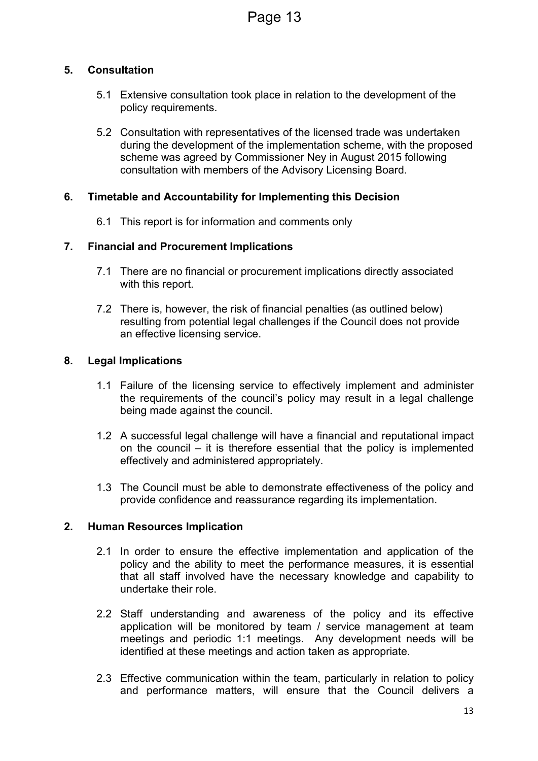## 5. Consultation

5.1 Extensive consultation took place in relation to the development of the policy requirements.

5.2 Consultation with representatives of the licensed trade was undertaken during the development of the implementation scheme, with the proposed scheme was agreed by Commissioner Ney in August 2015 following consultation with members of the Advisory Licensing Board.

## 6. Timetable and Accountability for Implementing this Decision

6.1 This report is for information and comments only

## 7. Financial and Procurement Implications

7.1 There are no financial or procurement implications directly associated with this report.

7.2 There is, however, the risk of financial penalties (as outlined below) resulting from potential legal challenges if the Council does not provide an effective licensing service.

## 8. Legal Implications

1.1 Failure of the licensing service to effectively implement and administer the requirements of the council's policy may result in a legal challenge being made against the council.

1.2 A successful legal challenge will have a financial and reputational impact on the council – it is therefore essential that the policy is implemented effectively and administered appropriately.

1.3 The Council must be able to demonstrate effectiveness of the policy and provide confidence and reassurance regarding its implementation.

## 2. Human Resources Implication

2.1 In order to ensure the effective implementation and application of the policy and the ability to meet the performance measures, it is essential that all staff involved have the necessary knowledge and capability to undertake their role.

2.2 Staff understanding and awareness of the policy and its effective application will be monitored by team / service management at team meetings and periodic 1:1 meetings. Any development needs will be identified at these meetings and action taken as appropriate.

2.3 Effective communication within the team, particularly in relation to policy and performance matters, will ensure that the Council delivers a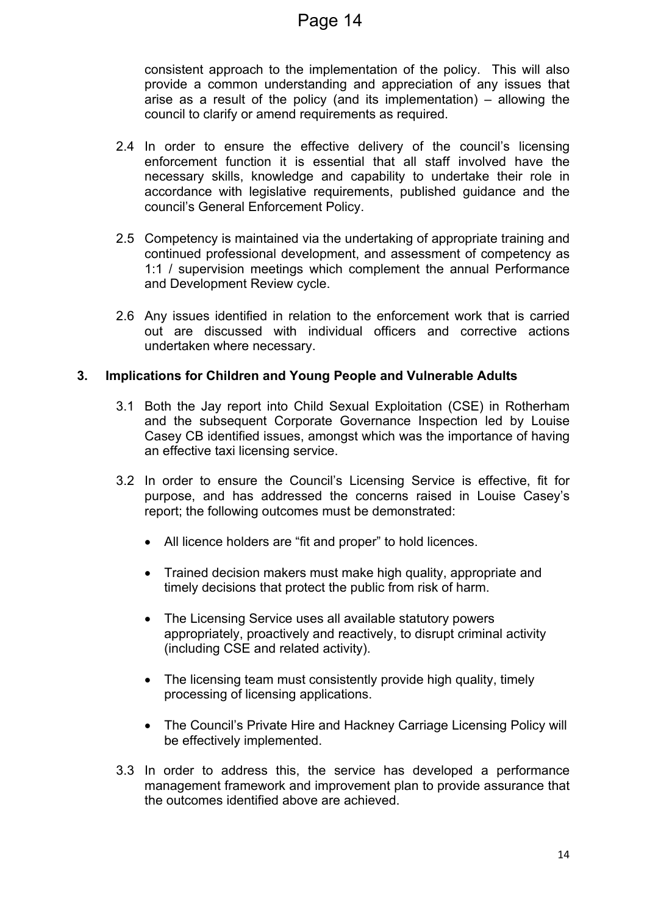consistent approach to the implementation of the policy. This will also provide a common understanding and appreciation of any issues that arise as a result of the policy (and its implementation) – allowing the council to clarify or amend requirements as required.

2.4 In order to ensure the effective delivery of the council's licensing enforcement function it is essential that all staff involved have the necessary skills, knowledge and capability to undertake their role in accordance with legislative requirements, published guidance and the council's General Enforcement Policy.

2.5 Competency is maintained via the undertaking of appropriate training and continued professional development, and assessment of competency as 1:1 / supervision meetings which complement the annual Performance and Development Review cycle.

2.6 Any issues identified in relation to the enforcement work that is carried out are discussed with individual officers and corrective actions undertaken where necessary.

## 3. Implications for Children and Young People and Vulnerable Adults

3.1 Both the Jay report into Child Sexual Exploitation (CSE) in Rotherham and the subsequent Corporate Governance Inspection led by Louise Casey CB identified issues, amongst which was the importance of having an effective taxi licensing service.

3.2 In order to ensure the Council's Licensing Service is effective, fit for purpose, and has addressed the concerns raised in Louise Casey's report; the following outcomes must be demonstrated:

- All licence holders are "fit and proper" to hold licences.
- Trained decision makers must make high quality, appropriate and timely decisions that protect the public from risk of harm.
- The Licensing Service uses all available statutory powers appropriately, proactively and reactively, to disrupt criminal activity (including CSE and related activity).
- The licensing team must consistently provide high quality, timely processing of licensing applications.
- The Council's Private Hire and Hackney Carriage Licensing Policy will be effectively implemented.

3.3 In order to address this, the service has developed a performance management framework and improvement plan to provide assurance that the outcomes identified above are achieved.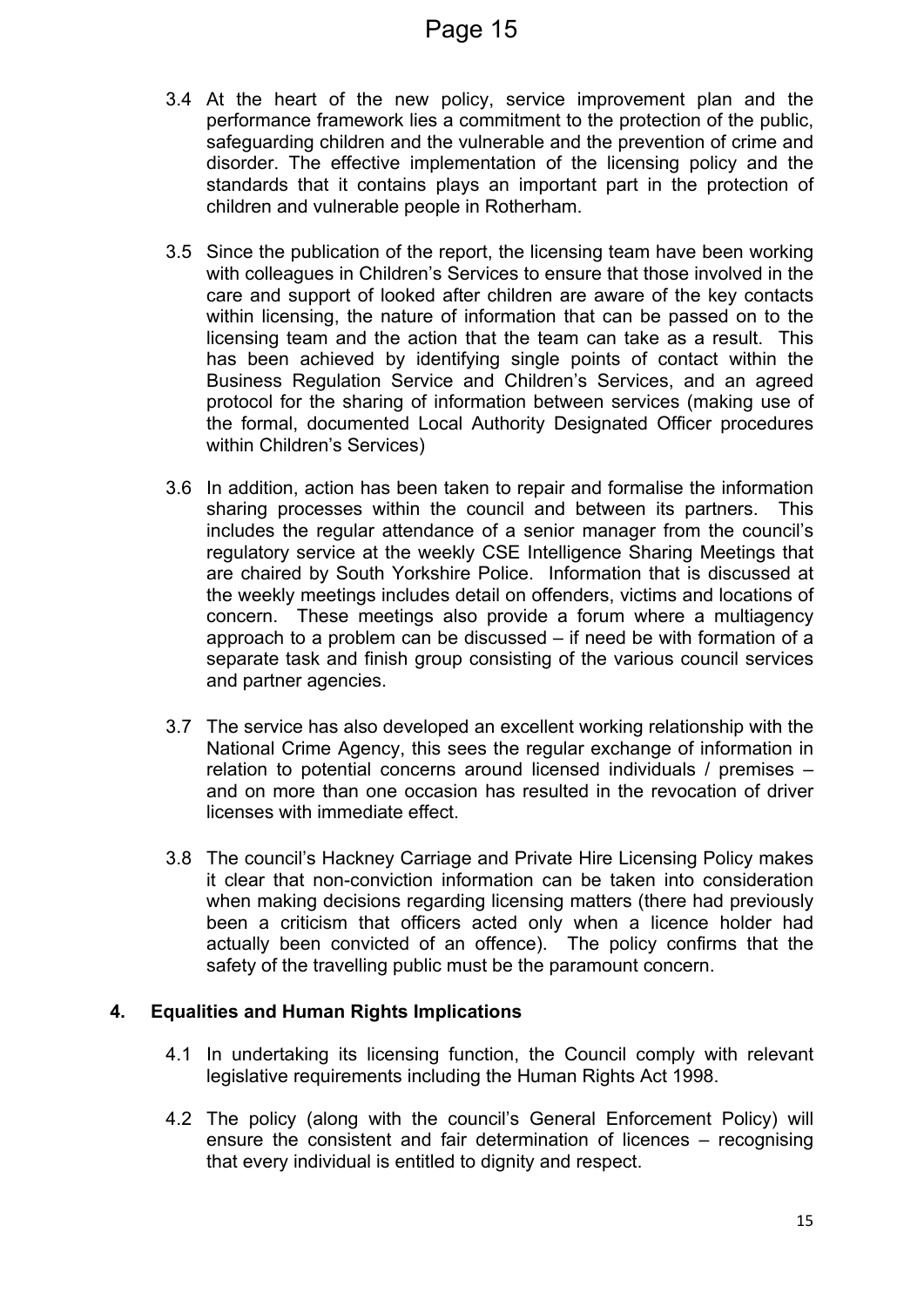3.4 At the heart of the new policy, service improvement plan and the performance framework lies a commitment to the protection of the public, safeguarding children and the vulnerable and the prevention of crime and disorder. The effective implementation of the licensing policy and the standards that it contains plays an important part in the protection of children and vulnerable people in Rotherham.

3.5 Since the publication of the report, the licensing team have been working with colleagues in Children's Services to ensure that those involved in the care and support of looked after children are aware of the key contacts within licensing, the nature of information that can be passed on to the licensing team and the action that the team can take as a result. This has been achieved by identifying single points of contact within the Business Regulation Service and Children's Services, and an agreed protocol for the sharing of information between services (making use of the formal, documented Local Authority Designated Officer procedures within Children's Services)

3.6 In addition, action has been taken to repair and formalise the information sharing processes within the council and between its partners. This includes the regular attendance of a senior manager from the council's regulatory service at the weekly CSE Intelligence Sharing Meetings that are chaired by South Yorkshire Police. Information that is discussed at the weekly meetings includes detail on offenders, victims and locations of concern. These meetings also provide a forum where a multiagency approach to a problem can be discussed – if need be with formation of a separate task and finish group consisting of the various council services and partner agencies.

3.7 The service has also developed an excellent working relationship with the National Crime Agency, this sees the regular exchange of information in relation to potential concerns around licensed individuals / premises – and on more than one occasion has resulted in the revocation of driver licenses with immediate effect.

3.8 The council's Hackney Carriage and Private Hire Licensing Policy makes it clear that non-conviction information can be taken into consideration when making decisions regarding licensing matters (there had previously been a criticism that officers acted only when a licence holder had actually been convicted of an offence). The policy confirms that the safety of the travelling public must be the paramount concern.

## 4. Equalities and Human Rights Implications

4.1 In undertaking its licensing function, the Council comply with relevant legislative requirements including the Human Rights Act 1998.

4.2 The policy (along with the council's General Enforcement Policy) will ensure the consistent and fair determination of licences – recognising that every individual is entitled to dignity and respect.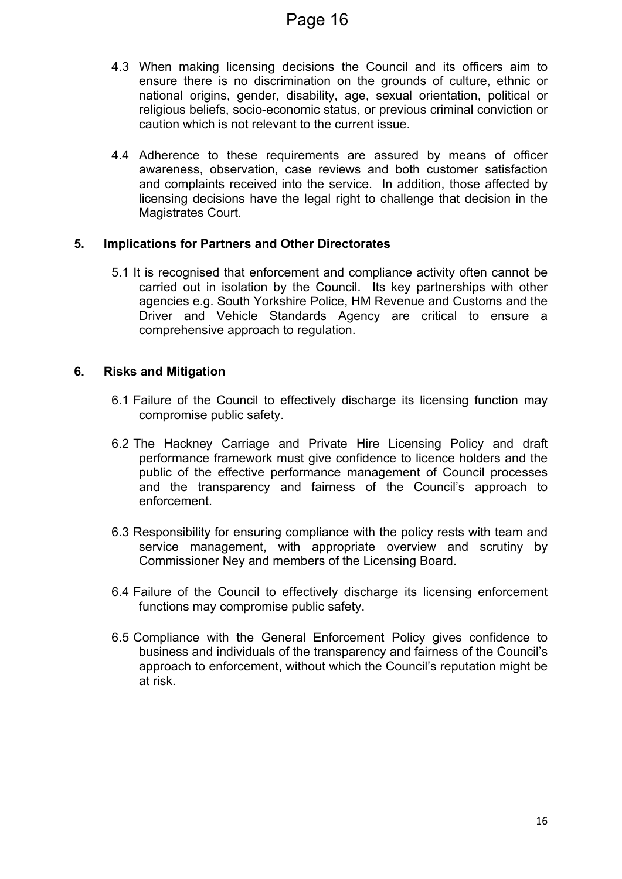4.3 When making licensing decisions the Council and its officers aim to ensure there is no discrimination on the grounds of culture, ethnic or national origins, gender, disability, age, sexual orientation, political or religious beliefs, socio-economic status, or previous criminal conviction or caution which is not relevant to the current issue.

4.4 Adherence to these requirements are assured by means of officer awareness, observation, case reviews and both customer satisfaction and complaints received into the service. In addition, those affected by licensing decisions have the legal right to challenge that decision in the Magistrates Court.

## 5. Implications for Partners and Other Directorates

5.1 It is recognised that enforcement and compliance activity often cannot be carried out in isolation by the Council. Its key partnerships with other agencies e.g. South Yorkshire Police, HM Revenue and Customs and the Driver and Vehicle Standards Agency are critical to ensure a comprehensive approach to regulation.

## 6. Risks and Mitigation

6.1 Failure of the Council to effectively discharge its licensing function may compromise public safety.

6.2 The Hackney Carriage and Private Hire Licensing Policy and draft performance framework must give confidence to licence holders and the public of the effective performance management of Council processes and the transparency and fairness of the Council's approach to enforcement.

6.3 Responsibility for ensuring compliance with the policy rests with team and service management, with appropriate overview and scrutiny by Commissioner Ney and members of the Licensing Board.

6.4 Failure of the Council to effectively discharge its licensing enforcement functions may compromise public safety.

6.5 Compliance with the General Enforcement Policy gives confidence to business and individuals of the transparency and fairness of the Council's approach to enforcement, without which the Council's reputation might be at risk.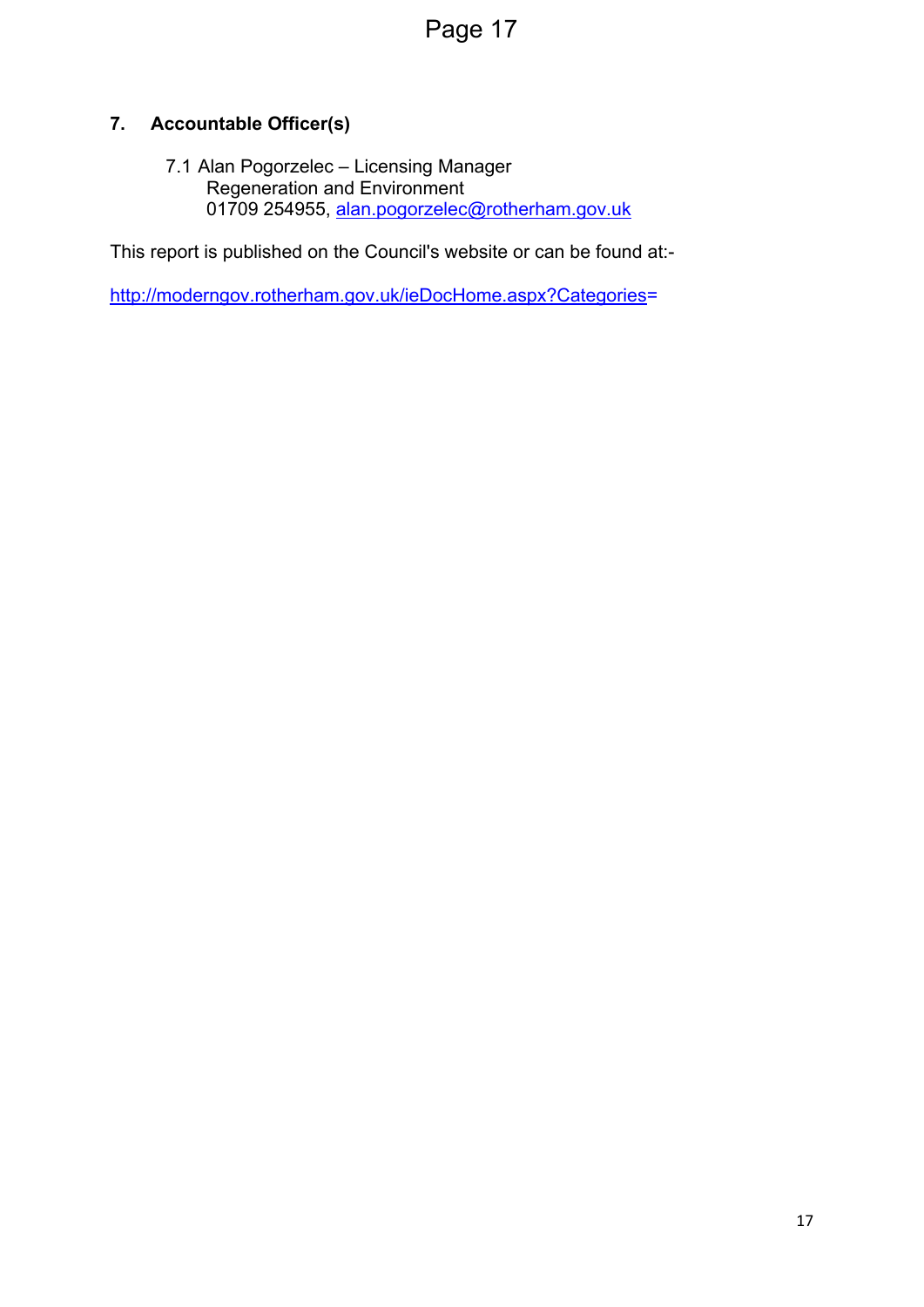## 7. Accountable Officer(s)

7.1 Alan Pogorzelec – Licensing Manager
Regeneration and Environment
01709 254955, alan.pogorzelec@rotherham.gov.uk

This report is published on the Council's website or can be found at:-

http://moderngov.rotherham.gov.uk/ieDocHome.aspx?Categories=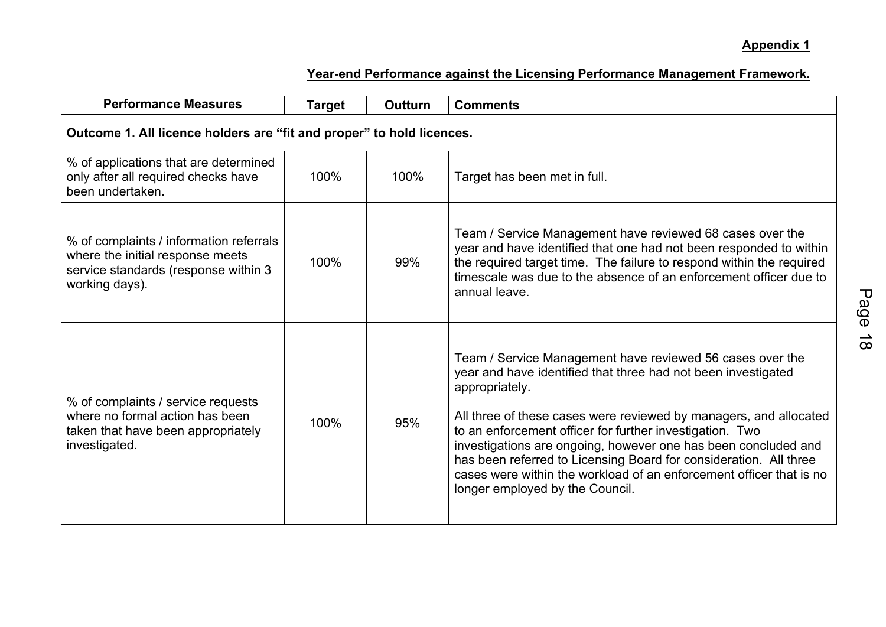**Appendix 1**

**Year-end Performance against the Licensing Performance Management Framework.**

| Performance Measures | Target | Outturn | Comments |
|---|---|---|---|
| **Outcome 1. All licence holders are "fit and proper" to hold licences.** | | | |
| % of applications that are determined only after all required checks have been undertaken. | 100% | 100% | Target has been met in full. |
| % of complaints / information referrals where the initial response meets service standards (response within 3 working days). | 100% | 99% | Team / Service Management have reviewed 68 cases over the year and have identified that one had not been responded to within the required target time. The failure to respond within the required timescale was due to the absence of an enforcement officer due to annual leave. |
| % of complaints / service requests where no formal action has been taken that have been appropriately investigated. | 100% | 95% | Team / Service Management have reviewed 56 cases over the year and have identified that three had not been investigated appropriately.<br><br>All three of these cases were reviewed by managers, and allocated to an enforcement officer for further investigation. Two investigations are ongoing, however one has been concluded and has been referred to Licensing Board for consideration. All three cases were within the workload of an enforcement officer that is no longer employed by the Council. |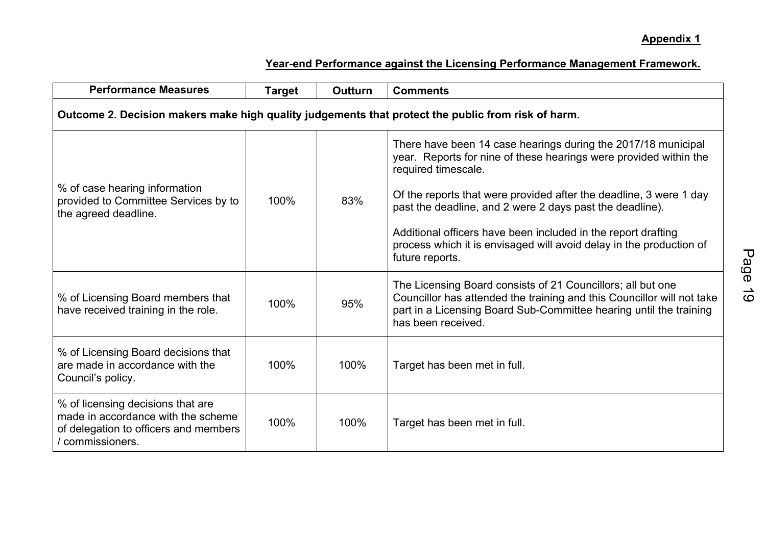**Appendix 1**

**Year-end Performance against the Licensing Performance Management Framework.**

| Performance Measures | Target | Outturn | Comments |
|---|---|---|---|
| **Outcome 2. Decision makers make high quality judgements that protect the public from risk of harm.** | | | |
| % of case hearing information provided to Committee Services by to the agreed deadline. | 100% | 83% | There have been 14 case hearings during the 2017/18 municipal year. Reports for nine of these hearings were provided within the required timescale.<br><br>Of the reports that were provided after the deadline, 3 were 1 day past the deadline, and 2 were 2 days past the deadline).<br><br>Additional officers have been included in the report drafting process which it is envisaged will avoid delay in the production of future reports. |
| % of Licensing Board members that have received training in the role. | 100% | 95% | The Licensing Board consists of 21 Councillors; all but one Councillor has attended the training and this Councillor will not take part in a Licensing Board Sub-Committee hearing until the training has been received. |
| % of Licensing Board decisions that are made in accordance with the Council's policy. | 100% | 100% | Target has been met in full. |
| % of licensing decisions that are made in accordance with the scheme of delegation to officers and members / commissioners. | 100% | 100% | Target has been met in full. |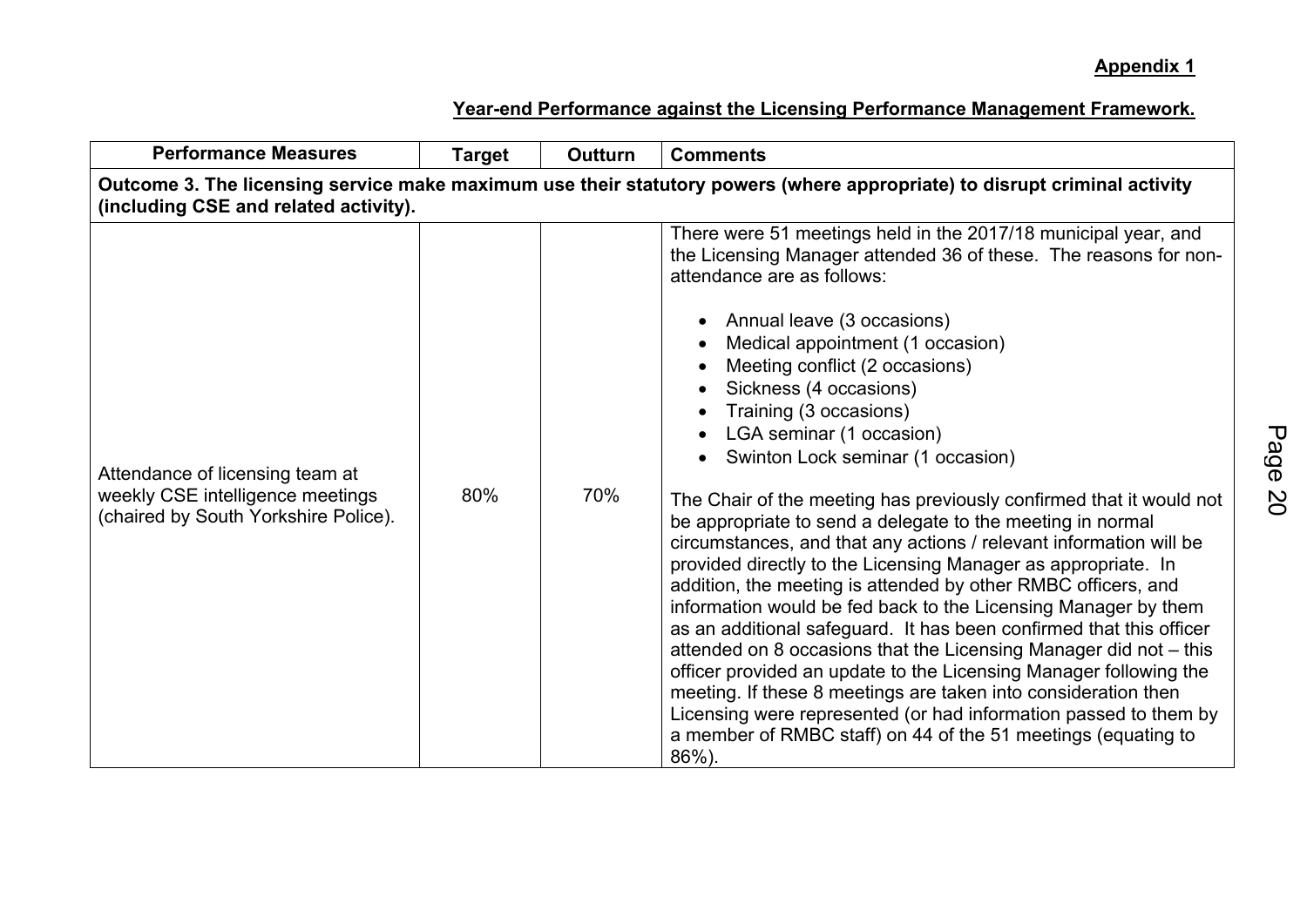**Appendix 1**

**Year-end Performance against the Licensing Performance Management Framework.**

| Performance Measures | Target | Outturn | Comments |
|---|---|---|---|
| **Outcome 3. The licensing service make maximum use their statutory powers (where appropriate) to disrupt criminal activity (including CSE and related activity).** | | | |
| Attendance of licensing team at weekly CSE intelligence meetings (chaired by South Yorkshire Police). | 80% | 70% | There were 51 meetings held in the 2017/18 municipal year, and the Licensing Manager attended 36 of these. The reasons for non-attendance are as follows:<br><br>• Annual leave (3 occasions)<br>• Medical appointment (1 occasion)<br>• Meeting conflict (2 occasions)<br>• Sickness (4 occasions)<br>• Training (3 occasions)<br>• LGA seminar (1 occasion)<br>• Swinton Lock seminar (1 occasion)<br><br>The Chair of the meeting has previously confirmed that it would not be appropriate to send a delegate to the meeting in normal circumstances, and that any actions / relevant information will be provided directly to the Licensing Manager as appropriate. In addition, the meeting is attended by other RMBC officers, and information would be fed back to the Licensing Manager by them as an additional safeguard. It has been confirmed that this officer attended on 8 occasions that the Licensing Manager did not – this officer provided an update to the Licensing Manager following the meeting. If these 8 meetings are taken into consideration then Licensing were represented (or had information passed to them by a member of RMBC staff) on 44 of the 51 meetings (equating to 86%). |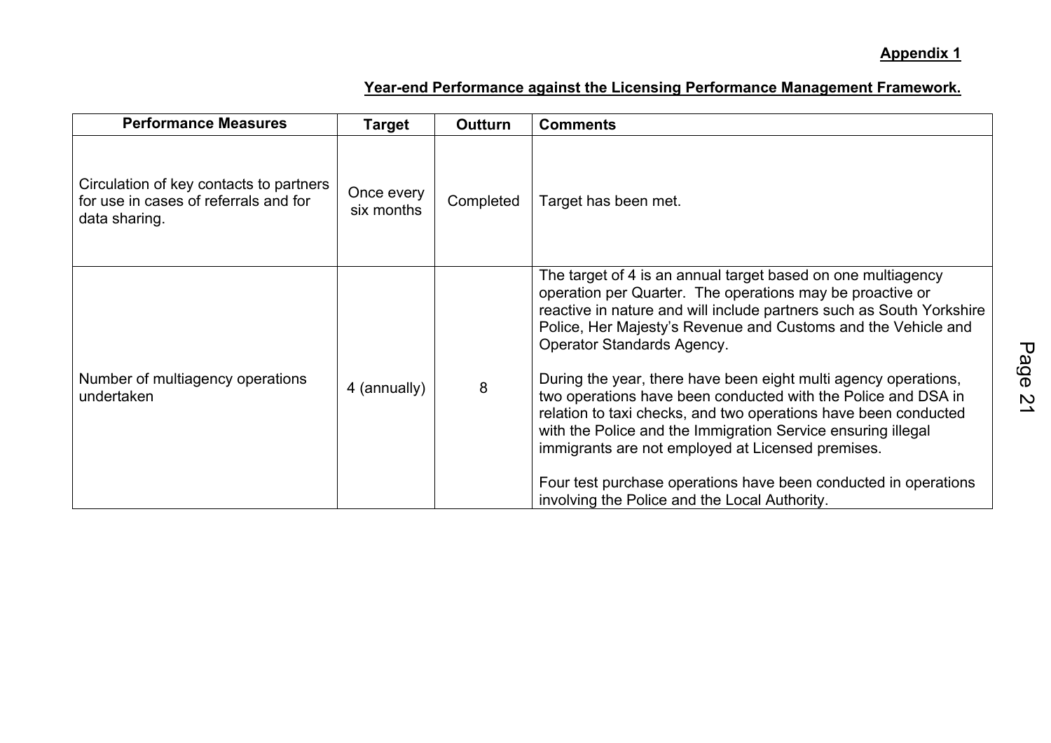**Appendix 1**

**Year-end Performance against the Licensing Performance Management Framework.**

| Performance Measures | Target | Outturn | Comments |
|---|---|---|---|
| Circulation of key contacts to partners for use in cases of referrals and for data sharing. | Once every six months | Completed | Target has been met. |
| Number of multiagency operations undertaken | 4 (annually) | 8 | The target of 4 is an annual target based on one multiagency operation per Quarter. The operations may be proactive or reactive in nature and will include partners such as South Yorkshire Police, Her Majesty's Revenue and Customs and the Vehicle and Operator Standards Agency.<br><br>During the year, there have been eight multi agency operations, two operations have been conducted with the Police and DSA in relation to taxi checks, and two operations have been conducted with the Police and the Immigration Service ensuring illegal immigrants are not employed at Licensed premises.<br><br>Four test purchase operations have been conducted in operations involving the Police and the Local Authority. |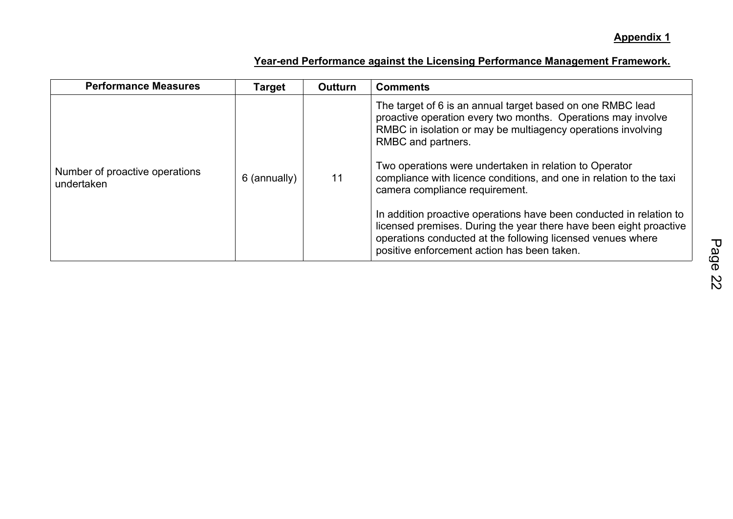**Appendix 1**

**Year-end Performance against the Licensing Performance Management Framework.**

| Performance Measures | Target | Outturn | Comments |
|---|---|---|---|
| Number of proactive operations undertaken | 6 (annually) | 11 | The target of 6 is an annual target based on one RMBC lead proactive operation every two months. Operations may involve RMBC in isolation or may be multiagency operations involving RMBC and partners.<br><br>Two operations were undertaken in relation to Operator compliance with licence conditions, and one in relation to the taxi camera compliance requirement.<br><br>In addition proactive operations have been conducted in relation to licensed premises. During the year there have been eight proactive operations conducted at the following licensed venues where positive enforcement action has been taken. |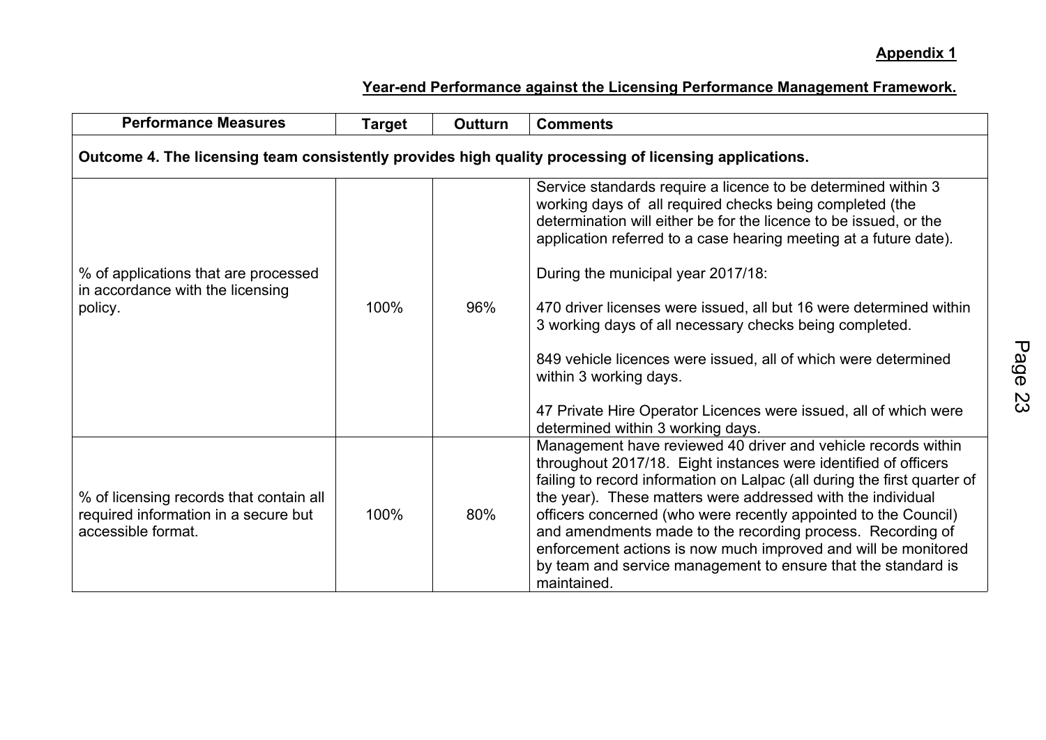**Appendix 1**

**Year-end Performance against the Licensing Performance Management Framework.**

| Performance Measures | Target | Outturn | Comments |
|---|---|---|---|
| **Outcome 4. The licensing team consistently provides high quality processing of licensing applications.** | | | |
| % of applications that are processed in accordance with the licensing policy. | 100% | 96% | Service standards require a licence to be determined within 3 working days of all required checks being completed (the determination will either be for the licence to be issued, or the application referred to a case hearing meeting at a future date).<br><br>During the municipal year 2017/18:<br><br>470 driver licenses were issued, all but 16 were determined within 3 working days of all necessary checks being completed.<br><br>849 vehicle licences were issued, all of which were determined within 3 working days.<br><br>47 Private Hire Operator Licences were issued, all of which were determined within 3 working days. |
| % of licensing records that contain all required information in a secure but accessible format. | 100% | 80% | Management have reviewed 40 driver and vehicle records within throughout 2017/18. Eight instances were identified of officers failing to record information on Lalpac (all during the first quarter of the year). These matters were addressed with the individual officers concerned (who were recently appointed to the Council) and amendments made to the recording process. Recording of enforcement actions is now much improved and will be monitored by team and service management to ensure that the standard is maintained. |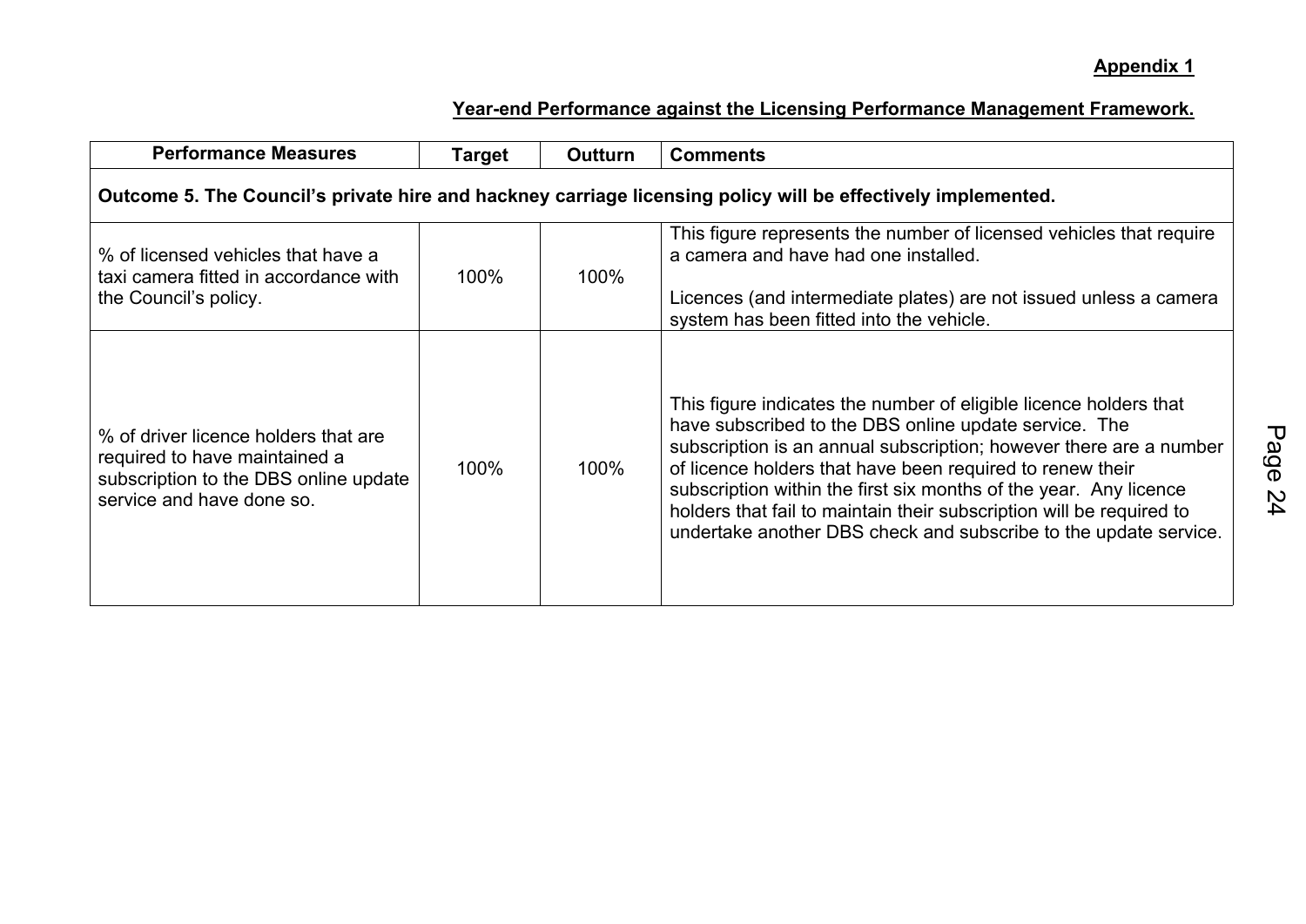**Appendix 1**

**Year-end Performance against the Licensing Performance Management Framework.**

| Performance Measures | Target | Outturn | Comments |
|---|---|---|---|
| **Outcome 5. The Council's private hire and hackney carriage licensing policy will be effectively implemented.** | | | |
| % of licensed vehicles that have a taxi camera fitted in accordance with the Council's policy. | 100% | 100% | This figure represents the number of licensed vehicles that require a camera and have had one installed.<br><br>Licences (and intermediate plates) are not issued unless a camera system has been fitted into the vehicle. |
| % of driver licence holders that are required to have maintained a subscription to the DBS online update service and have done so. | 100% | 100% | This figure indicates the number of eligible licence holders that have subscribed to the DBS online update service. The subscription is an annual subscription; however there are a number of licence holders that have been required to renew their subscription within the first six months of the year. Any licence holders that fail to maintain their subscription will be required to undertake another DBS check and subscribe to the update service. |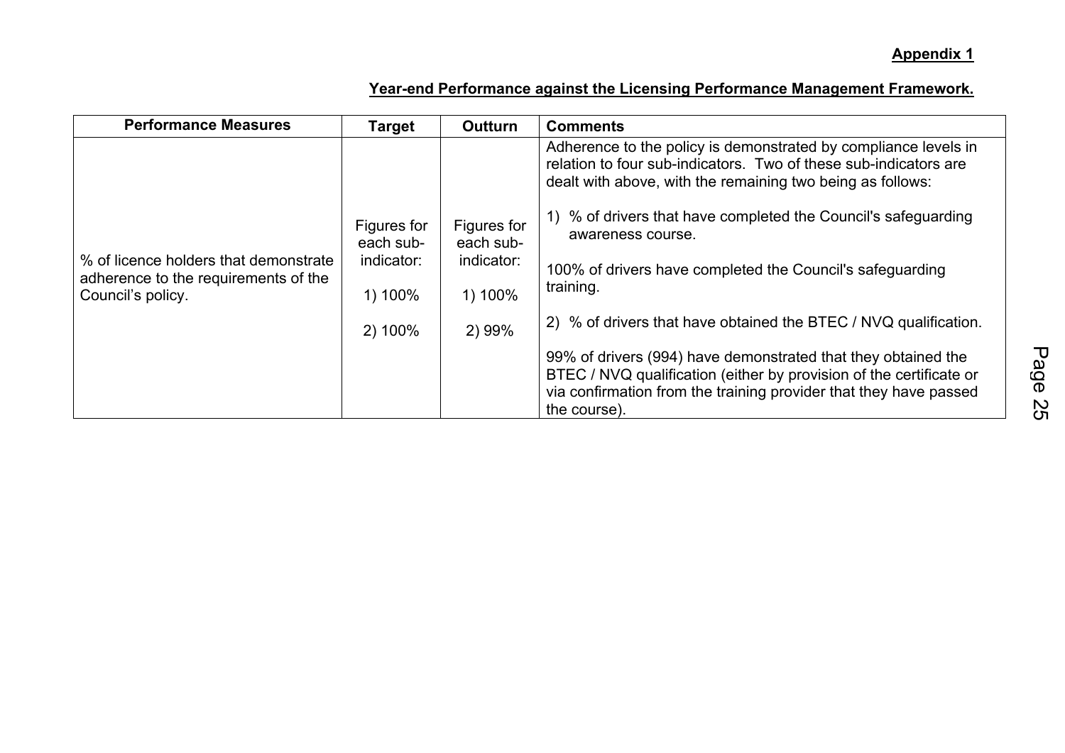**Appendix 1**

**Year-end Performance against the Licensing Performance Management Framework.**

| Performance Measures | Target | Outturn | Comments |
|---|---|---|---|
| % of licence holders that demonstrate adherence to the requirements of the Council's policy. | Figures for each sub-indicator:<br><br>1) 100%<br><br>2) 100% | Figures for each sub-indicator:<br><br>1) 100%<br><br>2) 99% | Adherence to the policy is demonstrated by compliance levels in relation to four sub-indicators. Two of these sub-indicators are dealt with above, with the remaining two being as follows:<br><br>1) % of drivers that have completed the Council's safeguarding awareness course.<br><br>100% of drivers have completed the Council's safeguarding training.<br><br>2) % of drivers that have obtained the BTEC / NVQ qualification.<br><br>99% of drivers (994) have demonstrated that they obtained the BTEC / NVQ qualification (either by provision of the certificate or via confirmation from the training provider that they have passed the course). |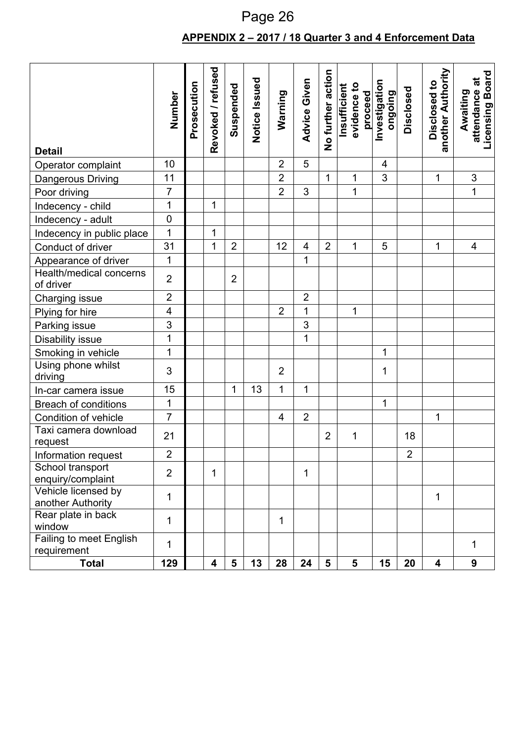**APPENDIX 2 – 2017 / 18 Quarter 3 and 4 Enforcement Data**

| Detail | Number | Prosecution | Revoked / refused | Suspended | Notice Issued | Warning | Advice Given | No further action | Insufficient evidence to proceed | Investigation ongoing | Disclosed | Disclosed to another Authority | Awaiting attendance at Licensing Board |
|---|---|---|---|---|---|---|---|---|---|---|---|---|---|
| Operator complaint | 10 | | | | | 2 | 5 | | | 4 | | | |
| Dangerous Driving | 11 | | | | | 2 | | 1 | 1 | 3 | | 1 | 3 |
| Poor driving | 7 | | | | | 2 | 3 | | 1 | | | | 1 |
| Indecency - child | 1 | | 1 | | | | | | | | | | |
| Indecency - adult | 0 | | | | | | | | | | | | |
| Indecency in public place | 1 | | 1 | | | | | | | | | | |
| Conduct of driver | 31 | | 1 | 2 | | 12 | 4 | 2 | 1 | 5 | | 1 | 4 |
| Appearance of driver | 1 | | | | | | 1 | | | | | | |
| Health/medical concerns of driver | 2 | | | 2 | | | | | | | | | |
| Charging issue | 2 | | | | | | 2 | | | | | | |
| Plying for hire | 4 | | | | | 2 | 1 | | 1 | | | | |
| Parking issue | 3 | | | | | | 3 | | | | | | |
| Disability issue | 1 | | | | | | 1 | | | | | | |
| Smoking in vehicle | 1 | | | | | | | | | 1 | | | |
| Using phone whilst driving | 3 | | | | | 2 | | | | 1 | | | |
| In-car camera issue | 15 | | | 1 | 13 | 1 | 1 | | | | | | |
| Breach of conditions | 1 | | | | | | | | | 1 | | | |
| Condition of vehicle | 7 | | | | | 4 | 2 | | | | | 1 | |
| Taxi camera download request | 21 | | | | | | | 2 | 1 | | 18 | | |
| Information request | 2 | | | | | | | | | | 2 | | |
| School transport enquiry/complaint | 2 | | 1 | | | | 1 | | | | | | |
| Vehicle licensed by another Authority | 1 | | | | | | | | | | | 1 | |
| Rear plate in back window | 1 | | | | | 1 | | | | | | | |
| Failing to meet English requirement | 1 | | | | | | | | | | | | 1 |
| **Total** | **129** | | **4** | **5** | **13** | **28** | **24** | **5** | **5** | **15** | **20** | **4** | **9** |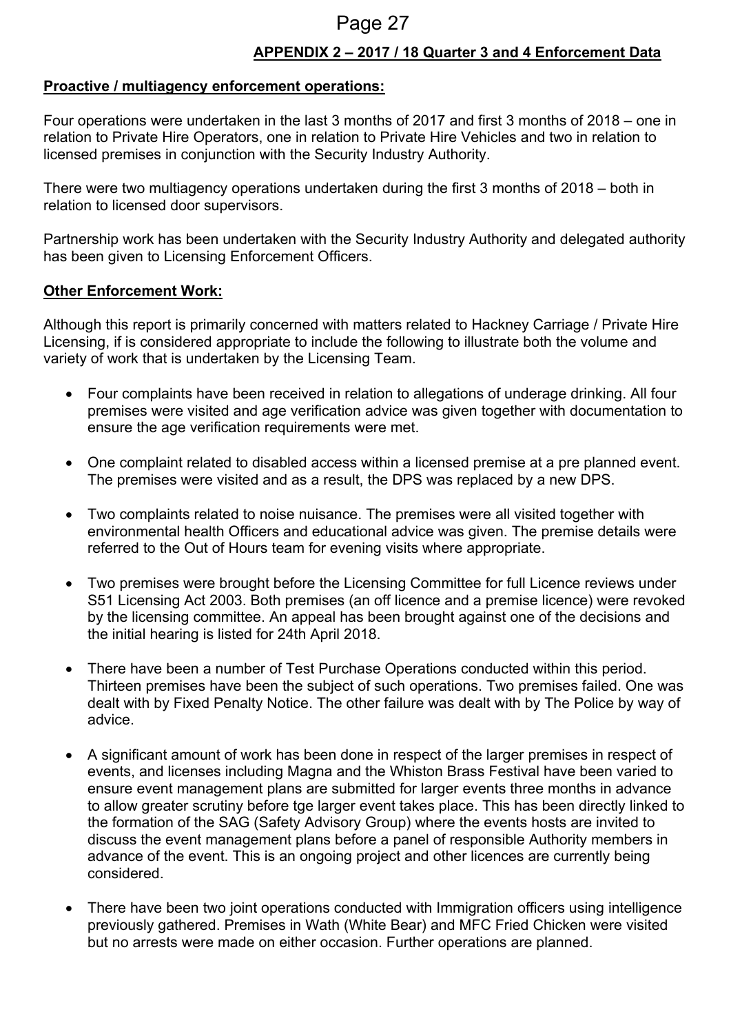**APPENDIX 2 – 2017 / 18 Quarter 3 and 4 Enforcement Data**

**Proactive / multiagency enforcement operations:**

Four operations were undertaken in the last 3 months of 2017 and first 3 months of 2018 – one in relation to Private Hire Operators, one in relation to Private Hire Vehicles and two in relation to licensed premises in conjunction with the Security Industry Authority.

There were two multiagency operations undertaken during the first 3 months of 2018 – both in relation to licensed door supervisors.

Partnership work has been undertaken with the Security Industry Authority and delegated authority has been given to Licensing Enforcement Officers.

**Other Enforcement Work:**

Although this report is primarily concerned with matters related to Hackney Carriage / Private Hire Licensing, if is considered appropriate to include the following to illustrate both the volume and variety of work that is undertaken by the Licensing Team.

- Four complaints have been received in relation to allegations of underage drinking. All four premises were visited and age verification advice was given together with documentation to ensure the age verification requirements were met.

- One complaint related to disabled access within a licensed premise at a pre planned event. The premises were visited and as a result, the DPS was replaced by a new DPS.

- Two complaints related to noise nuisance. The premises were all visited together with environmental health Officers and educational advice was given. The premise details were referred to the Out of Hours team for evening visits where appropriate.

- Two premises were brought before the Licensing Committee for full Licence reviews under S51 Licensing Act 2003. Both premises (an off licence and a premise licence) were revoked by the licensing committee. An appeal has been brought against one of the decisions and the initial hearing is listed for 24th April 2018.

- There have been a number of Test Purchase Operations conducted within this period. Thirteen premises have been the subject of such operations. Two premises failed. One was dealt with by Fixed Penalty Notice. The other failure was dealt with by The Police by way of advice.

- A significant amount of work has been done in respect of the larger premises in respect of events, and licenses including Magna and the Whiston Brass Festival have been varied to ensure event management plans are submitted for larger events three months in advance to allow greater scrutiny before tge larger event takes place. This has been directly linked to the formation of the SAG (Safety Advisory Group) where the events hosts are invited to discuss the event management plans before a panel of responsible Authority members in advance of the event. This is an ongoing project and other licences are currently being considered.

- There have been two joint operations conducted with Immigration officers using intelligence previously gathered. Premises in Wath (White Bear) and MFC Fried Chicken were visited but no arrests were made on either occasion. Further operations are planned.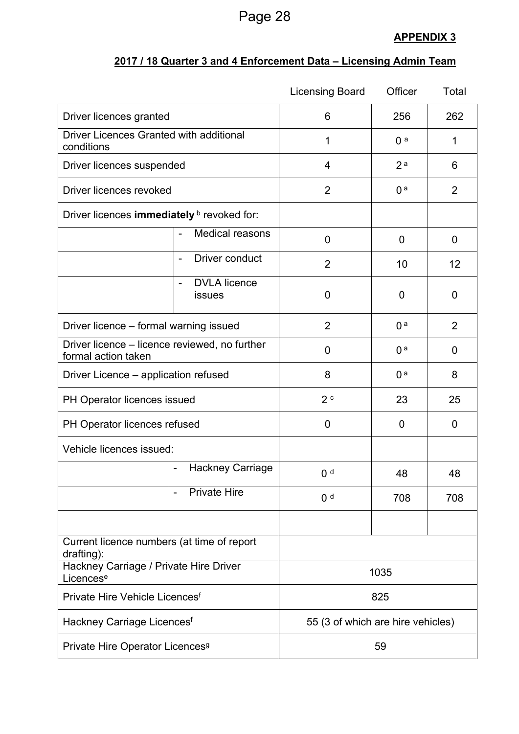**APPENDIX 3**

**2017 / 18 Quarter 3 and 4 Enforcement Data – Licensing Admin Team**

| | | Licensing Board | Officer | Total |
|---|---|---|---|---|
| Driver licences granted | | 6 | 256 | 262 |
| Driver Licences Granted with additional conditions | | 1 | 0 [a] | 1 |
| Driver licences suspended | | 4 | 2 [a] | 6 |
| Driver licences revoked | | 2 | 0 [a] | 2 |
| Driver licences **immediately** [b] revoked for: | | | | |
| | - Medical reasons | 0 | 0 | 0 |
| | - Driver conduct | 2 | 10 | 12 |
| | - DVLA licence issues | 0 | 0 | 0 |
| Driver licence – formal warning issued | | 2 | 0 [a] | 2 |
| Driver licence – licence reviewed, no further formal action taken | | 0 | 0 [a] | 0 |
| Driver Licence – application refused | | 8 | 0 [a] | 8 |
| PH Operator licences issued | | 2 [c] | 23 | 25 |
| PH Operator licences refused | | 0 | 0 | 0 |
| Vehicle licences issued: | | | | |
| | - Hackney Carriage | 0 [d] | 48 | 48 |
| | - Private Hire | 0 [d] | 708 | 708 |
| | | | | |
| Current licence numbers (at time of report drafting): | | | | |
| Hackney Carriage / Private Hire Driver Licences[e] | | 1035 | | |
| Private Hire Vehicle Licences[f] | | 825 | | |
| Hackney Carriage Licences[f] | | 55 (3 of which are hire vehicles) | | |
| Private Hire Operator Licences[g] | | 59 | | |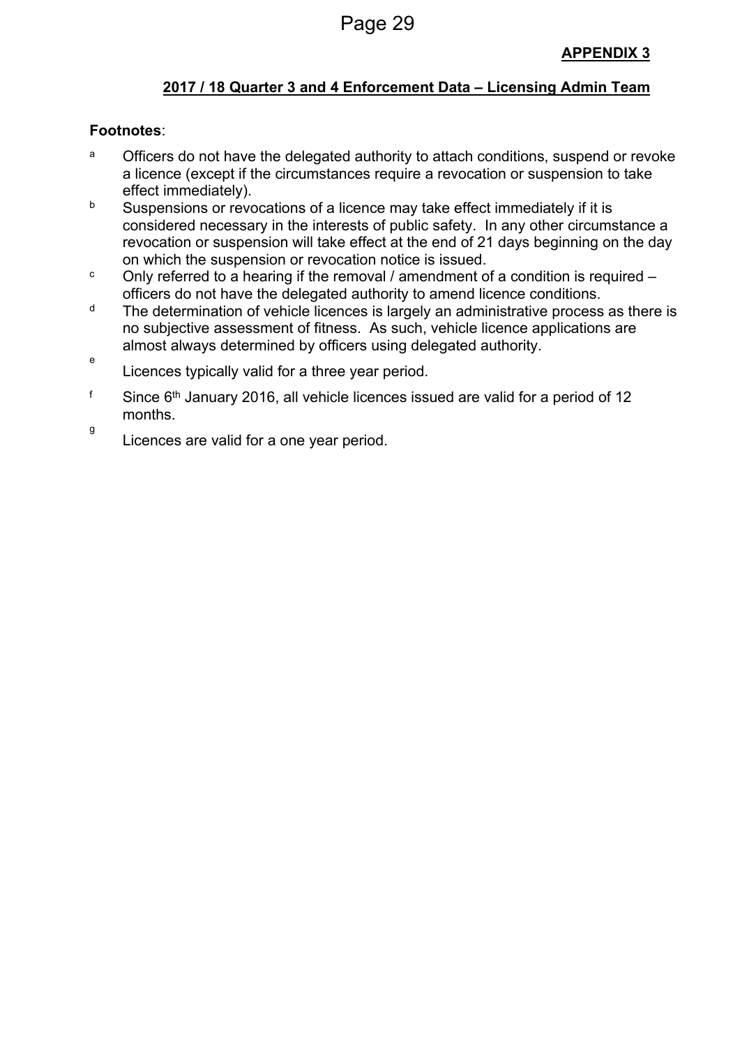**APPENDIX 3**

## 2017 / 18 Quarter 3 and 4 Enforcement Data – Licensing Admin Team

**Footnotes**:

[a] Officers do not have the delegated authority to attach conditions, suspend or revoke a licence (except if the circumstances require a revocation or suspension to take effect immediately).

[b] Suspensions or revocations of a licence may take effect immediately if it is considered necessary in the interests of public safety. In any other circumstance a revocation or suspension will take effect at the end of 21 days beginning on the day on which the suspension or revocation notice is issued.

[c] Only referred to a hearing if the removal / amendment of a condition is required – officers do not have the delegated authority to amend licence conditions.

[d] The determination of vehicle licences is largely an administrative process as there is no subjective assessment of fitness. As such, vehicle licence applications are almost always determined by officers using delegated authority.

[e] Licences typically valid for a three year period.

[f] Since 6th January 2016, all vehicle licences issued are valid for a period of 12 months.

[g] Licences are valid for a one year period.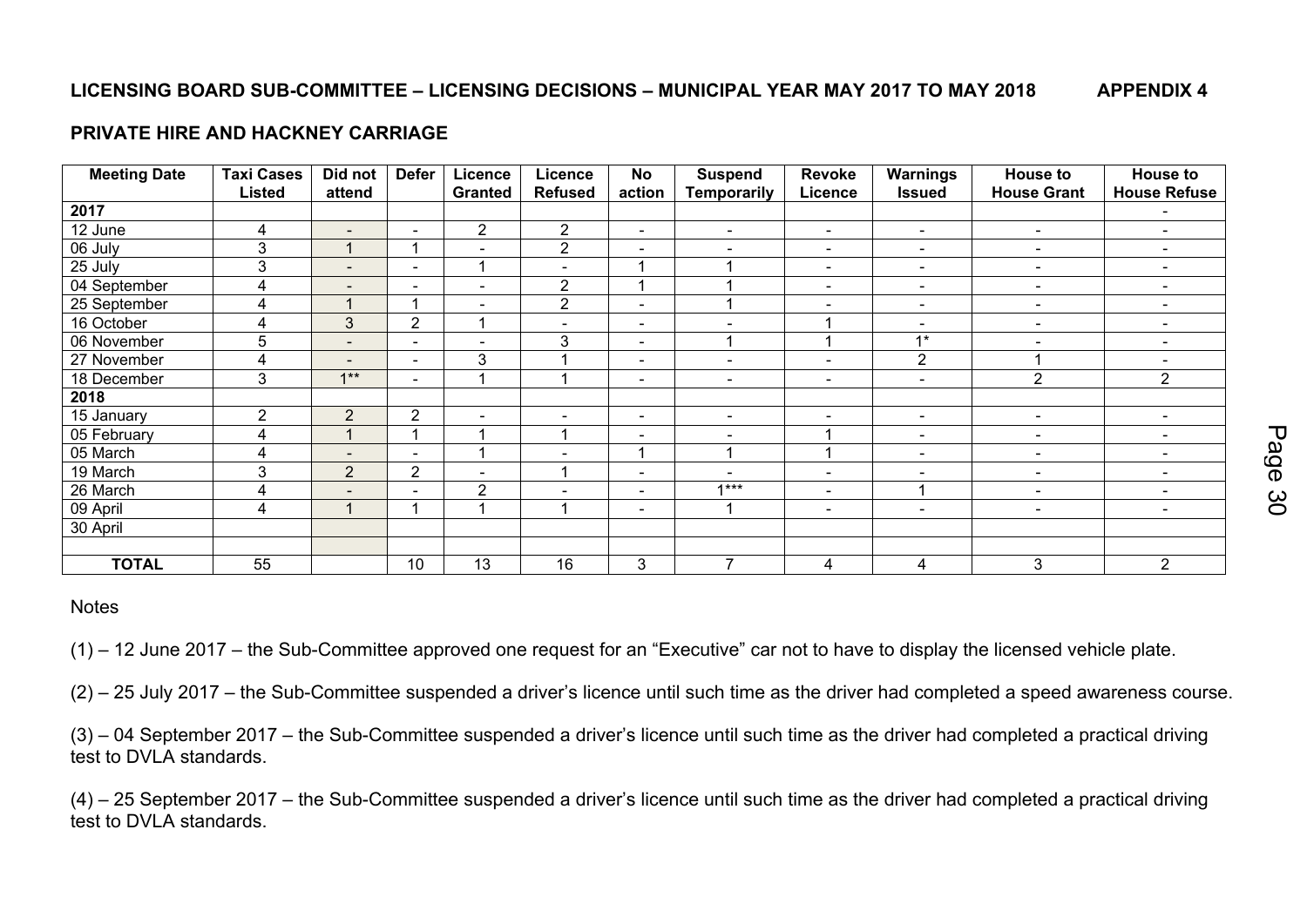**LICENSING BOARD SUB-COMMITTEE – LICENSING DECISIONS – MUNICIPAL YEAR MAY 2017 TO MAY 2018** **APPENDIX 4**

**PRIVATE HIRE AND HACKNEY CARRIAGE**

| Meeting Date | Taxi Cases Listed | Did not attend | Defer | Licence Granted | Licence Refused | No action | Suspend Temporarily | Revoke Licence | Warnings Issued | House to House Grant | House to House Refuse |
|---|---|---|---|---|---|---|---|---|---|---|---|
| **2017** | | | | | | | | | | | - |
| 12 June | 4 | - | - | 2 | 2 | - | - | - | - | - | - |
| 06 July | 3 | 1 | 1 | - | 2 | - | - | - | - | - | - |
| 25 July | 3 | - | - | 1 | - | 1 | 1 | - | - | - | - |
| 04 September | 4 | - | - | - | 2 | 1 | 1 | - | - | - | - |
| 25 September | 4 | 1 | 1 | - | 2 | - | 1 | - | - | - | - |
| 16 October | 4 | 3 | 2 | 1 | - | - | - | 1 | - | - | - |
| 06 November | 5 | - | - | - | 3 | - | 1 | 1 | 1* | - | - |
| 27 November | 4 | - | - | 3 | 1 | - | - | - | 2 | 1 | - |
| 18 December | 3 | 1** | - | 1 | 1 | - | - | - | - | 2 | 2 |
| **2018** | | | | | | | | | | | |
| 15 January | 2 | 2 | 2 | - | - | - | - | - | - | - | - |
| 05 February | 4 | 1 | 1 | 1 | 1 | - | - | 1 | - | - | - |
| 05 March | 4 | - | - | 1 | - | 1 | 1 | 1 | - | - | - |
| 19 March | 3 | 2 | 2 | - | 1 | - | - | - | - | - | - |
| 26 March | 4 | - | - | 2 | - | - | 1*** | - | 1 | - | - |
| 09 April | 4 | 1 | 1 | 1 | 1 | - | 1 | - | - | - | - |
| 30 April | | | | | | | | | | | |
| | | | | | | | | | | | |
| **TOTAL** | 55 | | 10 | 13 | 16 | 3 | 7 | 4 | 4 | 3 | 2 |

Notes

(1) – 12 June 2017 – the Sub-Committee approved one request for an "Executive" car not to have to display the licensed vehicle plate.

(2) – 25 July 2017 – the Sub-Committee suspended a driver's licence until such time as the driver had completed a speed awareness course.

(3) – 04 September 2017 – the Sub-Committee suspended a driver's licence until such time as the driver had completed a practical driving test to DVLA standards.

(4) – 25 September 2017 – the Sub-Committee suspended a driver's licence until such time as the driver had completed a practical driving test to DVLA standards.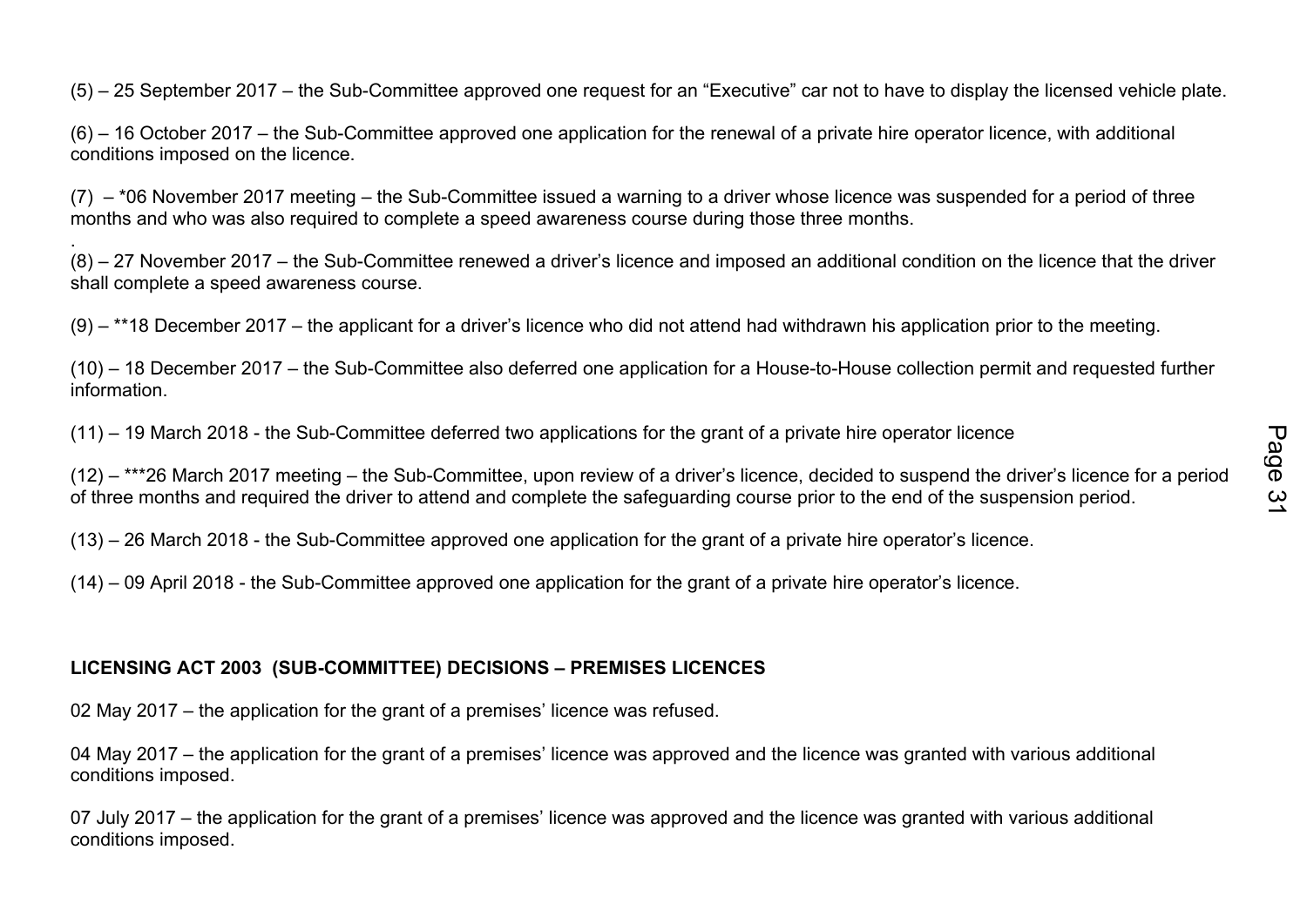(5) – 25 September 2017 – the Sub-Committee approved one request for an “Executive” car not to have to display the licensed vehicle plate.

(6) – 16 October 2017 – the Sub-Committee approved one application for the renewal of a private hire operator licence, with additional conditions imposed on the licence.

(7) – *06 November 2017 meeting – the Sub-Committee issued a warning to a driver whose licence was suspended for a period of three months and who was also required to complete a speed awareness course during those three months.

.

(8) – 27 November 2017 – the Sub-Committee renewed a driver’s licence and imposed an additional condition on the licence that the driver shall complete a speed awareness course.

(9) – **18 December 2017 – the applicant for a driver’s licence who did not attend had withdrawn his application prior to the meeting.

(10) – 18 December 2017 – the Sub-Committee also deferred one application for a House-to-House collection permit and requested further information.

(11) – 19 March 2018 - the Sub-Committee deferred two applications for the grant of a private hire operator licence

(12) – ***26 March 2017 meeting – the Sub-Committee, upon review of a driver’s licence, decided to suspend the driver’s licence for a period of three months and required the driver to attend and complete the safeguarding course prior to the end of the suspension period.

(13) – 26 March 2018 - the Sub-Committee approved one application for the grant of a private hire operator’s licence.

(14) – 09 April 2018 - the Sub-Committee approved one application for the grant of a private hire operator’s licence.

**LICENSING ACT 2003 (SUB-COMMITTEE) DECISIONS – PREMISES LICENCES**

02 May 2017 – the application for the grant of a premises’ licence was refused.

04 May 2017 – the application for the grant of a premises’ licence was approved and the licence was granted with various additional conditions imposed.

07 July 2017 – the application for the grant of a premises’ licence was approved and the licence was granted with various additional conditions imposed.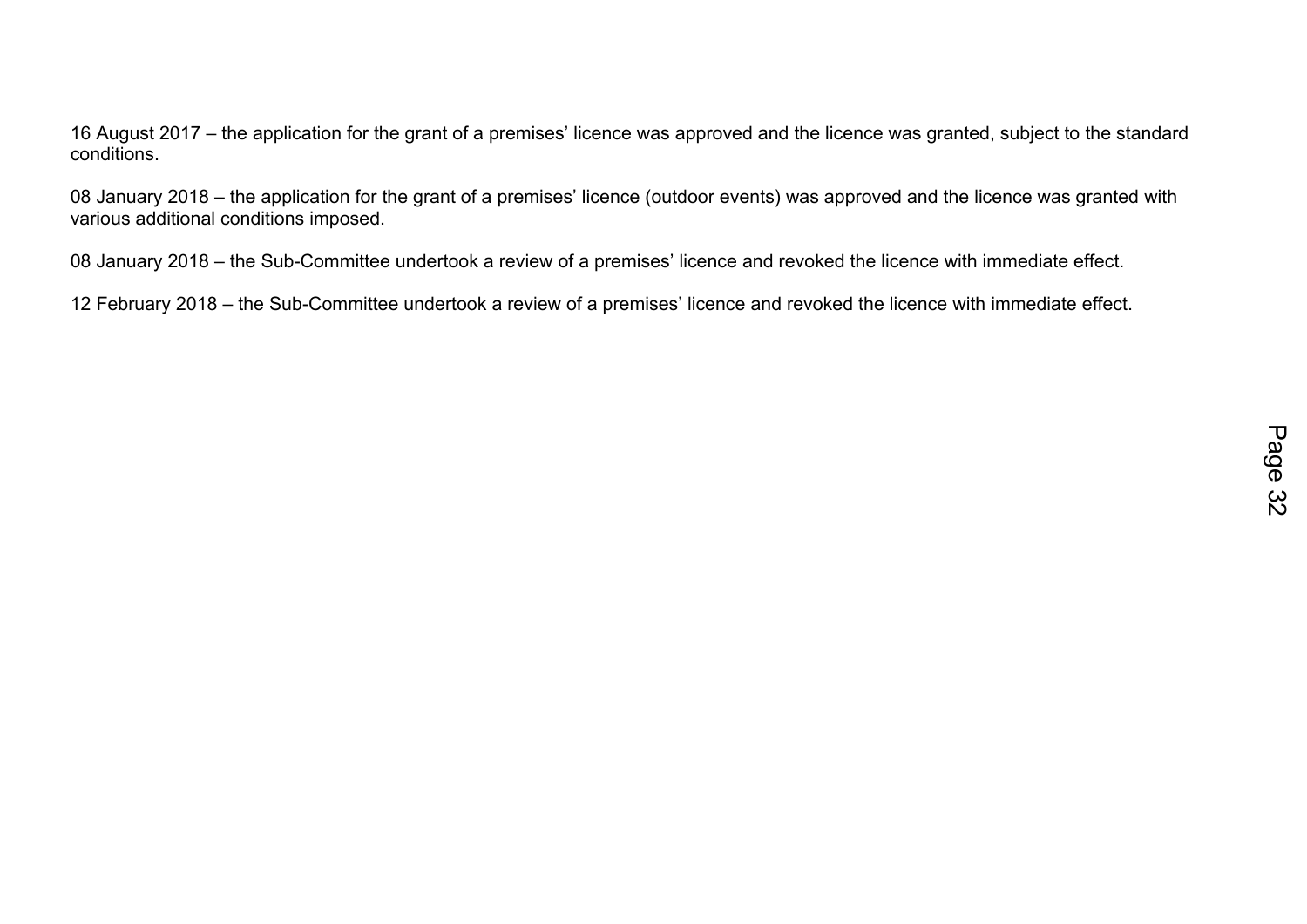16 August 2017 – the application for the grant of a premises' licence was approved and the licence was granted, subject to the standard conditions.

08 January 2018 – the application for the grant of a premises' licence (outdoor events) was approved and the licence was granted with various additional conditions imposed.

08 January 2018 – the Sub-Committee undertook a review of a premises' licence and revoked the licence with immediate effect.

12 February 2018 – the Sub-Committee undertook a review of a premises' licence and revoked the licence with immediate effect.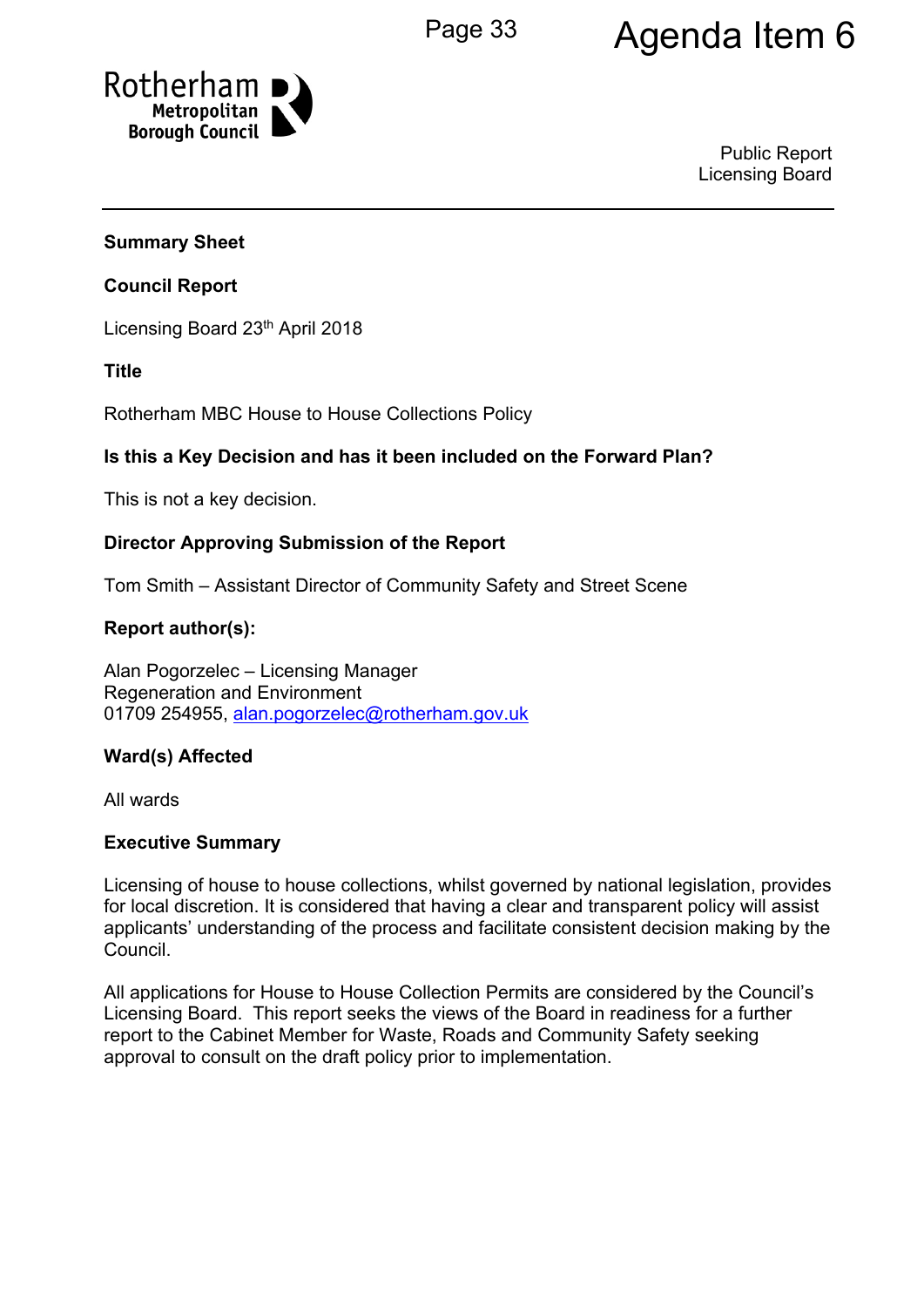Agenda Item 6

Rotherham Metropolitan Borough Council

Public Report
Licensing Board

---

**Summary Sheet**

**Council Report**

Licensing Board 23th April 2018

**Title**

Rotherham MBC House to House Collections Policy

**Is this a Key Decision and has it been included on the Forward Plan?**

This is not a key decision.

**Director Approving Submission of the Report**

Tom Smith – Assistant Director of Community Safety and Street Scene

**Report author(s):**

Alan Pogorzelec – Licensing Manager
Regeneration and Environment
01709 254955, alan.pogorzelec@rotherham.gov.uk

**Ward(s) Affected**

All wards

**Executive Summary**

Licensing of house to house collections, whilst governed by national legislation, provides for local discretion. It is considered that having a clear and transparent policy will assist applicants' understanding of the process and facilitate consistent decision making by the Council.

All applications for House to House Collection Permits are considered by the Council's Licensing Board. This report seeks the views of the Board in readiness for a further report to the Cabinet Member for Waste, Roads and Community Safety seeking approval to consult on the draft policy prior to implementation.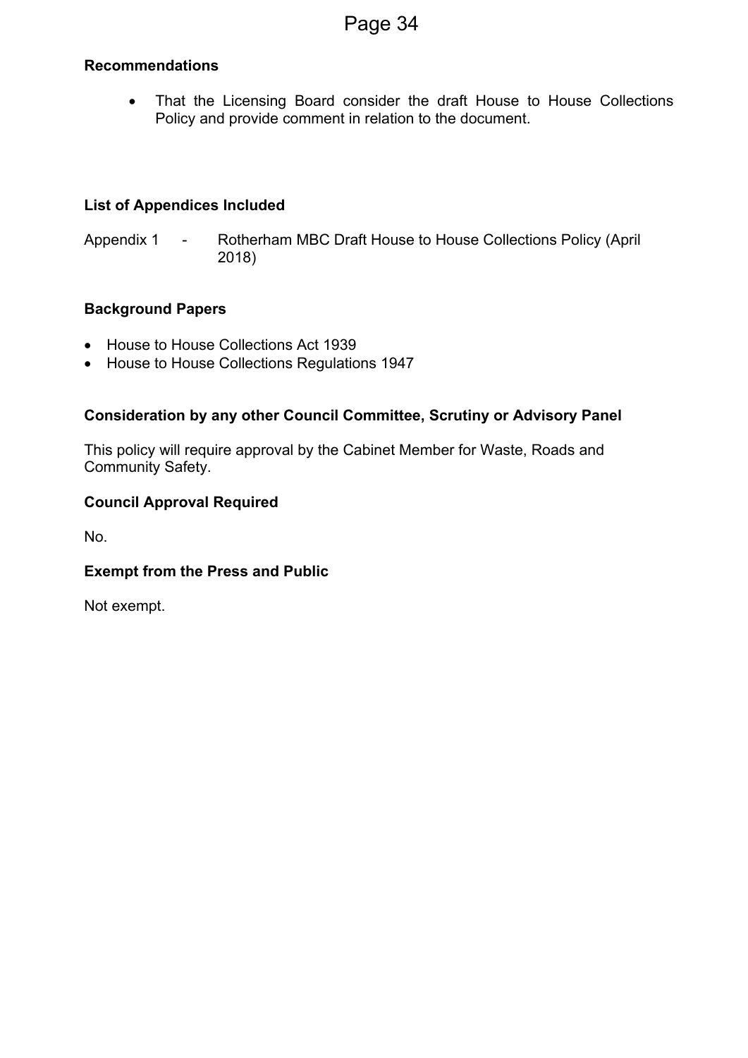**Recommendations**

- That the Licensing Board consider the draft House to House Collections Policy and provide comment in relation to the document.

**List of Appendices Included**

Appendix 1 - Rotherham MBC Draft House to House Collections Policy (April 2018)

**Background Papers**

- House to House Collections Act 1939
- House to House Collections Regulations 1947

**Consideration by any other Council Committee, Scrutiny or Advisory Panel**

This policy will require approval by the Cabinet Member for Waste, Roads and Community Safety.

**Council Approval Required**

No.

**Exempt from the Press and Public**

Not exempt.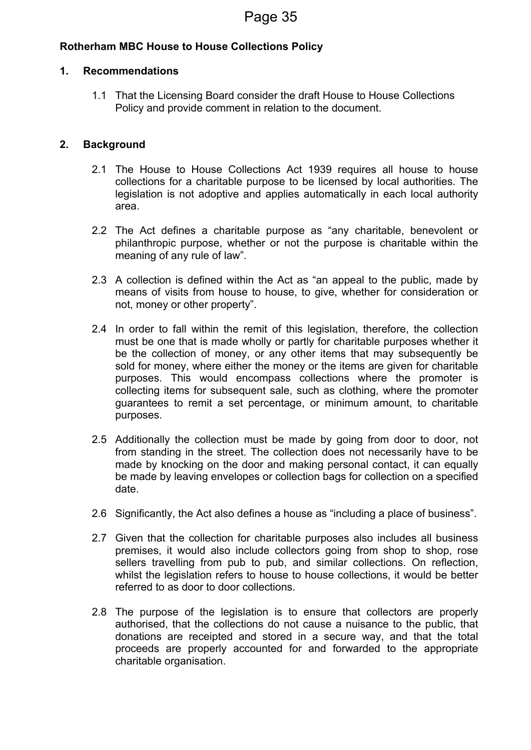**Rotherham MBC House to House Collections Policy**

## 1. Recommendations

1.1 That the Licensing Board consider the draft House to House Collections Policy and provide comment in relation to the document.

## 2. Background

2.1 The House to House Collections Act 1939 requires all house to house collections for a charitable purpose to be licensed by local authorities. The legislation is not adoptive and applies automatically in each local authority area.

2.2 The Act defines a charitable purpose as "any charitable, benevolent or philanthropic purpose, whether or not the purpose is charitable within the meaning of any rule of law".

2.3 A collection is defined within the Act as "an appeal to the public, made by means of visits from house to house, to give, whether for consideration or not, money or other property".

2.4 In order to fall within the remit of this legislation, therefore, the collection must be one that is made wholly or partly for charitable purposes whether it be the collection of money, or any other items that may subsequently be sold for money, where either the money or the items are given for charitable purposes. This would encompass collections where the promoter is collecting items for subsequent sale, such as clothing, where the promoter guarantees to remit a set percentage, or minimum amount, to charitable purposes.

2.5 Additionally the collection must be made by going from door to door, not from standing in the street. The collection does not necessarily have to be made by knocking on the door and making personal contact, it can equally be made by leaving envelopes or collection bags for collection on a specified date.

2.6 Significantly, the Act also defines a house as "including a place of business".

2.7 Given that the collection for charitable purposes also includes all business premises, it would also include collectors going from shop to shop, rose sellers travelling from pub to pub, and similar collections. On reflection, whilst the legislation refers to house to house collections, it would be better referred to as door to door collections.

2.8 The purpose of the legislation is to ensure that collectors are properly authorised, that the collections do not cause a nuisance to the public, that donations are receipted and stored in a secure way, and that the total proceeds are properly accounted for and forwarded to the appropriate charitable organisation.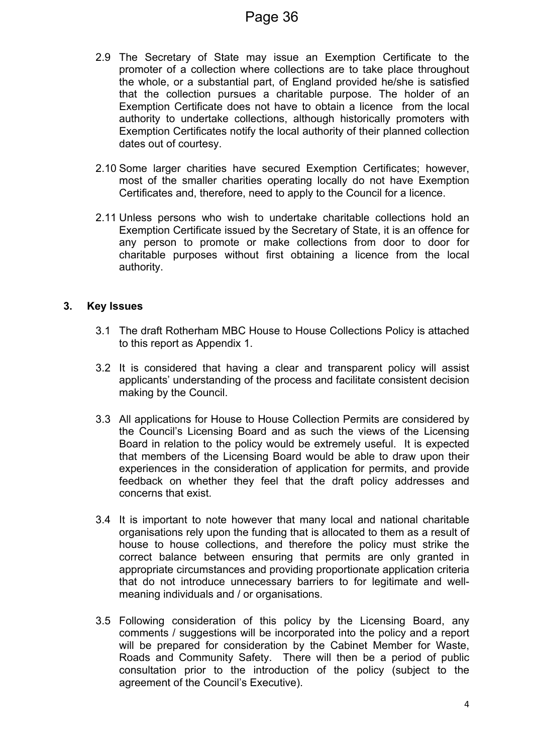2.9 The Secretary of State may issue an Exemption Certificate to the promoter of a collection where collections are to take place throughout the whole, or a substantial part, of England provided he/she is satisfied that the collection pursues a charitable purpose. The holder of an Exemption Certificate does not have to obtain a licence from the local authority to undertake collections, although historically promoters with Exemption Certificates notify the local authority of their planned collection dates out of courtesy.

2.10 Some larger charities have secured Exemption Certificates; however, most of the smaller charities operating locally do not have Exemption Certificates and, therefore, need to apply to the Council for a licence.

2.11 Unless persons who wish to undertake charitable collections hold an Exemption Certificate issued by the Secretary of State, it is an offence for any person to promote or make collections from door to door for charitable purposes without first obtaining a licence from the local authority.

## 3. Key Issues

3.1 The draft Rotherham MBC House to House Collections Policy is attached to this report as Appendix 1.

3.2 It is considered that having a clear and transparent policy will assist applicants' understanding of the process and facilitate consistent decision making by the Council.

3.3 All applications for House to House Collection Permits are considered by the Council's Licensing Board and as such the views of the Licensing Board in relation to the policy would be extremely useful. It is expected that members of the Licensing Board would be able to draw upon their experiences in the consideration of application for permits, and provide feedback on whether they feel that the draft policy addresses and concerns that exist.

3.4 It is important to note however that many local and national charitable organisations rely upon the funding that is allocated to them as a result of house to house collections, and therefore the policy must strike the correct balance between ensuring that permits are only granted in appropriate circumstances and providing proportionate application criteria that do not introduce unnecessary barriers to for legitimate and well-meaning individuals and / or organisations.

3.5 Following consideration of this policy by the Licensing Board, any comments / suggestions will be incorporated into the policy and a report will be prepared for consideration by the Cabinet Member for Waste, Roads and Community Safety. There will then be a period of public consultation prior to the introduction of the policy (subject to the agreement of the Council's Executive).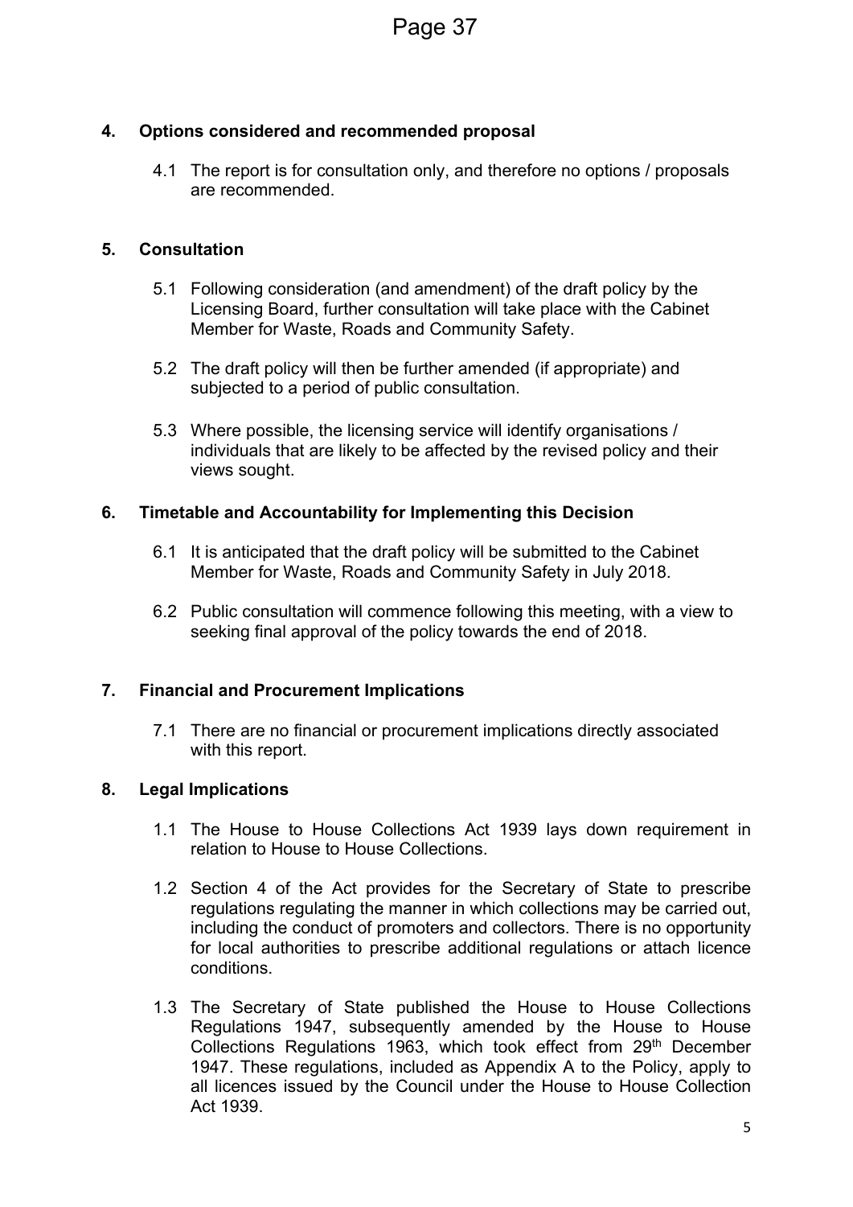## 4. Options considered and recommended proposal

4.1 The report is for consultation only, and therefore no options / proposals are recommended.

## 5. Consultation

5.1 Following consideration (and amendment) of the draft policy by the Licensing Board, further consultation will take place with the Cabinet Member for Waste, Roads and Community Safety.

5.2 The draft policy will then be further amended (if appropriate) and subjected to a period of public consultation.

5.3 Where possible, the licensing service will identify organisations / individuals that are likely to be affected by the revised policy and their views sought.

## 6. Timetable and Accountability for Implementing this Decision

6.1 It is anticipated that the draft policy will be submitted to the Cabinet Member for Waste, Roads and Community Safety in July 2018.

6.2 Public consultation will commence following this meeting, with a view to seeking final approval of the policy towards the end of 2018.

## 7. Financial and Procurement Implications

7.1 There are no financial or procurement implications directly associated with this report.

## 8. Legal Implications

1.1 The House to House Collections Act 1939 lays down requirement in relation to House to House Collections.

1.2 Section 4 of the Act provides for the Secretary of State to prescribe regulations regulating the manner in which collections may be carried out, including the conduct of promoters and collectors. There is no opportunity for local authorities to prescribe additional regulations or attach licence conditions.

1.3 The Secretary of State published the House to House Collections Regulations 1947, subsequently amended by the House to House Collections Regulations 1963, which took effect from 29th December 1947. These regulations, included as Appendix A to the Policy, apply to all licences issued by the Council under the House to House Collection Act 1939.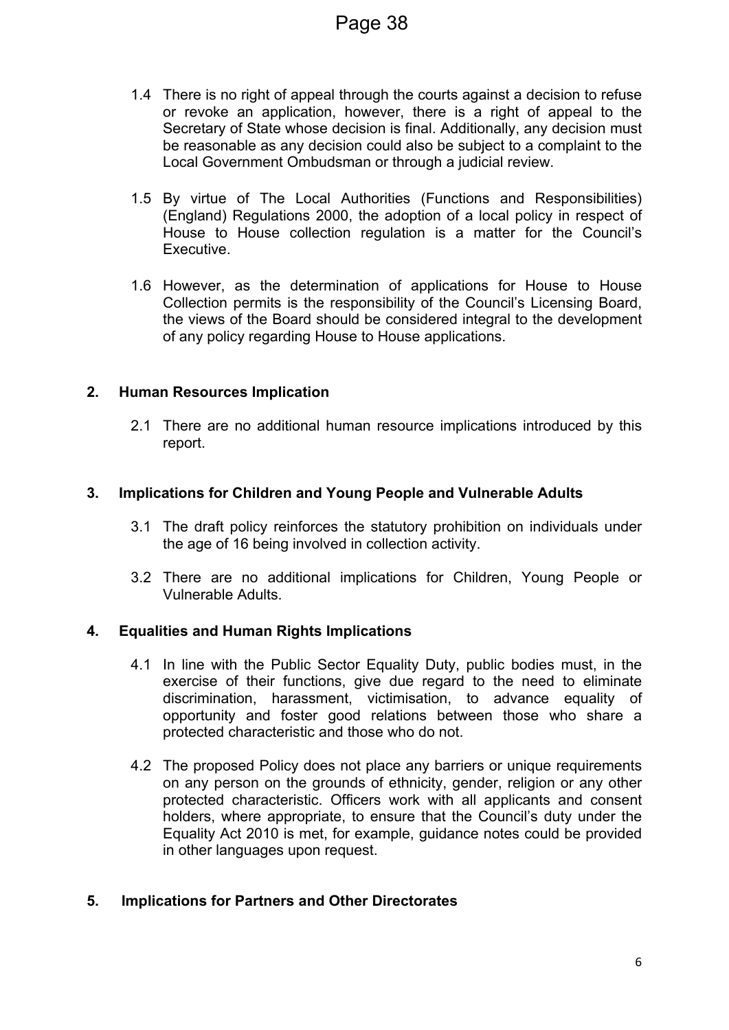1.4 There is no right of appeal through the courts against a decision to refuse or revoke an application, however, there is a right of appeal to the Secretary of State whose decision is final. Additionally, any decision must be reasonable as any decision could also be subject to a complaint to the Local Government Ombudsman or through a judicial review.

1.5 By virtue of The Local Authorities (Functions and Responsibilities) (England) Regulations 2000, the adoption of a local policy in respect of House to House collection regulation is a matter for the Council's Executive.

1.6 However, as the determination of applications for House to House Collection permits is the responsibility of the Council's Licensing Board, the views of the Board should be considered integral to the development of any policy regarding House to House applications.

## 2. Human Resources Implication

2.1 There are no additional human resource implications introduced by this report.

## 3. Implications for Children and Young People and Vulnerable Adults

3.1 The draft policy reinforces the statutory prohibition on individuals under the age of 16 being involved in collection activity.

3.2 There are no additional implications for Children, Young People or Vulnerable Adults.

## 4. Equalities and Human Rights Implications

4.1 In line with the Public Sector Equality Duty, public bodies must, in the exercise of their functions, give due regard to the need to eliminate discrimination, harassment, victimisation, to advance equality of opportunity and foster good relations between those who share a protected characteristic and those who do not.

4.2 The proposed Policy does not place any barriers or unique requirements on any person on the grounds of ethnicity, gender, religion or any other protected characteristic. Officers work with all applicants and consent holders, where appropriate, to ensure that the Council's duty under the Equality Act 2010 is met, for example, guidance notes could be provided in other languages upon request.

## 5. Implications for Partners and Other Directorates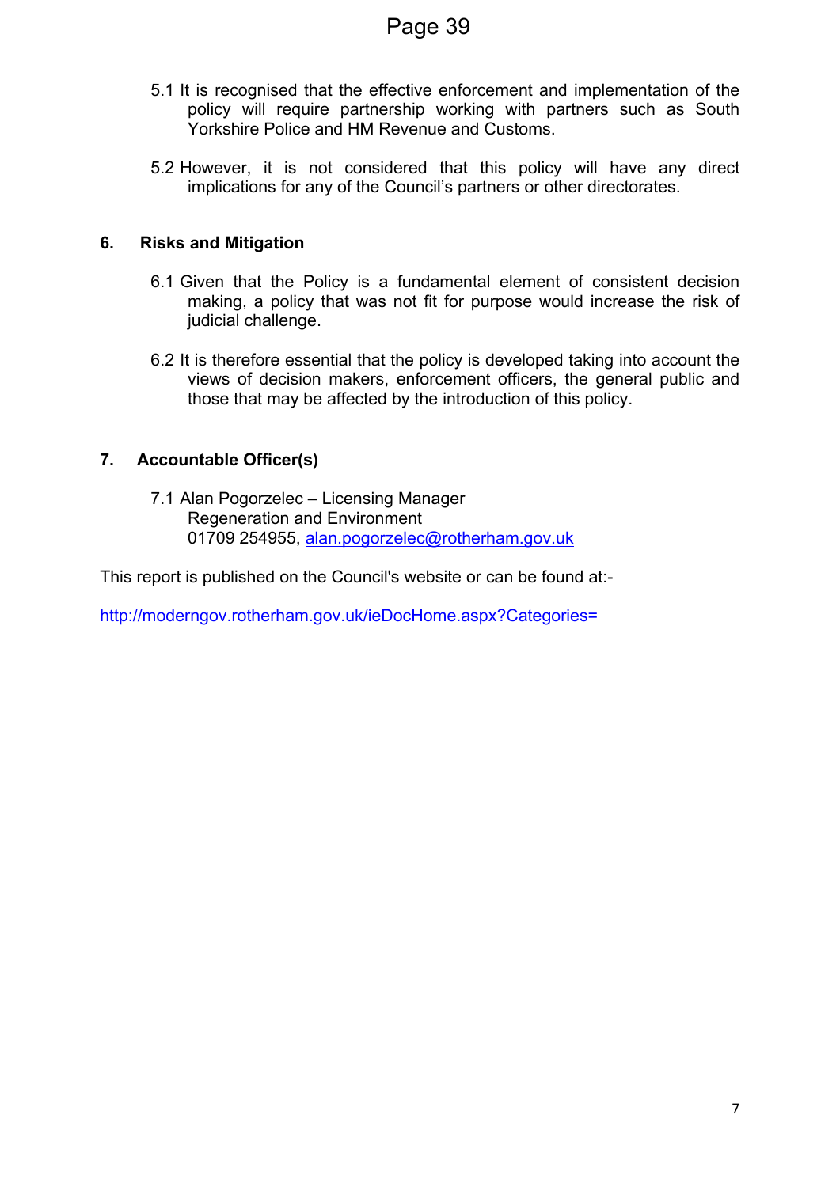5.1 It is recognised that the effective enforcement and implementation of the policy will require partnership working with partners such as South Yorkshire Police and HM Revenue and Customs.

5.2 However, it is not considered that this policy will have any direct implications for any of the Council's partners or other directorates.

## 6. Risks and Mitigation

6.1 Given that the Policy is a fundamental element of consistent decision making, a policy that was not fit for purpose would increase the risk of judicial challenge.

6.2 It is therefore essential that the policy is developed taking into account the views of decision makers, enforcement officers, the general public and those that may be affected by the introduction of this policy.

## 7. Accountable Officer(s)

7.1 Alan Pogorzelec – Licensing Manager
Regeneration and Environment
01709 254955, alan.pogorzelec@rotherham.gov.uk

This report is published on the Council's website or can be found at:-

http://moderngov.rotherham.gov.uk/ieDocHome.aspx?Categories=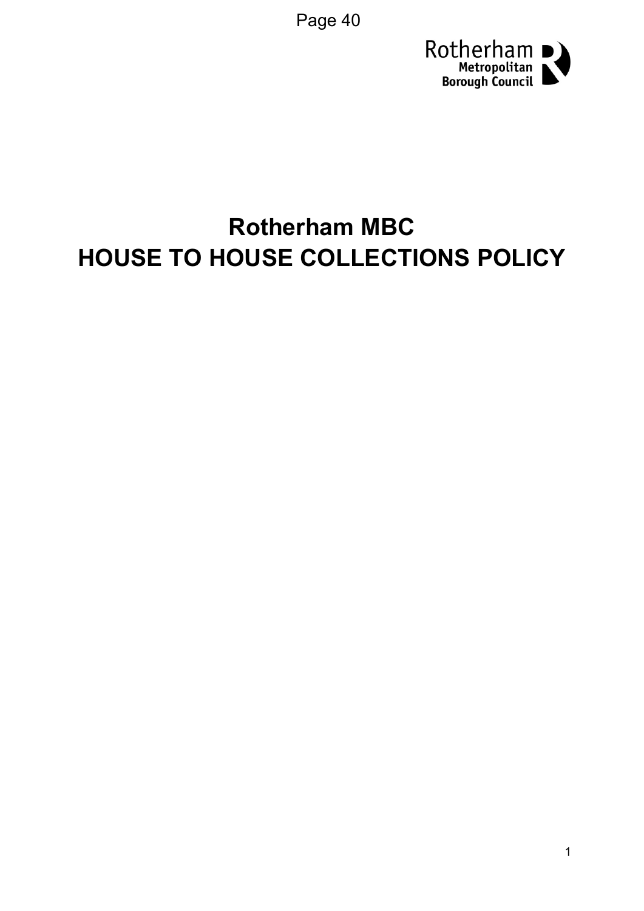# Rotherham MBC
# HOUSE TO HOUSE COLLECTIONS POLICY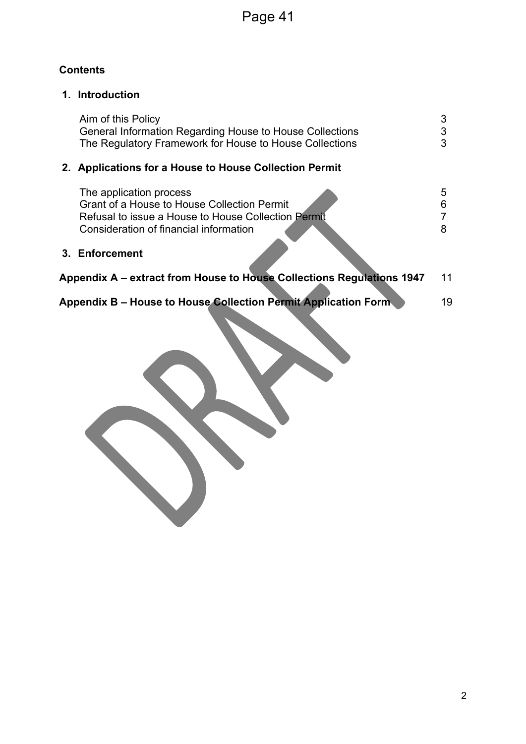**Contents**

**1. Introduction**

| | |
|---|---|
| Aim of this Policy | 3 |
| General Information Regarding House to House Collections | 3 |
| The Regulatory Framework for House to House Collections | 3 |

**2. Applications for a House to House Collection Permit**

| | |
|---|---|
| The application process | 5 |
| Grant of a House to House Collection Permit | 6 |
| Refusal to issue a House to House Collection Permit | 7 |
| Consideration of financial information | 8 |

**3. Enforcement**

| | |
|---|---|
| **Appendix A – extract from House to House Collections Regulations 1947** | 11 |
| **Appendix B – House to House Collection Permit Application Form** | 19 |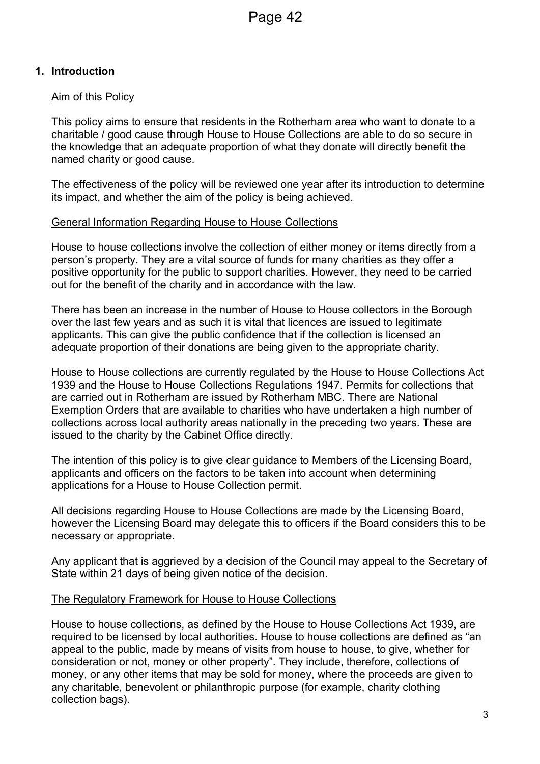## 1. Introduction

Aim of this Policy

This policy aims to ensure that residents in the Rotherham area who want to donate to a charitable / good cause through House to House Collections are able to do so secure in the knowledge that an adequate proportion of what they donate will directly benefit the named charity or good cause.

The effectiveness of the policy will be reviewed one year after its introduction to determine its impact, and whether the aim of the policy is being achieved.

General Information Regarding House to House Collections

House to house collections involve the collection of either money or items directly from a person's property. They are a vital source of funds for many charities as they offer a positive opportunity for the public to support charities. However, they need to be carried out for the benefit of the charity and in accordance with the law.

There has been an increase in the number of House to House collectors in the Borough over the last few years and as such it is vital that licences are issued to legitimate applicants. This can give the public confidence that if the collection is licensed an adequate proportion of their donations are being given to the appropriate charity.

House to House collections are currently regulated by the House to House Collections Act 1939 and the House to House Collections Regulations 1947. Permits for collections that are carried out in Rotherham are issued by Rotherham MBC. There are National Exemption Orders that are available to charities who have undertaken a high number of collections across local authority areas nationally in the preceding two years. These are issued to the charity by the Cabinet Office directly.

The intention of this policy is to give clear guidance to Members of the Licensing Board, applicants and officers on the factors to be taken into account when determining applications for a House to House Collection permit.

All decisions regarding House to House Collections are made by the Licensing Board, however the Licensing Board may delegate this to officers if the Board considers this to be necessary or appropriate.

Any applicant that is aggrieved by a decision of the Council may appeal to the Secretary of State within 21 days of being given notice of the decision.

The Regulatory Framework for House to House Collections

House to house collections, as defined by the House to House Collections Act 1939, are required to be licensed by local authorities. House to house collections are defined as "an appeal to the public, made by means of visits from house to house, to give, whether for consideration or not, money or other property". They include, therefore, collections of money, or any other items that may be sold for money, where the proceeds are given to any charitable, benevolent or philanthropic purpose (for example, charity clothing collection bags).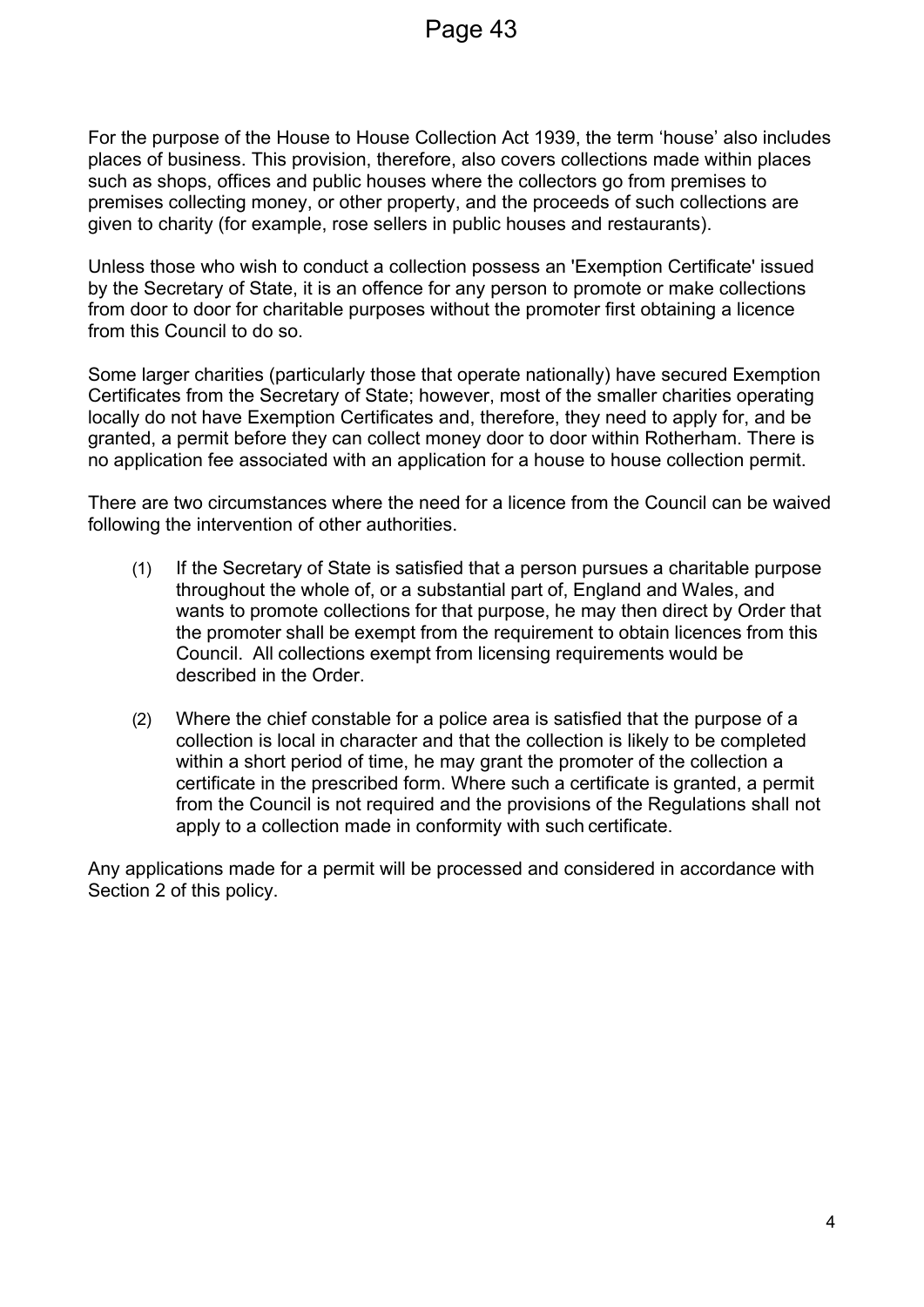For the purpose of the House to House Collection Act 1939, the term 'house' also includes places of business. This provision, therefore, also covers collections made within places such as shops, offices and public houses where the collectors go from premises to premises collecting money, or other property, and the proceeds of such collections are given to charity (for example, rose sellers in public houses and restaurants).

Unless those who wish to conduct a collection possess an 'Exemption Certificate' issued by the Secretary of State, it is an offence for any person to promote or make collections from door to door for charitable purposes without the promoter first obtaining a licence from this Council to do so.

Some larger charities (particularly those that operate nationally) have secured Exemption Certificates from the Secretary of State; however, most of the smaller charities operating locally do not have Exemption Certificates and, therefore, they need to apply for, and be granted, a permit before they can collect money door to door within Rotherham. There is no application fee associated with an application for a house to house collection permit.

There are two circumstances where the need for a licence from the Council can be waived following the intervention of other authorities.

(1) If the Secretary of State is satisfied that a person pursues a charitable purpose throughout the whole of, or a substantial part of, England and Wales, and wants to promote collections for that purpose, he may then direct by Order that the promoter shall be exempt from the requirement to obtain licences from this Council. All collections exempt from licensing requirements would be described in the Order.

(2) Where the chief constable for a police area is satisfied that the purpose of a collection is local in character and that the collection is likely to be completed within a short period of time, he may grant the promoter of the collection a certificate in the prescribed form. Where such a certificate is granted, a permit from the Council is not required and the provisions of the Regulations shall not apply to a collection made in conformity with such certificate.

Any applications made for a permit will be processed and considered in accordance with Section 2 of this policy.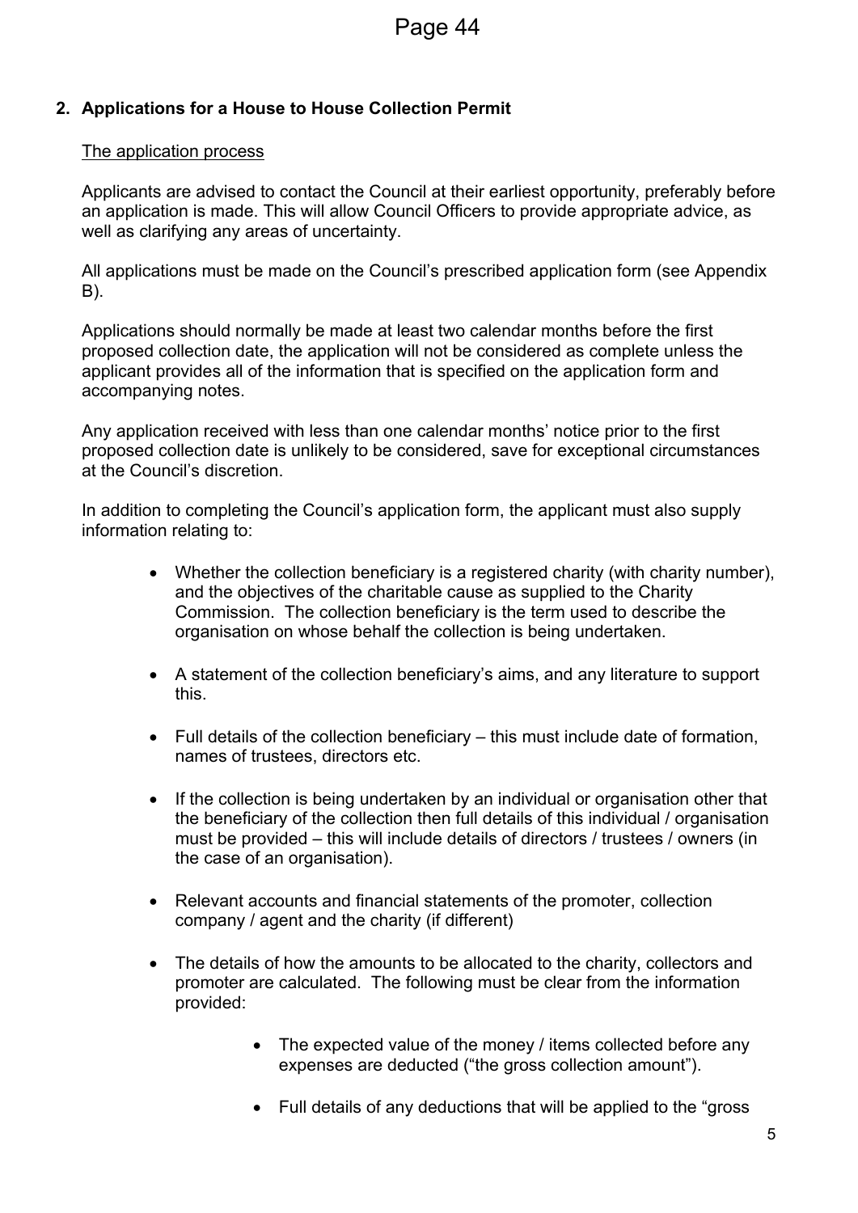## 2. Applications for a House to House Collection Permit

The application process

Applicants are advised to contact the Council at their earliest opportunity, preferably before an application is made. This will allow Council Officers to provide appropriate advice, as well as clarifying any areas of uncertainty.

All applications must be made on the Council's prescribed application form (see Appendix B).

Applications should normally be made at least two calendar months before the first proposed collection date, the application will not be considered as complete unless the applicant provides all of the information that is specified on the application form and accompanying notes.

Any application received with less than one calendar months' notice prior to the first proposed collection date is unlikely to be considered, save for exceptional circumstances at the Council's discretion.

In addition to completing the Council's application form, the applicant must also supply information relating to:

- Whether the collection beneficiary is a registered charity (with charity number), and the objectives of the charitable cause as supplied to the Charity Commission. The collection beneficiary is the term used to describe the organisation on whose behalf the collection is being undertaken.
- A statement of the collection beneficiary's aims, and any literature to support this.
- Full details of the collection beneficiary – this must include date of formation, names of trustees, directors etc.
- If the collection is being undertaken by an individual or organisation other that the beneficiary of the collection then full details of this individual / organisation must be provided – this will include details of directors / trustees / owners (in the case of an organisation).
- Relevant accounts and financial statements of the promoter, collection company / agent and the charity (if different)
- The details of how the amounts to be allocated to the charity, collectors and promoter are calculated. The following must be clear from the information provided:
    - The expected value of the money / items collected before any expenses are deducted ("the gross collection amount").
    - Full details of any deductions that will be applied to the "gross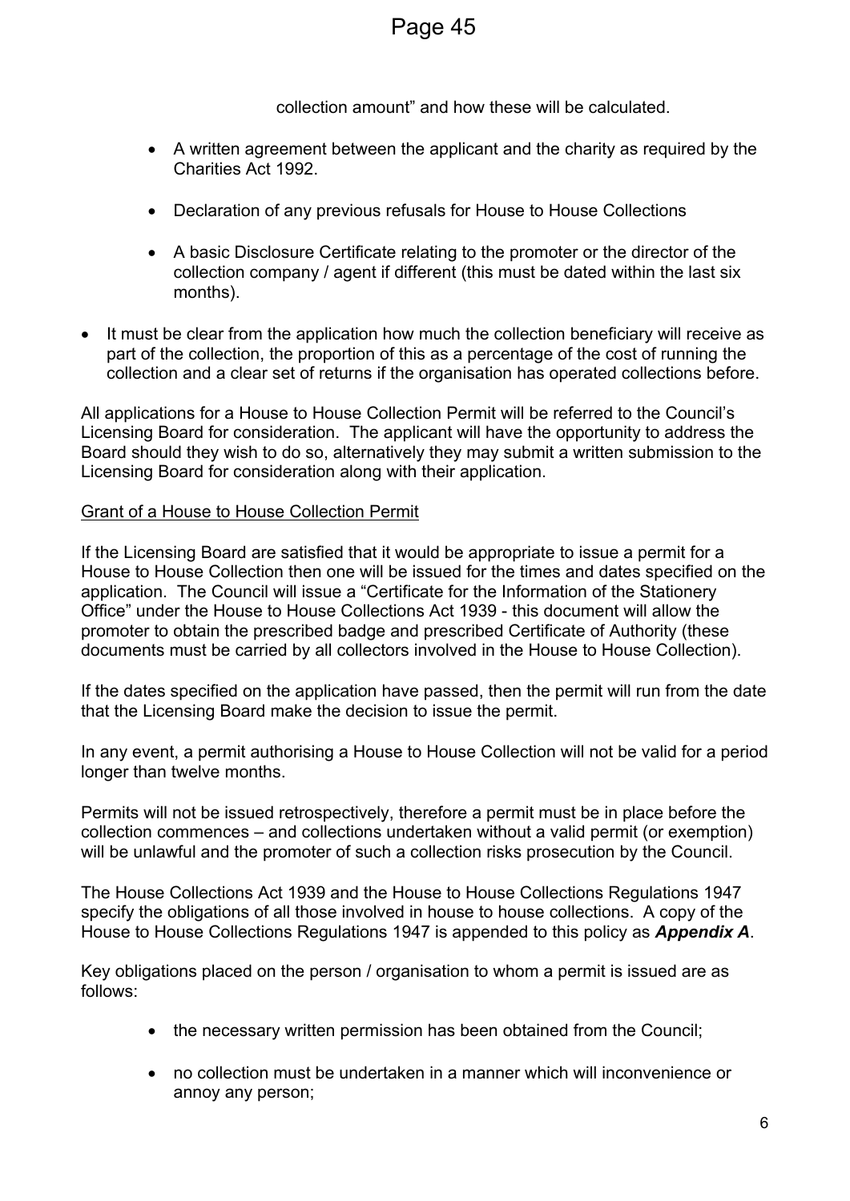collection amount" and how these will be calculated.

- A written agreement between the applicant and the charity as required by the Charities Act 1992.
- Declaration of any previous refusals for House to House Collections
- A basic Disclosure Certificate relating to the promoter or the director of the collection company / agent if different (this must be dated within the last six months).

- It must be clear from the application how much the collection beneficiary will receive as part of the collection, the proportion of this as a percentage of the cost of running the collection and a clear set of returns if the organisation has operated collections before.

All applications for a House to House Collection Permit will be referred to the Council's Licensing Board for consideration. The applicant will have the opportunity to address the Board should they wish to do so, alternatively they may submit a written submission to the Licensing Board for consideration along with their application.

Grant of a House to House Collection Permit

If the Licensing Board are satisfied that it would be appropriate to issue a permit for a House to House Collection then one will be issued for the times and dates specified on the application. The Council will issue a "Certificate for the Information of the Stationery Office" under the House to House Collections Act 1939 - this document will allow the promoter to obtain the prescribed badge and prescribed Certificate of Authority (these documents must be carried by all collectors involved in the House to House Collection).

If the dates specified on the application have passed, then the permit will run from the date that the Licensing Board make the decision to issue the permit.

In any event, a permit authorising a House to House Collection will not be valid for a period longer than twelve months.

Permits will not be issued retrospectively, therefore a permit must be in place before the collection commences – and collections undertaken without a valid permit (or exemption) will be unlawful and the promoter of such a collection risks prosecution by the Council.

The House Collections Act 1939 and the House to House Collections Regulations 1947 specify the obligations of all those involved in house to house collections. A copy of the House to House Collections Regulations 1947 is appended to this policy as ***Appendix A***.

Key obligations placed on the person / organisation to whom a permit is issued are as follows:

- the necessary written permission has been obtained from the Council;
- no collection must be undertaken in a manner which will inconvenience or annoy any person;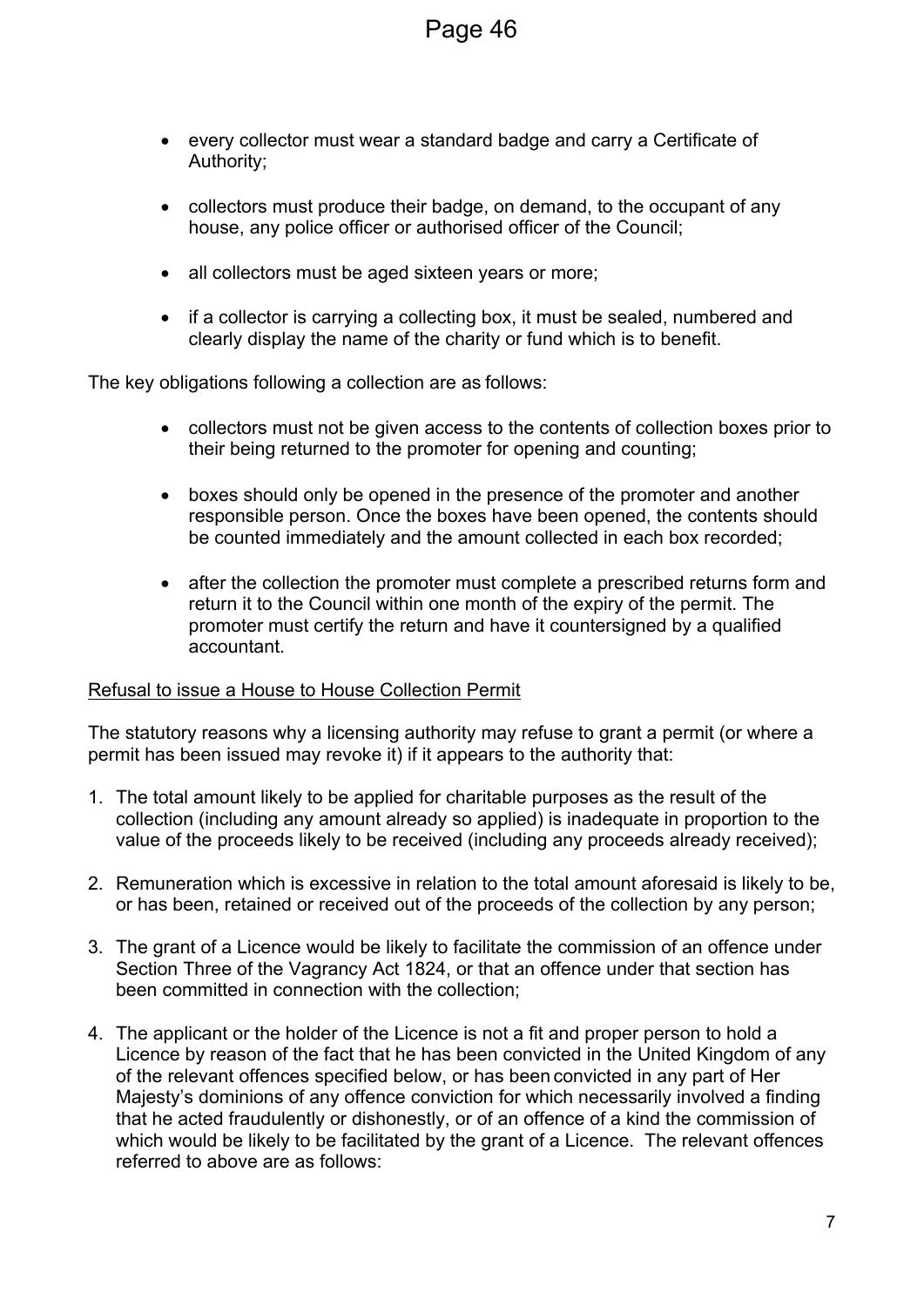- every collector must wear a standard badge and carry a Certificate of Authority;
- collectors must produce their badge, on demand, to the occupant of any house, any police officer or authorised officer of the Council;
- all collectors must be aged sixteen years or more;
- if a collector is carrying a collecting box, it must be sealed, numbered and clearly display the name of the charity or fund which is to benefit.

The key obligations following a collection are as follows:

- collectors must not be given access to the contents of collection boxes prior to their being returned to the promoter for opening and counting;
- boxes should only be opened in the presence of the promoter and another responsible person. Once the boxes have been opened, the contents should be counted immediately and the amount collected in each box recorded;
- after the collection the promoter must complete a prescribed returns form and return it to the Council within one month of the expiry of the permit. The promoter must certify the return and have it countersigned by a qualified accountant.

<u>Refusal to issue a House to House Collection Permit</u>

The statutory reasons why a licensing authority may refuse to grant a permit (or where a permit has been issued may revoke it) if it appears to the authority that:

1. The total amount likely to be applied for charitable purposes as the result of the collection (including any amount already so applied) is inadequate in proportion to the value of the proceeds likely to be received (including any proceeds already received);
2. Remuneration which is excessive in relation to the total amount aforesaid is likely to be, or has been, retained or received out of the proceeds of the collection by any person;
3. The grant of a Licence would be likely to facilitate the commission of an offence under Section Three of the Vagrancy Act 1824, or that an offence under that section has been committed in connection with the collection;
4. The applicant or the holder of the Licence is not a fit and proper person to hold a Licence by reason of the fact that he has been convicted in the United Kingdom of any of the relevant offences specified below, or has been convicted in any part of Her Majesty's dominions of any offence conviction for which necessarily involved a finding that he acted fraudulently or dishonestly, or of an offence of a kind the commission of which would be likely to be facilitated by the grant of a Licence. The relevant offences referred to above are as follows: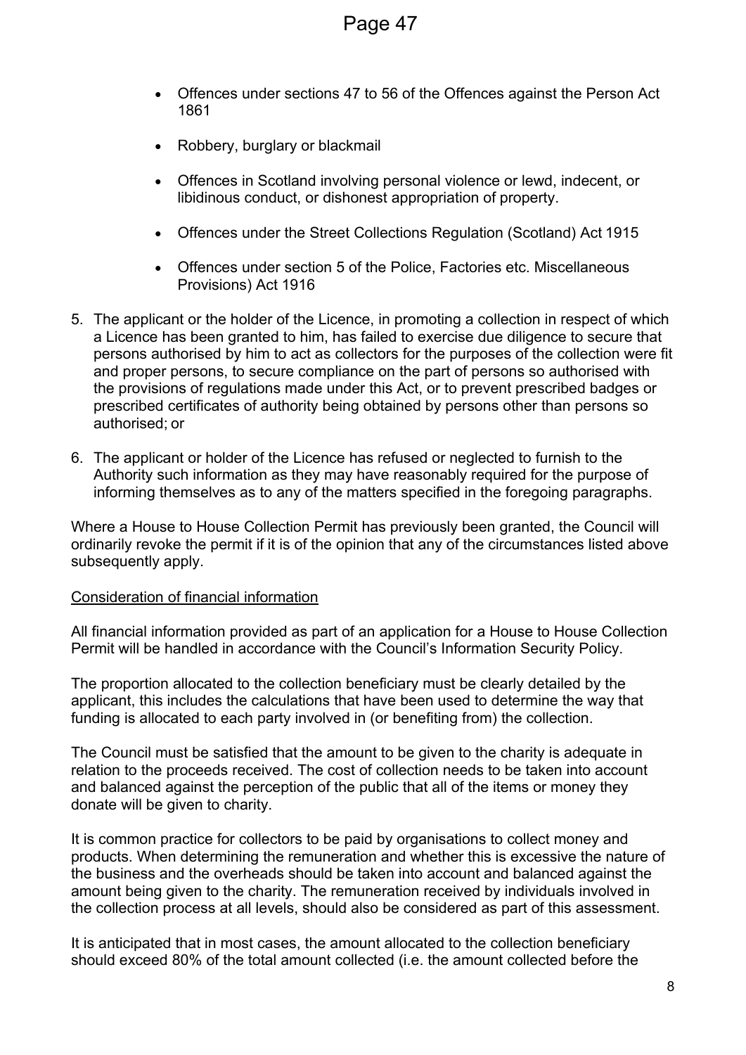- Offences under sections 47 to 56 of the Offences against the Person Act 1861
- Robbery, burglary or blackmail
- Offences in Scotland involving personal violence or lewd, indecent, or libidinous conduct, or dishonest appropriation of property.
- Offences under the Street Collections Regulation (Scotland) Act 1915
- Offences under section 5 of the Police, Factories etc. Miscellaneous Provisions) Act 1916

5. The applicant or the holder of the Licence, in promoting a collection in respect of which a Licence has been granted to him, has failed to exercise due diligence to secure that persons authorised by him to act as collectors for the purposes of the collection were fit and proper persons, to secure compliance on the part of persons so authorised with the provisions of regulations made under this Act, or to prevent prescribed badges or prescribed certificates of authority being obtained by persons other than persons so authorised; or
6. The applicant or holder of the Licence has refused or neglected to furnish to the Authority such information as they may have reasonably required for the purpose of informing themselves as to any of the matters specified in the foregoing paragraphs.

Where a House to House Collection Permit has previously been granted, the Council will ordinarily revoke the permit if it is of the opinion that any of the circumstances listed above subsequently apply.

Consideration of financial information

All financial information provided as part of an application for a House to House Collection Permit will be handled in accordance with the Council's Information Security Policy.

The proportion allocated to the collection beneficiary must be clearly detailed by the applicant, this includes the calculations that have been used to determine the way that funding is allocated to each party involved in (or benefiting from) the collection.

The Council must be satisfied that the amount to be given to the charity is adequate in relation to the proceeds received. The cost of collection needs to be taken into account and balanced against the perception of the public that all of the items or money they donate will be given to charity.

It is common practice for collectors to be paid by organisations to collect money and products. When determining the remuneration and whether this is excessive the nature of the business and the overheads should be taken into account and balanced against the amount being given to the charity. The remuneration received by individuals involved in the collection process at all levels, should also be considered as part of this assessment.

It is anticipated that in most cases, the amount allocated to the collection beneficiary should exceed 80% of the total amount collected (i.e. the amount collected before the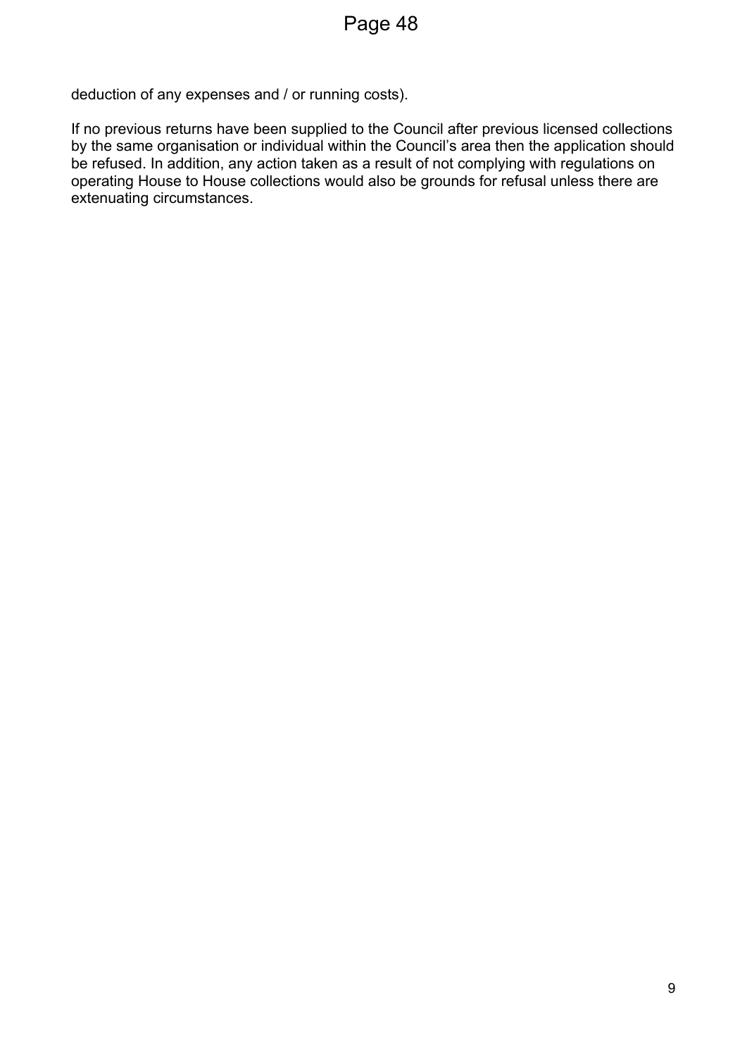deduction of any expenses and / or running costs).

If no previous returns have been supplied to the Council after previous licensed collections by the same organisation or individual within the Council's area then the application should be refused. In addition, any action taken as a result of not complying with regulations on operating House to House collections would also be grounds for refusal unless there are extenuating circumstances.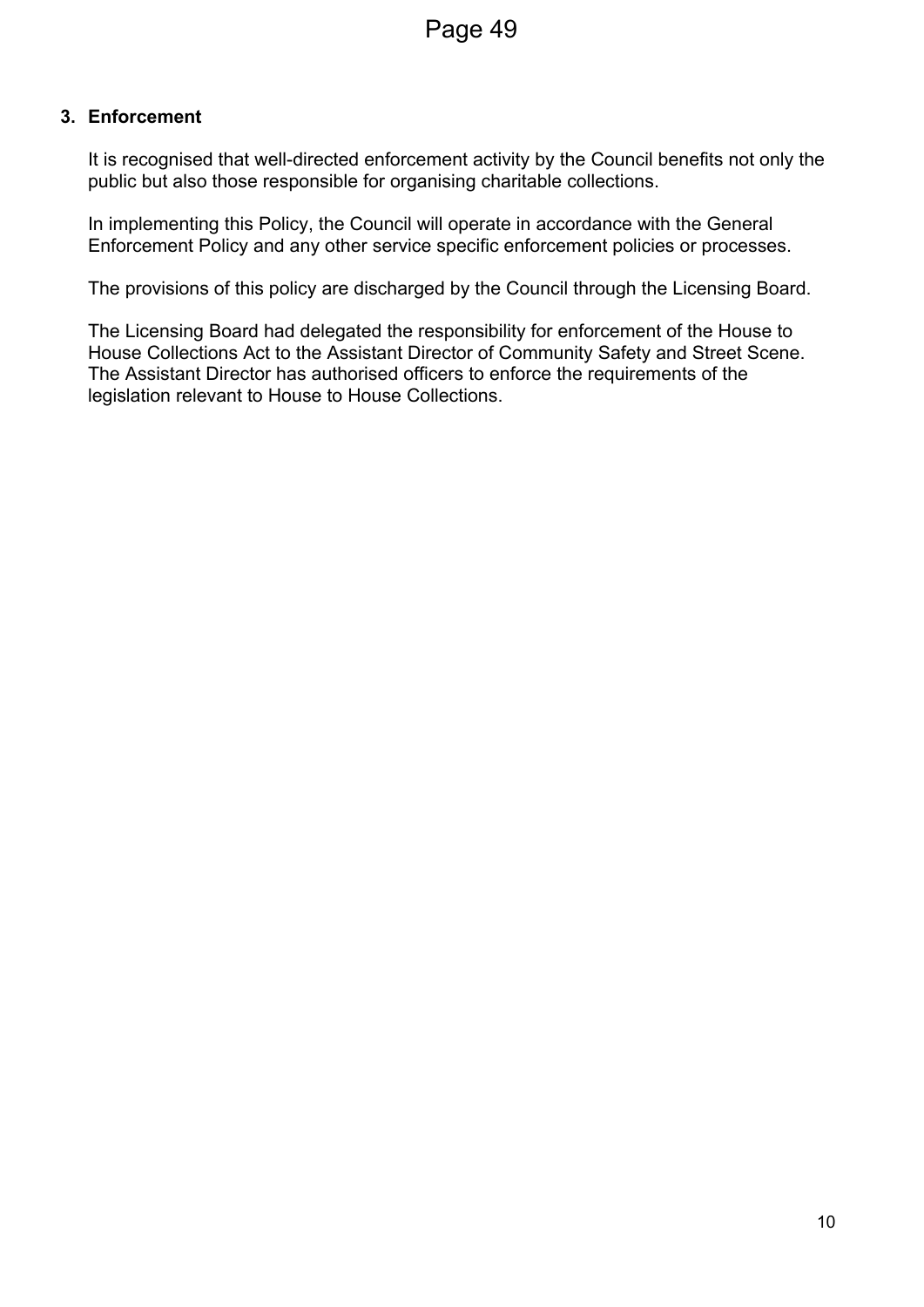## 3. Enforcement

It is recognised that well-directed enforcement activity by the Council benefits not only the public but also those responsible for organising charitable collections.

In implementing this Policy, the Council will operate in accordance with the General Enforcement Policy and any other service specific enforcement policies or processes.

The provisions of this policy are discharged by the Council through the Licensing Board.

The Licensing Board had delegated the responsibility for enforcement of the House to House Collections Act to the Assistant Director of Community Safety and Street Scene. The Assistant Director has authorised officers to enforce the requirements of the legislation relevant to House to House Collections.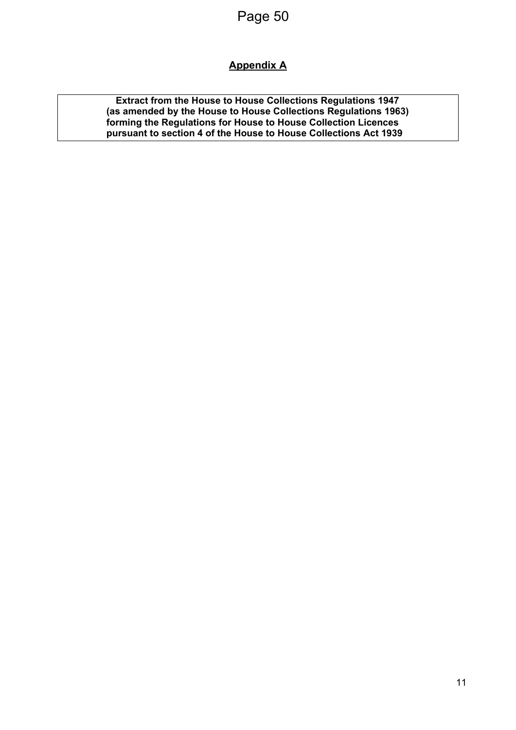## Appendix A

**Extract from the House to House Collections Regulations 1947 (as amended by the House to House Collections Regulations 1963) forming the Regulations for House to House Collection Licences pursuant to section 4 of the House to House Collections Act 1939**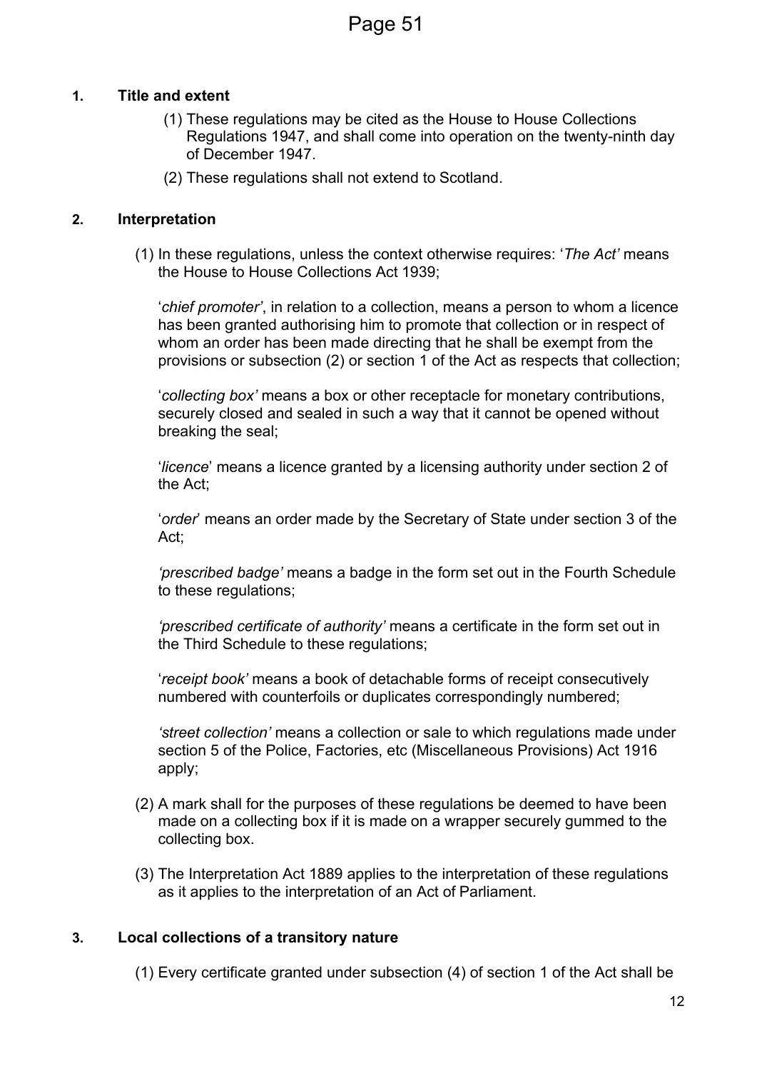## 1. Title and extent

(1) These regulations may be cited as the House to House Collections Regulations 1947, and shall come into operation on the twenty-ninth day of December 1947.

(2) These regulations shall not extend to Scotland.

## 2. Interpretation

(1) In these regulations, unless the context otherwise requires: '*The Act'* means the House to House Collections Act 1939;

'*chief promoter*', in relation to a collection, means a person to whom a licence has been granted authorising him to promote that collection or in respect of whom an order has been made directing that he shall be exempt from the provisions or subsection (2) or section 1 of the Act as respects that collection;

'*collecting box'* means a box or other receptacle for monetary contributions, securely closed and sealed in such a way that it cannot be opened without breaking the seal;

'*licence*' means a licence granted by a licensing authority under section 2 of the Act;

'*order*' means an order made by the Secretary of State under section 3 of the Act;

*'prescribed badge'* means a badge in the form set out in the Fourth Schedule to these regulations;

*'prescribed certificate of authority'* means a certificate in the form set out in the Third Schedule to these regulations;

'*receipt book'* means a book of detachable forms of receipt consecutively numbered with counterfoils or duplicates correspondingly numbered;

*'street collection'* means a collection or sale to which regulations made under section 5 of the Police, Factories, etc (Miscellaneous Provisions) Act 1916 apply;

(2) A mark shall for the purposes of these regulations be deemed to have been made on a collecting box if it is made on a wrapper securely gummed to the collecting box.

(3) The Interpretation Act 1889 applies to the interpretation of these regulations as it applies to the interpretation of an Act of Parliament.

## 3. Local collections of a transitory nature

(1) Every certificate granted under subsection (4) of section 1 of the Act shall be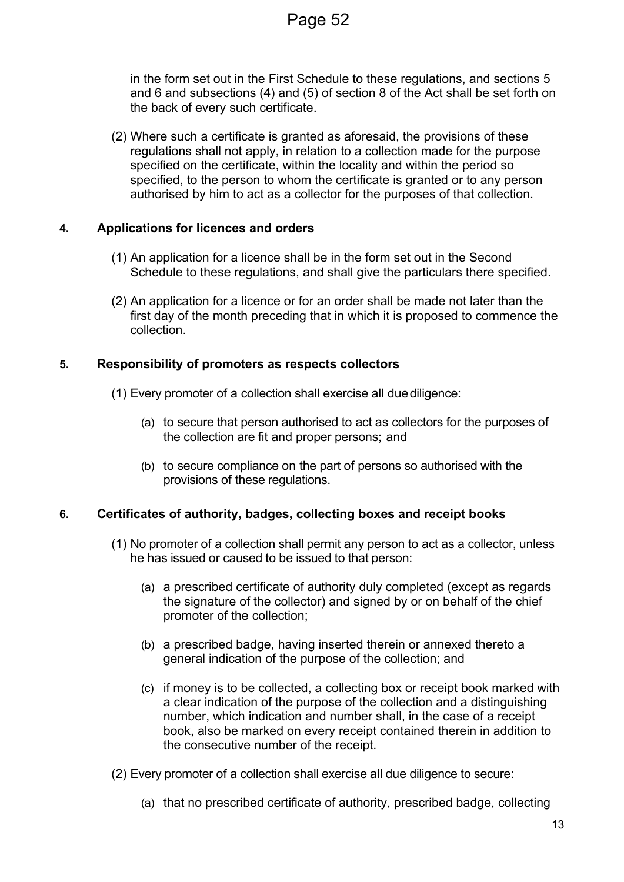in the form set out in the First Schedule to these regulations, and sections 5 and 6 and subsections (4) and (5) of section 8 of the Act shall be set forth on the back of every such certificate.

(2) Where such a certificate is granted as aforesaid, the provisions of these regulations shall not apply, in relation to a collection made for the purpose specified on the certificate, within the locality and within the period so specified, to the person to whom the certificate is granted or to any person authorised by him to act as a collector for the purposes of that collection.

## 4. Applications for licences and orders

(1) An application for a licence shall be in the form set out in the Second Schedule to these regulations, and shall give the particulars there specified.

(2) An application for a licence or for an order shall be made not later than the first day of the month preceding that in which it is proposed to commence the collection.

## 5. Responsibility of promoters as respects collectors

(1) Every promoter of a collection shall exercise all due diligence:

(a) to secure that person authorised to act as collectors for the purposes of the collection are fit and proper persons; and

(b) to secure compliance on the part of persons so authorised with the provisions of these regulations.

## 6. Certificates of authority, badges, collecting boxes and receipt books

(1) No promoter of a collection shall permit any person to act as a collector, unless he has issued or caused to be issued to that person:

(a) a prescribed certificate of authority duly completed (except as regards the signature of the collector) and signed by or on behalf of the chief promoter of the collection;

(b) a prescribed badge, having inserted therein or annexed thereto a general indication of the purpose of the collection; and

(c) if money is to be collected, a collecting box or receipt book marked with a clear indication of the purpose of the collection and a distinguishing number, which indication and number shall, in the case of a receipt book, also be marked on every receipt contained therein in addition to the consecutive number of the receipt.

(2) Every promoter of a collection shall exercise all due diligence to secure:

(a) that no prescribed certificate of authority, prescribed badge, collecting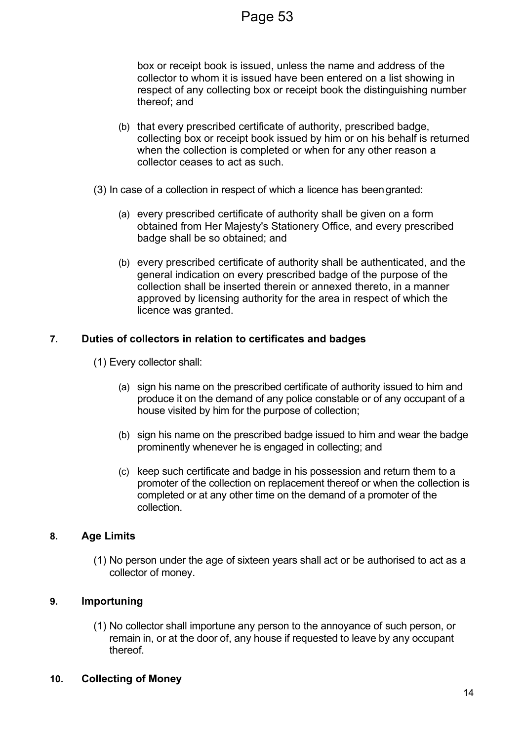box or receipt book is issued, unless the name and address of the collector to whom it is issued have been entered on a list showing in respect of any collecting box or receipt book the distinguishing number thereof; and

(b) that every prescribed certificate of authority, prescribed badge, collecting box or receipt book issued by him or on his behalf is returned when the collection is completed or when for any other reason a collector ceases to act as such.

(3) In case of a collection in respect of which a licence has been granted:

(a) every prescribed certificate of authority shall be given on a form obtained from Her Majesty's Stationery Office, and every prescribed badge shall be so obtained; and

(b) every prescribed certificate of authority shall be authenticated, and the general indication on every prescribed badge of the purpose of the collection shall be inserted therein or annexed thereto, in a manner approved by licensing authority for the area in respect of which the licence was granted.

## 7. Duties of collectors in relation to certificates and badges

(1) Every collector shall:

(a) sign his name on the prescribed certificate of authority issued to him and produce it on the demand of any police constable or of any occupant of a house visited by him for the purpose of collection;

(b) sign his name on the prescribed badge issued to him and wear the badge prominently whenever he is engaged in collecting; and

(c) keep such certificate and badge in his possession and return them to a promoter of the collection on replacement thereof or when the collection is completed or at any other time on the demand of a promoter of the collection.

## 8. Age Limits

(1) No person under the age of sixteen years shall act or be authorised to act as a collector of money.

## 9. Importuning

(1) No collector shall importune any person to the annoyance of such person, or remain in, or at the door of, any house if requested to leave by any occupant thereof.

## 10. Collecting of Money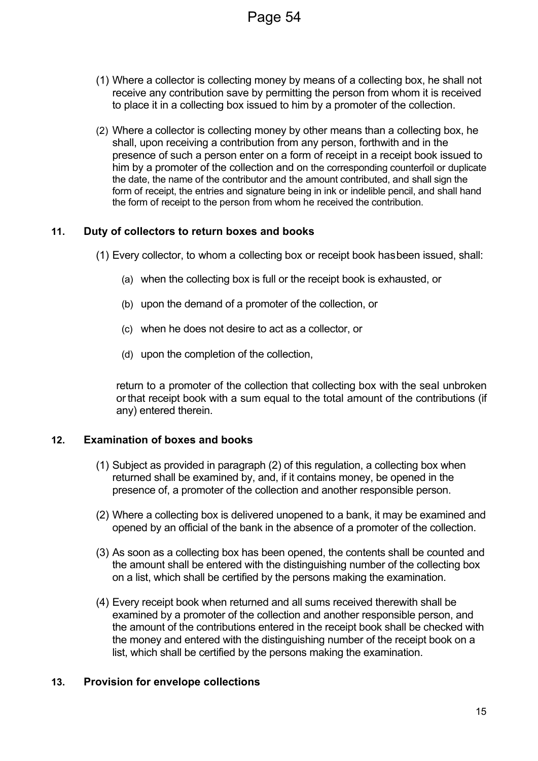(1) Where a collector is collecting money by means of a collecting box, he shall not receive any contribution save by permitting the person from whom it is received to place it in a collecting box issued to him by a promoter of the collection.

(2) Where a collector is collecting money by other means than a collecting box, he shall, upon receiving a contribution from any person, forthwith and in the presence of such a person enter on a form of receipt in a receipt book issued to him by a promoter of the collection and on the corresponding counterfoil or duplicate the date, the name of the contributor and the amount contributed, and shall sign the form of receipt, the entries and signature being in ink or indelible pencil, and shall hand the form of receipt to the person from whom he received the contribution.

## 11. Duty of collectors to return boxes and books

(1) Every collector, to whom a collecting box or receipt book has been issued, shall:

(a) when the collecting box is full or the receipt book is exhausted, or

(b) upon the demand of a promoter of the collection, or

(c) when he does not desire to act as a collector, or

(d) upon the completion of the collection,

return to a promoter of the collection that collecting box with the seal unbroken or that receipt book with a sum equal to the total amount of the contributions (if any) entered therein.

## 12. Examination of boxes and books

(1) Subject as provided in paragraph (2) of this regulation, a collecting box when returned shall be examined by, and, if it contains money, be opened in the presence of, a promoter of the collection and another responsible person.

(2) Where a collecting box is delivered unopened to a bank, it may be examined and opened by an official of the bank in the absence of a promoter of the collection.

(3) As soon as a collecting box has been opened, the contents shall be counted and the amount shall be entered with the distinguishing number of the collecting box on a list, which shall be certified by the persons making the examination.

(4) Every receipt book when returned and all sums received therewith shall be examined by a promoter of the collection and another responsible person, and the amount of the contributions entered in the receipt book shall be checked with the money and entered with the distinguishing number of the receipt book on a list, which shall be certified by the persons making the examination.

## 13. Provision for envelope collections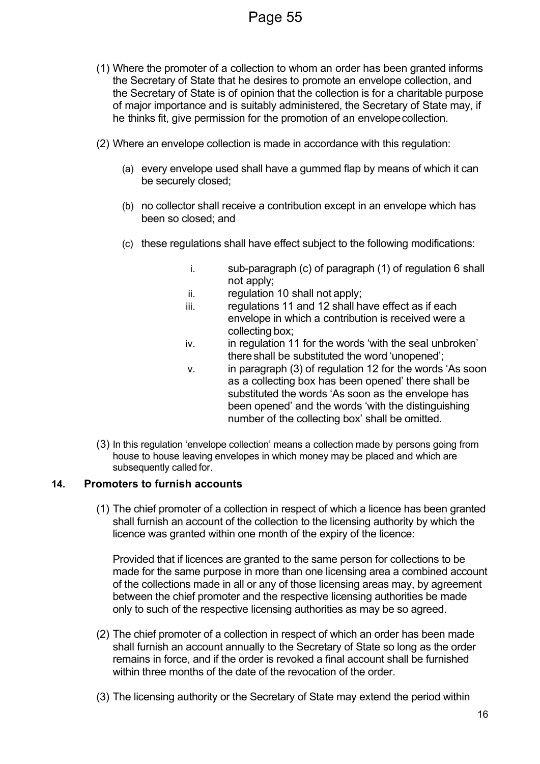(1) Where the promoter of a collection to whom an order has been granted informs the Secretary of State that he desires to promote an envelope collection, and the Secretary of State is of opinion that the collection is for a charitable purpose of major importance and is suitably administered, the Secretary of State may, if he thinks fit, give permission for the promotion of an envelope collection.

(2) Where an envelope collection is made in accordance with this regulation:

(a) every envelope used shall have a gummed flap by means of which it can be securely closed;

(b) no collector shall receive a contribution except in an envelope which has been so closed; and

(c) these regulations shall have effect subject to the following modifications:

i. sub-paragraph (c) of paragraph (1) of regulation 6 shall not apply;
ii. regulation 10 shall not apply;
iii. regulations 11 and 12 shall have effect as if each envelope in which a contribution is received were a collecting box;
iv. in regulation 11 for the words 'with the seal unbroken' there shall be substituted the word 'unopened';
v. in paragraph (3) of regulation 12 for the words 'As soon as a collecting box has been opened' there shall be substituted the words 'As soon as the envelope has been opened' and the words 'with the distinguishing number of the collecting box' shall be omitted.

(3) In this regulation 'envelope collection' means a collection made by persons going from house to house leaving envelopes in which money may be placed and which are subsequently called for.

## 14. Promoters to furnish accounts

(1) The chief promoter of a collection in respect of which a licence has been granted shall furnish an account of the collection to the licensing authority by which the licence was granted within one month of the expiry of the licence:

Provided that if licences are granted to the same person for collections to be made for the same purpose in more than one licensing area a combined account of the collections made in all or any of those licensing areas may, by agreement between the chief promoter and the respective licensing authorities be made only to such of the respective licensing authorities as may be so agreed.

(2) The chief promoter of a collection in respect of which an order has been made shall furnish an account annually to the Secretary of State so long as the order remains in force, and if the order is revoked a final account shall be furnished within three months of the date of the revocation of the order.

(3) The licensing authority or the Secretary of State may extend the period within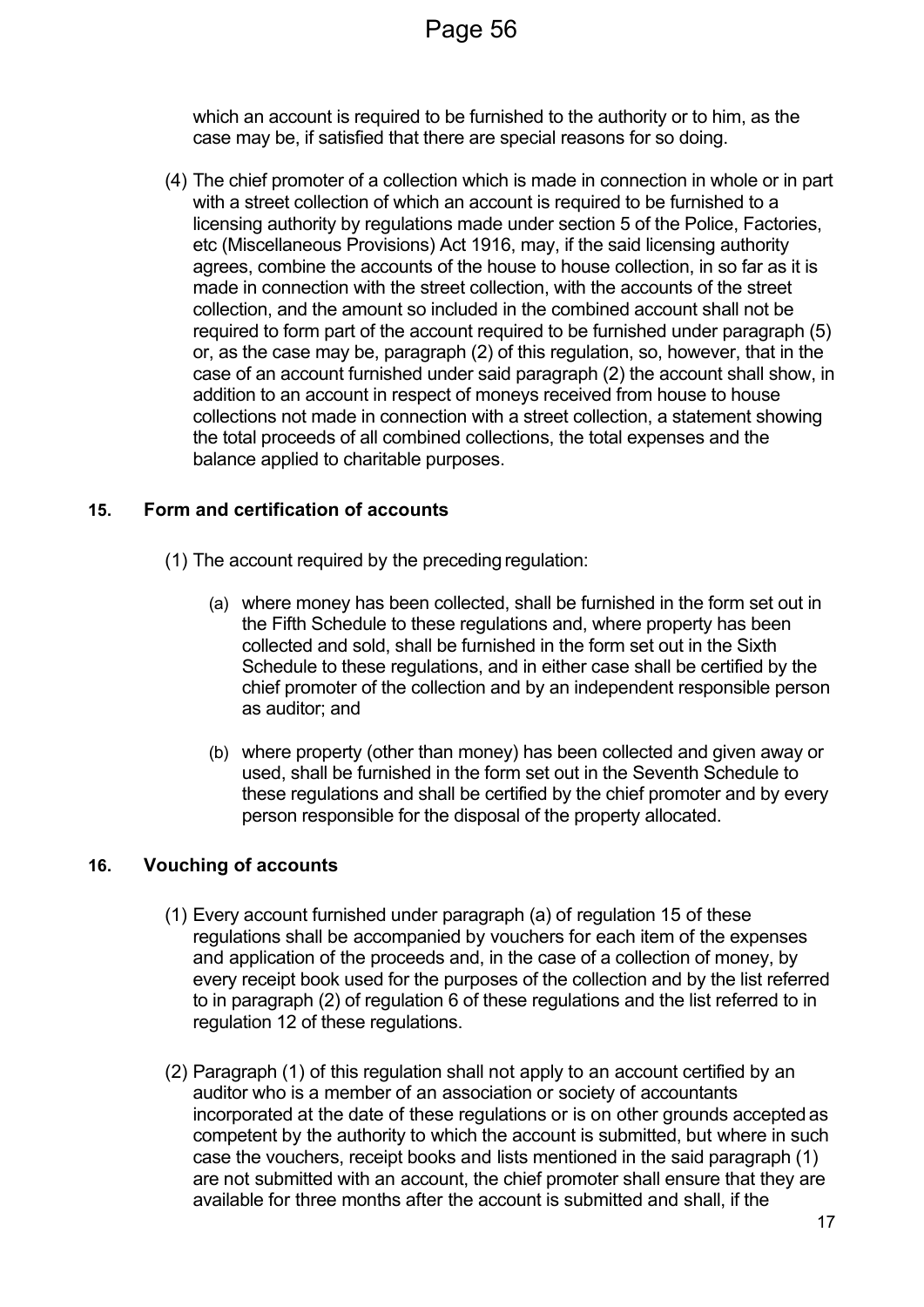which an account is required to be furnished to the authority or to him, as the case may be, if satisfied that there are special reasons for so doing.

(4) The chief promoter of a collection which is made in connection in whole or in part with a street collection of which an account is required to be furnished to a licensing authority by regulations made under section 5 of the Police, Factories, etc (Miscellaneous Provisions) Act 1916, may, if the said licensing authority agrees, combine the accounts of the house to house collection, in so far as it is made in connection with the street collection, with the accounts of the street collection, and the amount so included in the combined account shall not be required to form part of the account required to be furnished under paragraph (5) or, as the case may be, paragraph (2) of this regulation, so, however, that in the case of an account furnished under said paragraph (2) the account shall show, in addition to an account in respect of moneys received from house to house collections not made in connection with a street collection, a statement showing the total proceeds of all combined collections, the total expenses and the balance applied to charitable purposes.

### 15. Form and certification of accounts

(1) The account required by the preceding regulation:

(a) where money has been collected, shall be furnished in the form set out in the Fifth Schedule to these regulations and, where property has been collected and sold, shall be furnished in the form set out in the Sixth Schedule to these regulations, and in either case shall be certified by the chief promoter of the collection and by an independent responsible person as auditor; and

(b) where property (other than money) has been collected and given away or used, shall be furnished in the form set out in the Seventh Schedule to these regulations and shall be certified by the chief promoter and by every person responsible for the disposal of the property allocated.

### 16. Vouching of accounts

(1) Every account furnished under paragraph (a) of regulation 15 of these regulations shall be accompanied by vouchers for each item of the expenses and application of the proceeds and, in the case of a collection of money, by every receipt book used for the purposes of the collection and by the list referred to in paragraph (2) of regulation 6 of these regulations and the list referred to in regulation 12 of these regulations.

(2) Paragraph (1) of this regulation shall not apply to an account certified by an auditor who is a member of an association or society of accountants incorporated at the date of these regulations or is on other grounds accepted as competent by the authority to which the account is submitted, but where in such case the vouchers, receipt books and lists mentioned in the said paragraph (1) are not submitted with an account, the chief promoter shall ensure that they are available for three months after the account is submitted and shall, if the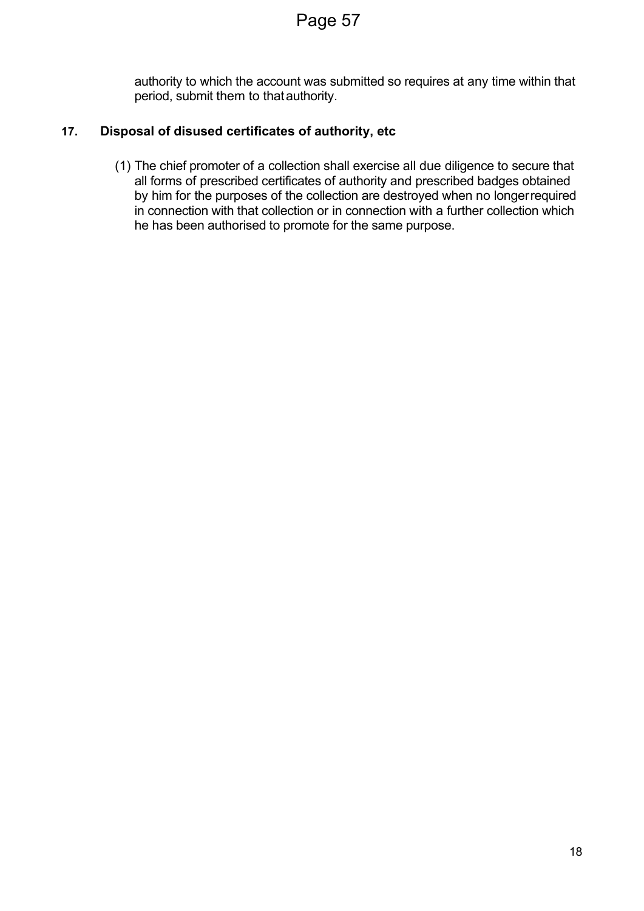authority to which the account was submitted so requires at any time within that period, submit them to that authority.

### 17. Disposal of disused certificates of authority, etc

(1) The chief promoter of a collection shall exercise all due diligence to secure that all forms of prescribed certificates of authority and prescribed badges obtained by him for the purposes of the collection are destroyed when no longer required in connection with that collection or in connection with a further collection which he has been authorised to promote for the same purpose.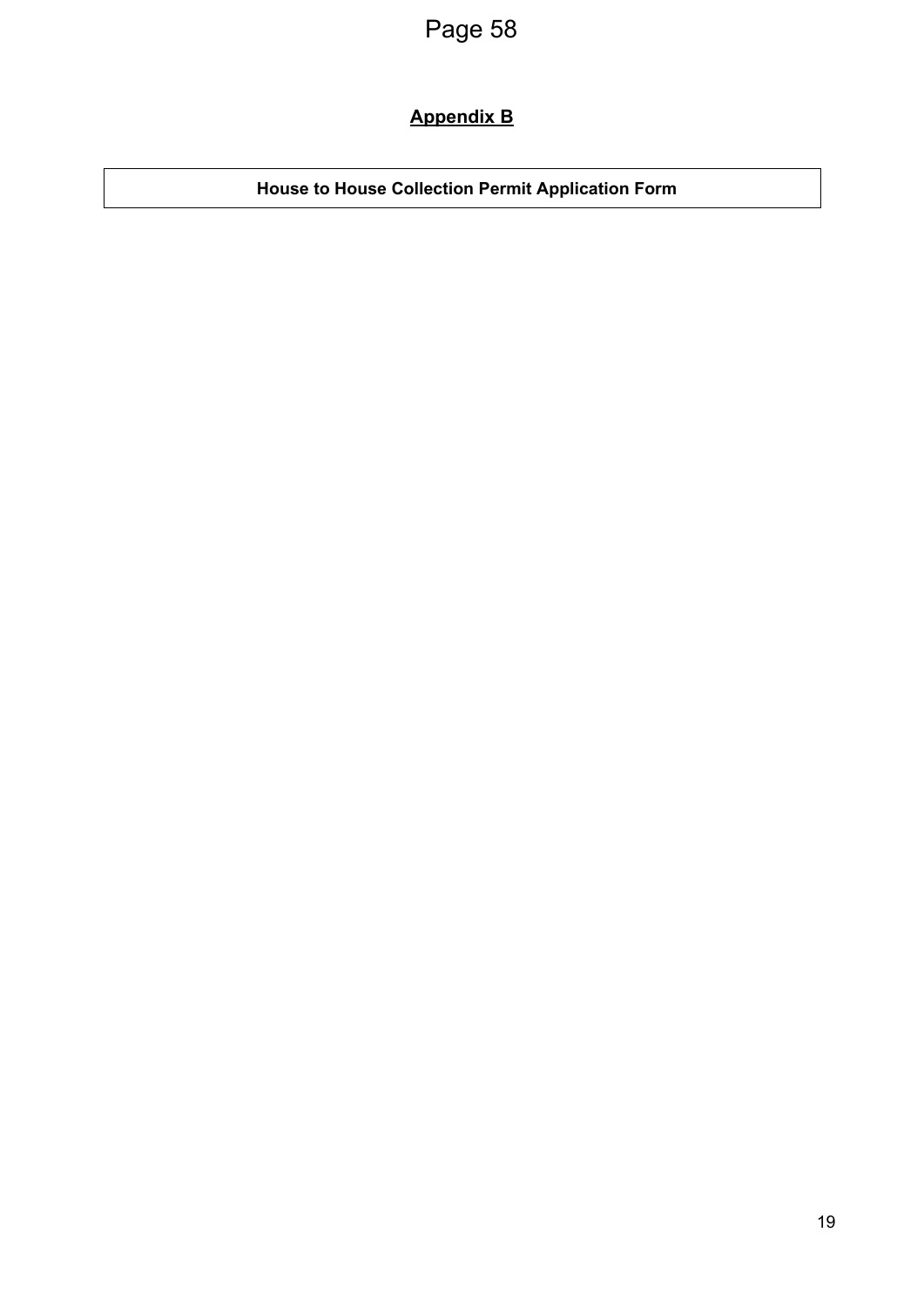## Appendix B

| House to House Collection Permit Application Form |
| --- |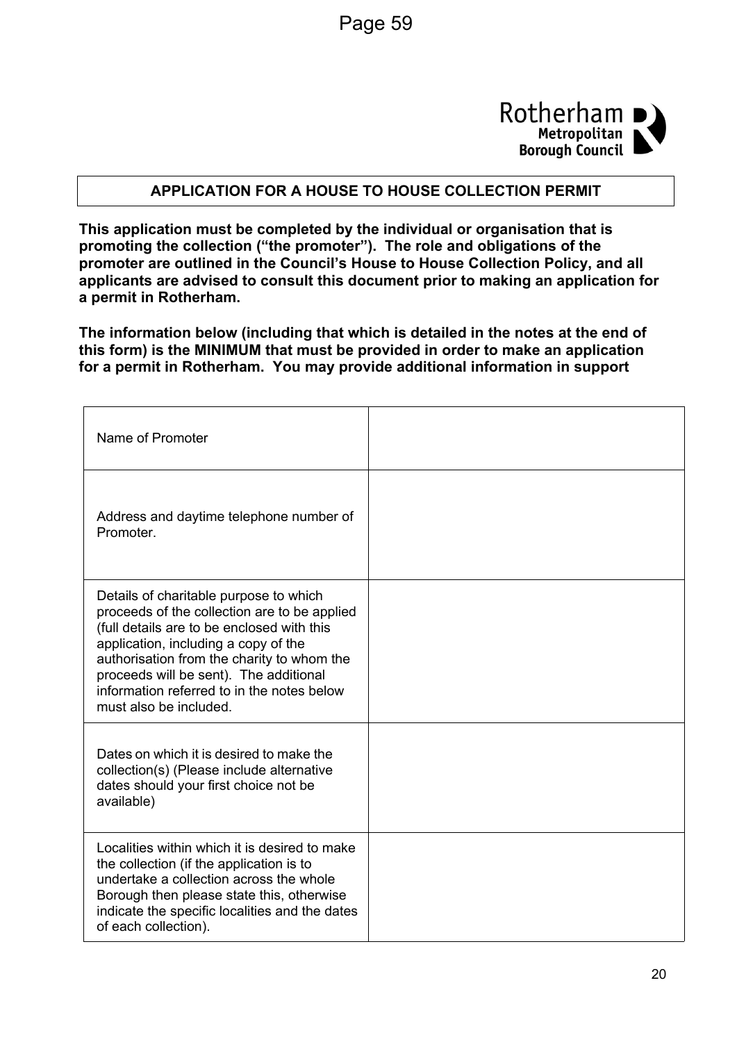Rotherham Metropolitan Borough Council

## APPLICATION FOR A HOUSE TO HOUSE COLLECTION PERMIT

**This application must be completed by the individual or organisation that is promoting the collection ("the promoter"). The role and obligations of the promoter are outlined in the Council's House to House Collection Policy, and all applicants are advised to consult this document prior to making an application for a permit in Rotherham.**

**The information below (including that which is detailed in the notes at the end of this form) is the MINIMUM that must be provided in order to make an application for a permit in Rotherham. You may provide additional information in support**

| | |
|---|---|
| Name of Promoter | |
| Address and daytime telephone number of Promoter. | |
| Details of charitable purpose to which proceeds of the collection are to be applied (full details are to be enclosed with this application, including a copy of the authorisation from the charity to whom the proceeds will be sent). The additional information referred to in the notes below must also be included. | |
| Dates on which it is desired to make the collection(s) (Please include alternative dates should your first choice not be available) | |
| Localities within which it is desired to make the collection (if the application is to undertake a collection across the whole Borough then please state this, otherwise indicate the specific localities and the dates of each collection). | |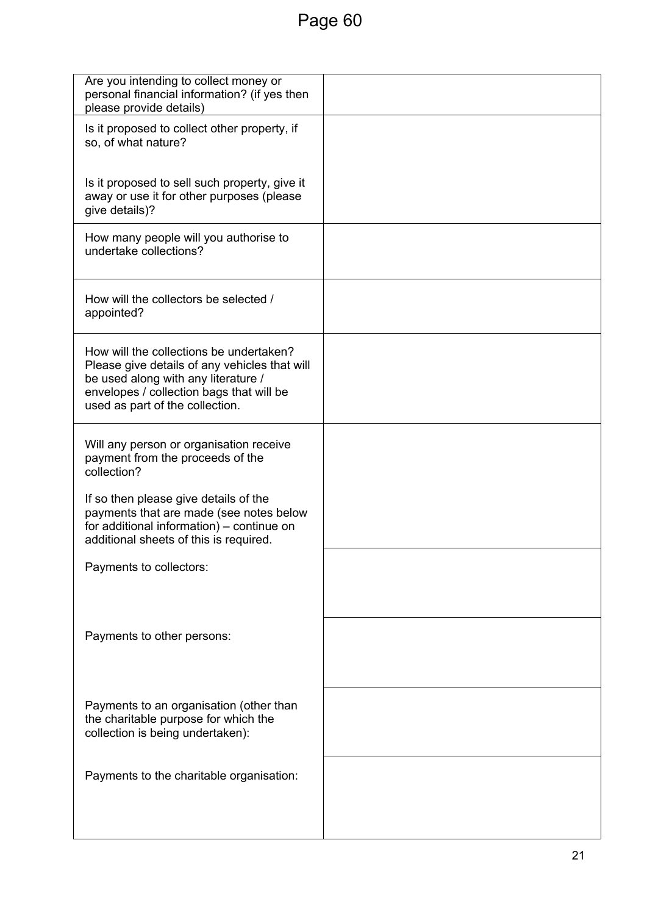| | |
|---|---|
| Are you intending to collect money or personal financial information? (if yes then please provide details) | |
| Is it proposed to collect other property, if so, of what nature?<br><br>Is it proposed to sell such property, give it away or use it for other purposes (please give details)? | |
| How many people will you authorise to undertake collections? | |
| How will the collectors be selected / appointed? | |
| How will the collections be undertaken? Please give details of any vehicles that will be used along with any literature / envelopes / collection bags that will be used as part of the collection. | |
| Will any person or organisation receive payment from the proceeds of the collection?<br><br>If so then please give details of the payments that are made (see notes below for additional information) – continue on additional sheets of this is required. | |
| Payments to collectors: | |
| Payments to other persons: | |
| Payments to an organisation (other than the charitable purpose for which the collection is being undertaken): | |
| Payments to the charitable organisation: | |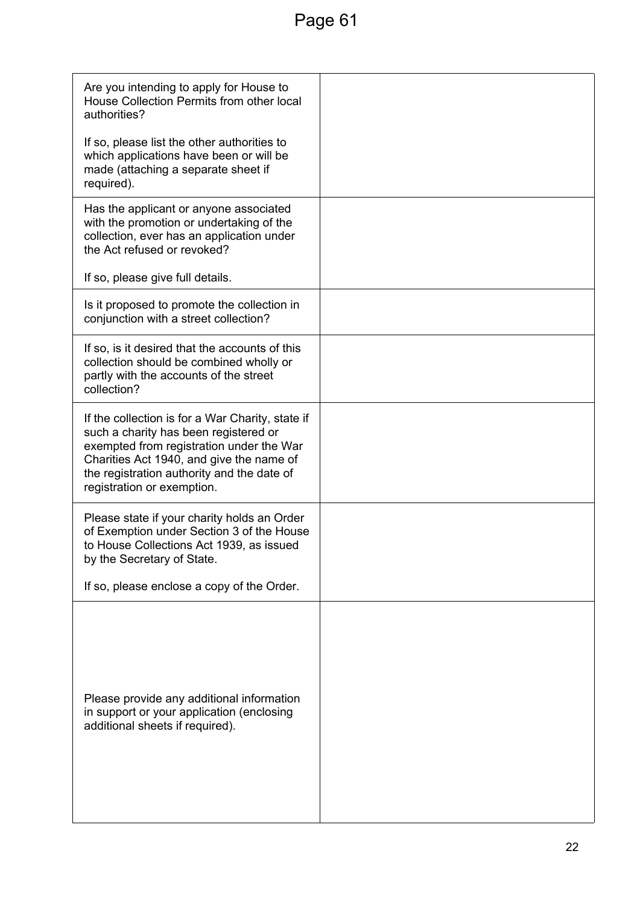| | |
|---|---|
| Are you intending to apply for House to House Collection Permits from other local authorities?<br><br>If so, please list the other authorities to which applications have been or will be made (attaching a separate sheet if required). | |
| Has the applicant or anyone associated with the promotion or undertaking of the collection, ever has an application under the Act refused or revoked?<br><br>If so, please give full details. | |
| Is it proposed to promote the collection in conjunction with a street collection? | |
| If so, is it desired that the accounts of this collection should be combined wholly or partly with the accounts of the street collection? | |
| If the collection is for a War Charity, state if such a charity has been registered or exempted from registration under the War Charities Act 1940, and give the name of the registration authority and the date of registration or exemption. | |
| Please state if your charity holds an Order of Exemption under Section 3 of the House to House Collections Act 1939, as issued by the Secretary of State.<br><br>If so, please enclose a copy of the Order. | |
| Please provide any additional information in support or your application (enclosing additional sheets if required). | |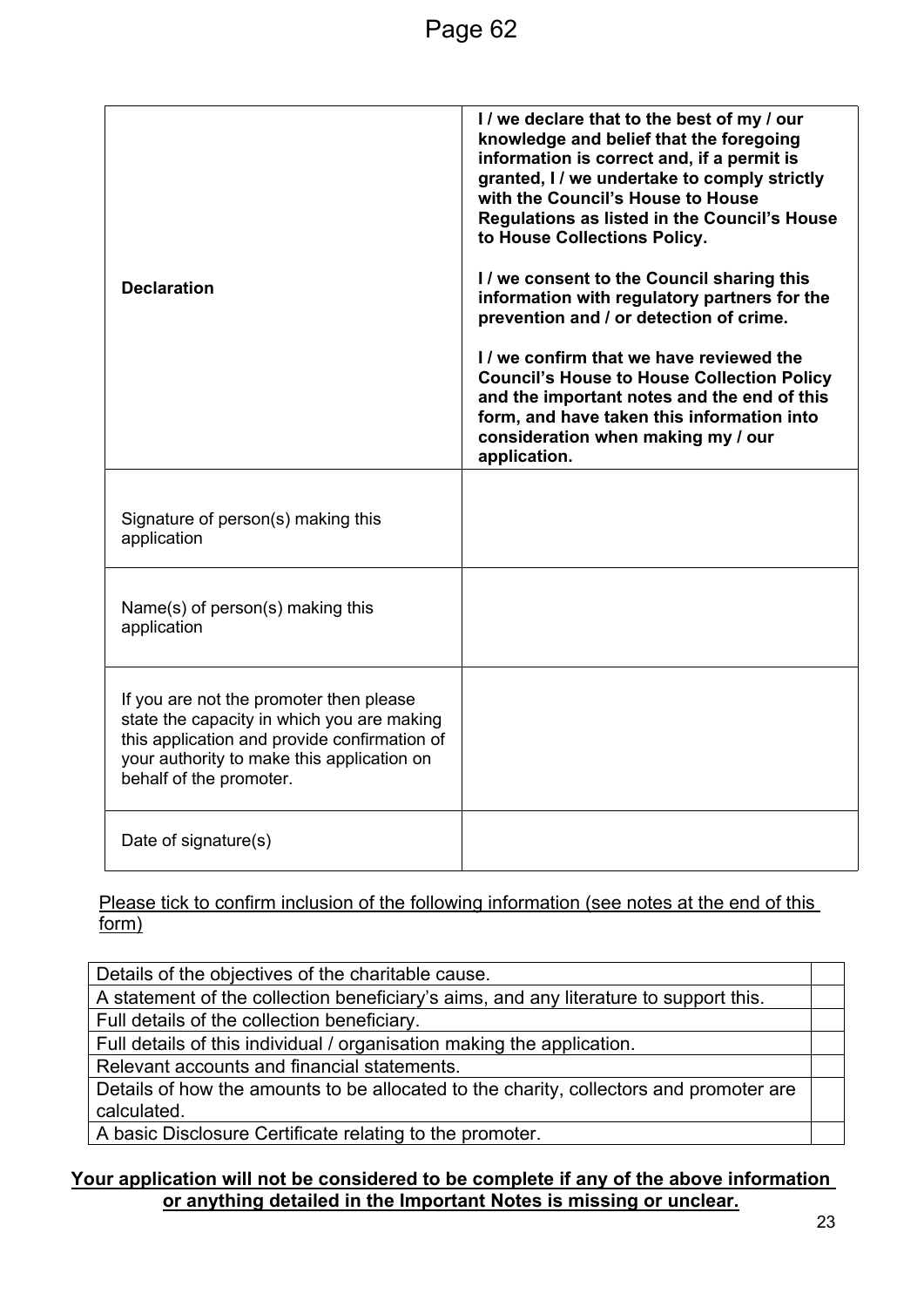| Declaration | **I / we declare that to the best of my / our knowledge and belief that the foregoing information is correct and, if a permit is granted, I / we undertake to comply strictly with the Council's House to House Regulations as listed in the Council's House to House Collections Policy.**<br><br>**I / we consent to the Council sharing this information with regulatory partners for the prevention and / or detection of crime.**<br><br>**I / we confirm that we have reviewed the Council's House to House Collection Policy and the important notes and the end of this form, and have taken this information into consideration when making my / our application.** |
|---|---|
| Signature of person(s) making this application | |
| Name(s) of person(s) making this application | |
| If you are not the promoter then please state the capacity in which you are making this application and provide confirmation of your authority to make this application on behalf of the promoter. | |
| Date of signature(s) | |

Please tick to confirm inclusion of the following information (see notes at the end of this form)

| Information | Tick |
|---|---|
| Details of the objectives of the charitable cause. | |
| A statement of the collection beneficiary's aims, and any literature to support this. | |
| Full details of the collection beneficiary. | |
| Full details of this individual / organisation making the application. | |
| Relevant accounts and financial statements. | |
| Details of how the amounts to be allocated to the charity, collectors and promoter are calculated. | |
| A basic Disclosure Certificate relating to the promoter. | |

**Your application will not be considered to be complete if any of the above information or anything detailed in the Important Notes is missing or unclear.**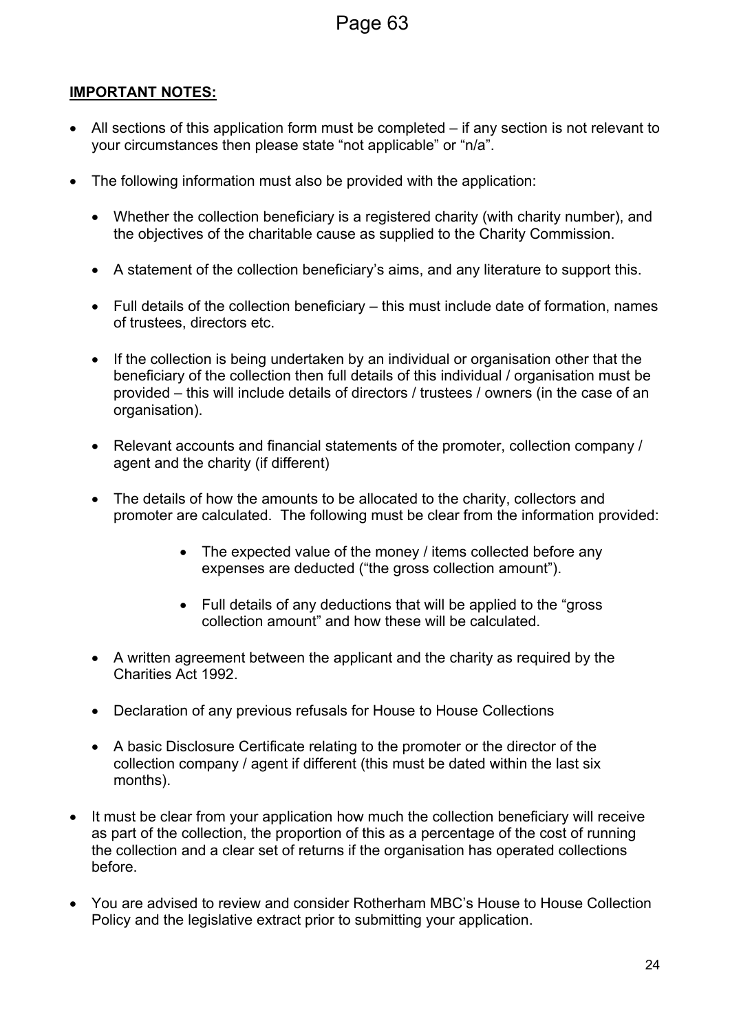**IMPORTANT NOTES:**

- All sections of this application form must be completed – if any section is not relevant to your circumstances then please state "not applicable" or "n/a".

- The following information must also be provided with the application:

  - Whether the collection beneficiary is a registered charity (with charity number), and the objectives of the charitable cause as supplied to the Charity Commission.

  - A statement of the collection beneficiary's aims, and any literature to support this.

  - Full details of the collection beneficiary – this must include date of formation, names of trustees, directors etc.

  - If the collection is being undertaken by an individual or organisation other that the beneficiary of the collection then full details of this individual / organisation must be provided – this will include details of directors / trustees / owners (in the case of an organisation).

  - Relevant accounts and financial statements of the promoter, collection company / agent and the charity (if different)

  - The details of how the amounts to be allocated to the charity, collectors and promoter are calculated. The following must be clear from the information provided:

    - The expected value of the money / items collected before any expenses are deducted ("the gross collection amount").

    - Full details of any deductions that will be applied to the "gross collection amount" and how these will be calculated.

  - A written agreement between the applicant and the charity as required by the Charities Act 1992.

  - Declaration of any previous refusals for House to House Collections

  - A basic Disclosure Certificate relating to the promoter or the director of the collection company / agent if different (this must be dated within the last six months).

- It must be clear from your application how much the collection beneficiary will receive as part of the collection, the proportion of this as a percentage of the cost of running the collection and a clear set of returns if the organisation has operated collections before.

- You are advised to review and consider Rotherham MBC's House to House Collection Policy and the legislative extract prior to submitting your application.